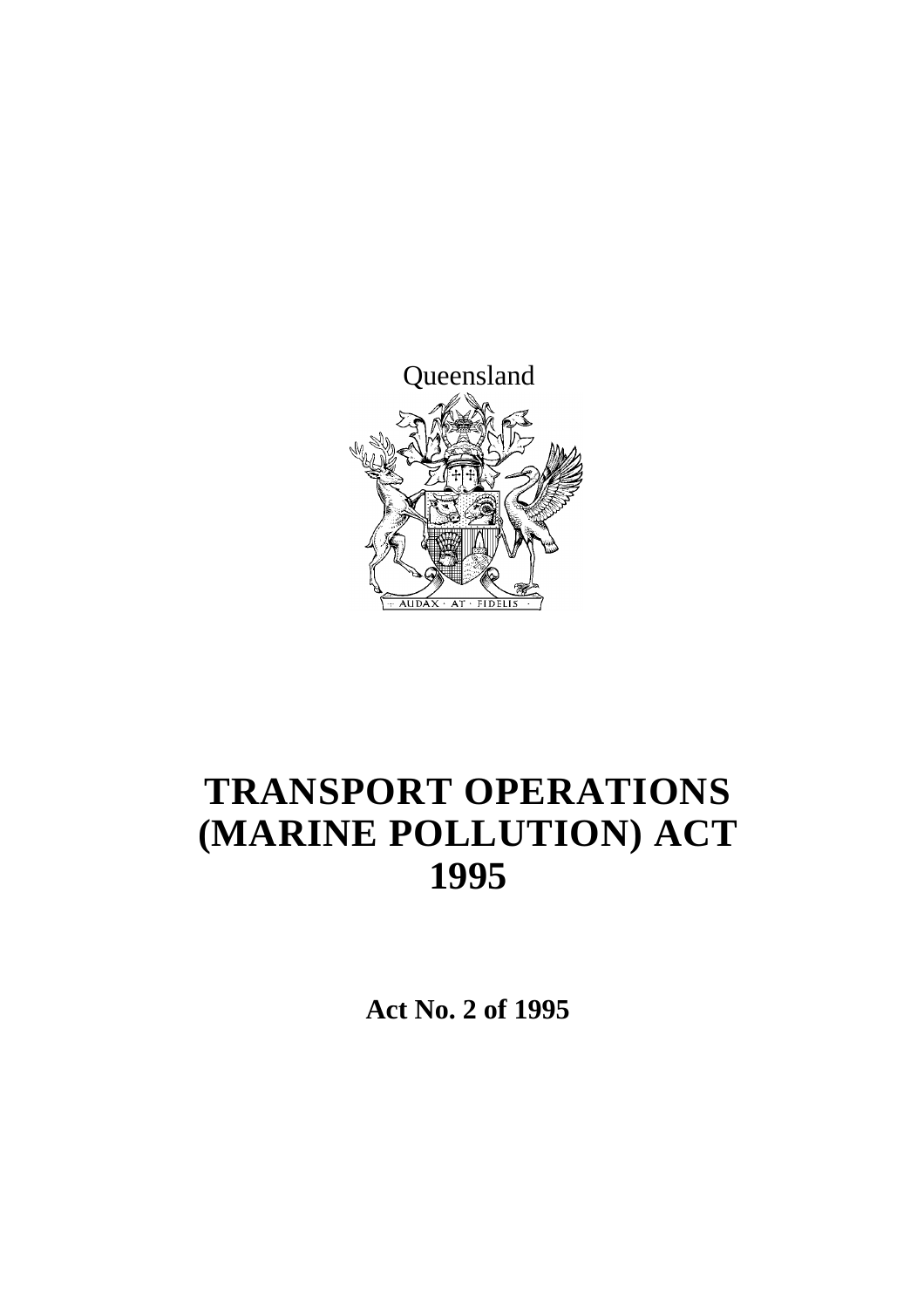Queensland

# TRANSPORT OPERATIONS (MARINE POLLUTION) ACT 1995

**Act No. 2 of 1995**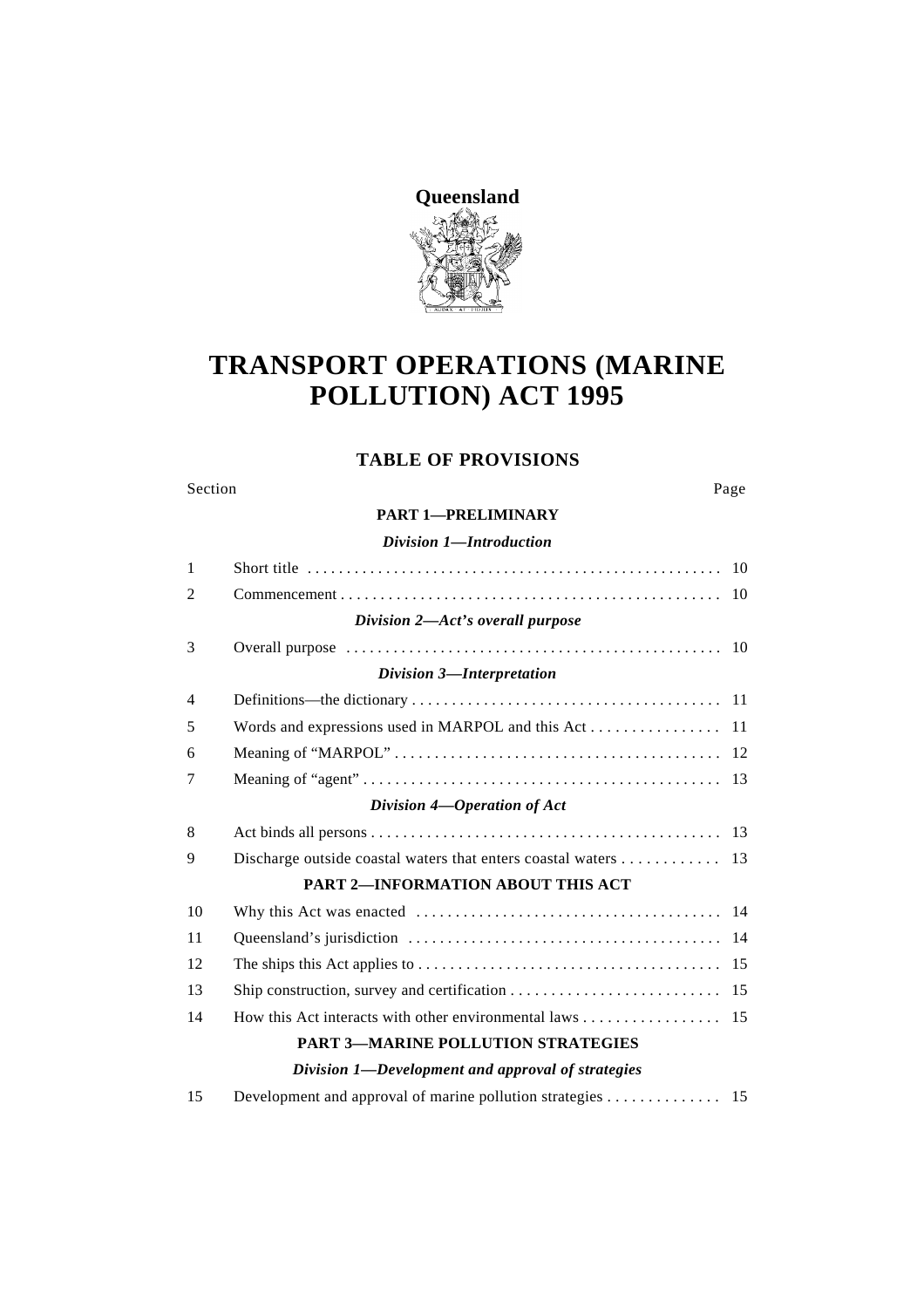**Queensland**

# TRANSPORT OPERATIONS (MARINE POLLUTION) ACT 1995

## TABLE OF PROVISIONS

| Section | | Page |
|---|---|---|
| | **PART 1—PRELIMINARY** | |
| | ***Division 1—Introduction*** | |
| 1 | Short title | 10 |
| 2 | Commencement | 10 |
| | ***Division 2—Act's overall purpose*** | |
| 3 | Overall purpose | 10 |
| | ***Division 3—Interpretation*** | |
| 4 | Definitions—the dictionary | 11 |
| 5 | Words and expressions used in MARPOL and this Act | 11 |
| 6 | Meaning of "MARPOL" | 12 |
| 7 | Meaning of "agent" | 13 |
| | ***Division 4—Operation of Act*** | |
| 8 | Act binds all persons | 13 |
| 9 | Discharge outside coastal waters that enters coastal waters | 13 |
| | **PART 2—INFORMATION ABOUT THIS ACT** | |
| 10 | Why this Act was enacted | 14 |
| 11 | Queensland's jurisdiction | 14 |
| 12 | The ships this Act applies to | 15 |
| 13 | Ship construction, survey and certification | 15 |
| 14 | How this Act interacts with other environmental laws | 15 |
| | **PART 3—MARINE POLLUTION STRATEGIES** | |
| | ***Division 1—Development and approval of strategies*** | |
| 15 | Development and approval of marine pollution strategies | 15 |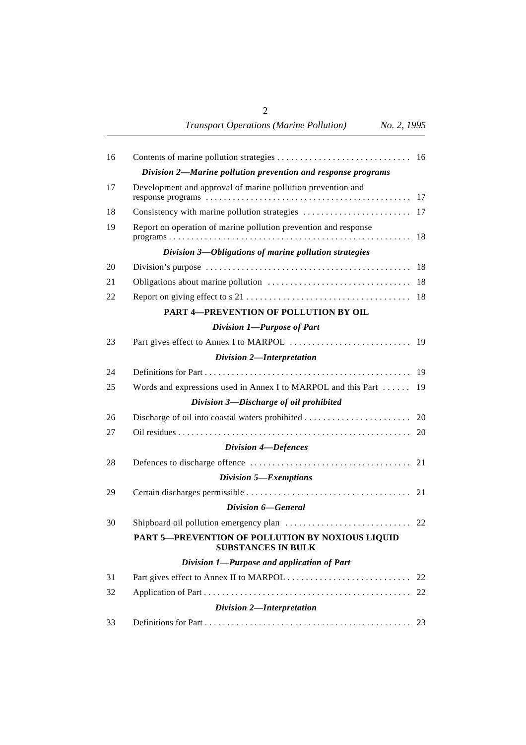| | | |
|---|---|---|
| 16 | Contents of marine pollution strategies | 16 |
| | ***Division 2—Marine pollution prevention and response programs*** | |
| 17 | Development and approval of marine pollution prevention and response programs | 17 |
| 18 | Consistency with marine pollution strategies | 17 |
| 19 | Report on operation of marine pollution prevention and response programs | 18 |
| | ***Division 3—Obligations of marine pollution strategies*** | |
| 20 | Division's purpose | 18 |
| 21 | Obligations about marine pollution | 18 |
| 22 | Report on giving effect to s 21 | 18 |
| | **PART 4—PREVENTION OF POLLUTION BY OIL** | |
| | ***Division 1—Purpose of Part*** | |
| 23 | Part gives effect to Annex I to MARPOL | 19 |
| | ***Division 2—Interpretation*** | |
| 24 | Definitions for Part | 19 |
| 25 | Words and expressions used in Annex I to MARPOL and this Part | 19 |
| | ***Division 3—Discharge of oil prohibited*** | |
| 26 | Discharge of oil into coastal waters prohibited | 20 |
| 27 | Oil residues | 20 |
| | ***Division 4—Defences*** | |
| 28 | Defences to discharge offence | 21 |
| | ***Division 5—Exemptions*** | |
| 29 | Certain discharges permissible | 21 |
| | ***Division 6—General*** | |
| 30 | Shipboard oil pollution emergency plan | 22 |
| | **PART 5—PREVENTION OF POLLUTION BY NOXIOUS LIQUID SUBSTANCES IN BULK** | |
| | ***Division 1—Purpose and application of Part*** | |
| 31 | Part gives effect to Annex II to MARPOL | 22 |
| 32 | Application of Part | 22 |
| | ***Division 2—Interpretation*** | |
| 33 | Definitions for Part | 23 |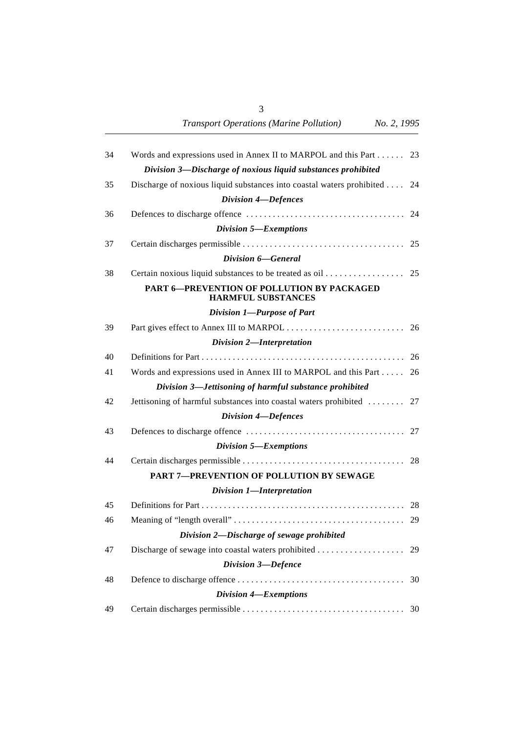34 Words and expressions used in Annex II to MARPOL and this Part . . . . . . 23

*Division 3—Discharge of noxious liquid substances prohibited*

35 Discharge of noxious liquid substances into coastal waters prohibited . . . . 24

*Division 4—Defences*

36 Defences to discharge offence . . . . . . . . . . . . . . . . . . . . . . . . . . . . . . . . . . . 24

*Division 5—Exemptions*

37 Certain discharges permissible . . . . . . . . . . . . . . . . . . . . . . . . . . . . . . . . . . . 25

*Division 6—General*

38 Certain noxious liquid substances to be treated as oil . . . . . . . . . . . . . . . . . 25

**PART 6—PREVENTION OF POLLUTION BY PACKAGED HARMFUL SUBSTANCES**

*Division 1—Purpose of Part*

39 Part gives effect to Annex III to MARPOL . . . . . . . . . . . . . . . . . . . . . . . . . . 26

*Division 2—Interpretation*

40 Definitions for Part . . . . . . . . . . . . . . . . . . . . . . . . . . . . . . . . . . . . . . . . . . . . . 26

41 Words and expressions used in Annex III to MARPOL and this Part . . . . . 26

*Division 3—Jettisoning of harmful substance prohibited*

42 Jettisoning of harmful substances into coastal waters prohibited . . . . . . . . 27

*Division 4—Defences*

43 Defences to discharge offence . . . . . . . . . . . . . . . . . . . . . . . . . . . . . . . . . . . 27

*Division 5—Exemptions*

44 Certain discharges permissible . . . . . . . . . . . . . . . . . . . . . . . . . . . . . . . . . . . 28

**PART 7—PREVENTION OF POLLUTION BY SEWAGE**

*Division 1—Interpretation*

45 Definitions for Part . . . . . . . . . . . . . . . . . . . . . . . . . . . . . . . . . . . . . . . . . . . . . 28

46 Meaning of "length overall" . . . . . . . . . . . . . . . . . . . . . . . . . . . . . . . . . . . . . . 29

*Division 2—Discharge of sewage prohibited*

47 Discharge of sewage into coastal waters prohibited . . . . . . . . . . . . . . . . . . 29

*Division 3—Defence*

48 Defence to discharge offence . . . . . . . . . . . . . . . . . . . . . . . . . . . . . . . . . . . . . 30

*Division 4—Exemptions*

49 Certain discharges permissible . . . . . . . . . . . . . . . . . . . . . . . . . . . . . . . . . . . 30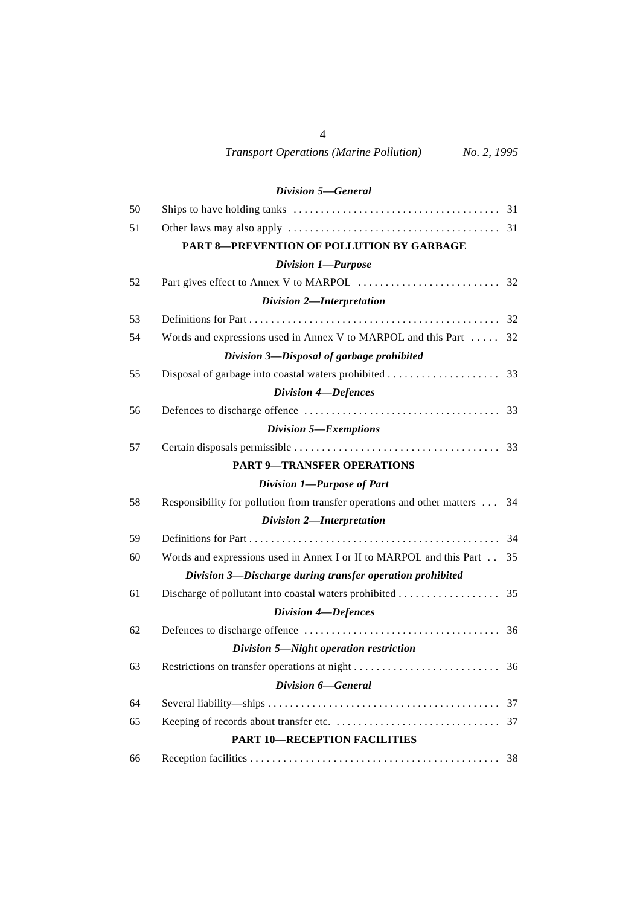*Division 5—General*

| | | |
|---|---|---|
| 50 | Ships to have holding tanks | 31 |
| 51 | Other laws may also apply | 31 |

**PART 8—PREVENTION OF POLLUTION BY GARBAGE**

*Division 1—Purpose*

| | | |
|---|---|---|
| 52 | Part gives effect to Annex V to MARPOL | 32 |

*Division 2—Interpretation*

| | | |
|---|---|---|
| 53 | Definitions for Part | 32 |
| 54 | Words and expressions used in Annex V to MARPOL and this Part | 32 |

*Division 3—Disposal of garbage prohibited*

| | | |
|---|---|---|
| 55 | Disposal of garbage into coastal waters prohibited | 33 |

*Division 4—Defences*

| | | |
|---|---|---|
| 56 | Defences to discharge offence | 33 |

*Division 5—Exemptions*

| | | |
|---|---|---|
| 57 | Certain disposals permissible | 33 |

**PART 9—TRANSFER OPERATIONS**

*Division 1—Purpose of Part*

| | | |
|---|---|---|
| 58 | Responsibility for pollution from transfer operations and other matters | 34 |

*Division 2—Interpretation*

| | | |
|---|---|---|
| 59 | Definitions for Part | 34 |
| 60 | Words and expressions used in Annex I or II to MARPOL and this Part | 35 |

*Division 3—Discharge during transfer operation prohibited*

| | | |
|---|---|---|
| 61 | Discharge of pollutant into coastal waters prohibited | 35 |

*Division 4—Defences*

| | | |
|---|---|---|
| 62 | Defences to discharge offence | 36 |

*Division 5—Night operation restriction*

| | | |
|---|---|---|
| 63 | Restrictions on transfer operations at night | 36 |

*Division 6—General*

| | | |
|---|---|---|
| 64 | Several liability—ships | 37 |
| 65 | Keeping of records about transfer etc. | 37 |

**PART 10—RECEPTION FACILITIES**

| | | |
|---|---|---|
| 66 | Reception facilities | 38 |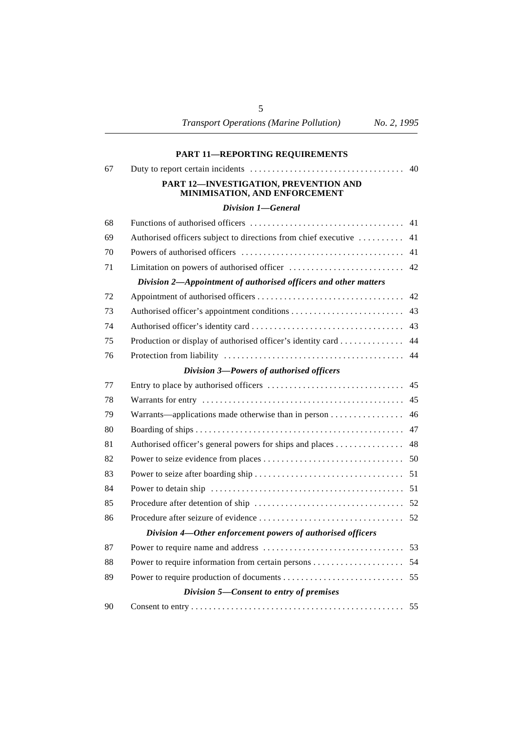## PART 11—REPORTING REQUIREMENTS

| | | |
|---|---|---|
| 67 | Duty to report certain incidents | 40 |

## PART 12—INVESTIGATION, PREVENTION AND MINIMISATION, AND ENFORCEMENT

### *Division 1—General*

| | | |
|---|---|---|
| 68 | Functions of authorised officers | 41 |
| 69 | Authorised officers subject to directions from chief executive | 41 |
| 70 | Powers of authorised officers | 41 |
| 71 | Limitation on powers of authorised officer | 42 |

### *Division 2—Appointment of authorised officers and other matters*

| | | |
|---|---|---|
| 72 | Appointment of authorised officers | 42 |
| 73 | Authorised officer's appointment conditions | 43 |
| 74 | Authorised officer's identity card | 43 |
| 75 | Production or display of authorised officer's identity card | 44 |
| 76 | Protection from liability | 44 |

### *Division 3—Powers of authorised officers*

| | | |
|---|---|---|
| 77 | Entry to place by authorised officers | 45 |
| 78 | Warrants for entry | 45 |
| 79 | Warrants—applications made otherwise than in person | 46 |
| 80 | Boarding of ships | 47 |
| 81 | Authorised officer's general powers for ships and places | 48 |
| 82 | Power to seize evidence from places | 50 |
| 83 | Power to seize after boarding ship | 51 |
| 84 | Power to detain ship | 51 |
| 85 | Procedure after detention of ship | 52 |
| 86 | Procedure after seizure of evidence | 52 |

### *Division 4—Other enforcement powers of authorised officers*

| | | |
|---|---|---|
| 87 | Power to require name and address | 53 |
| 88 | Power to require information from certain persons | 54 |
| 89 | Power to require production of documents | 55 |

### *Division 5—Consent to entry of premises*

| | | |
|---|---|---|
| 90 | Consent to entry | 55 |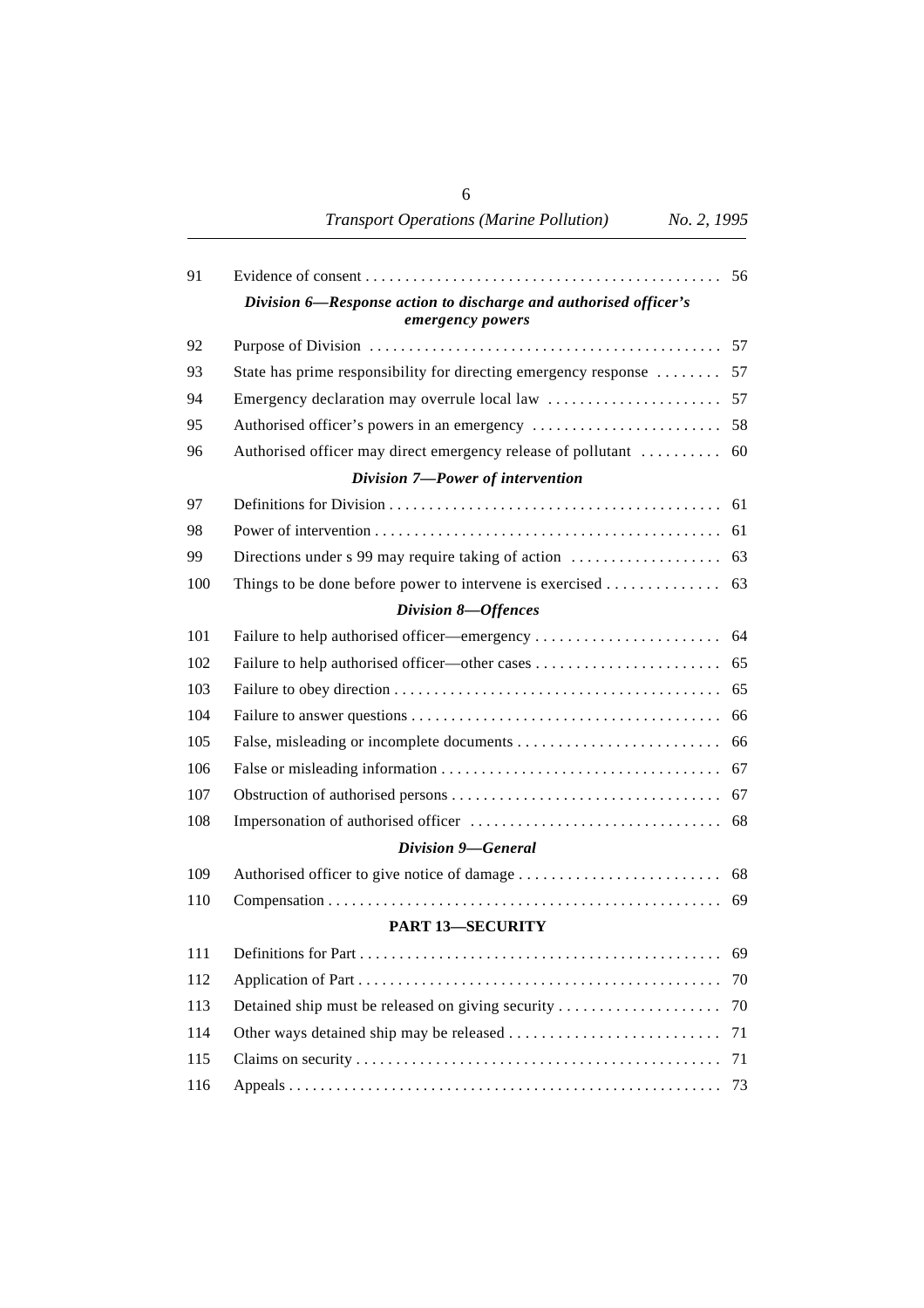| | | |
|---|---|---|
| 91 | Evidence of consent | 56 |
| | ***Division 6—Response action to discharge and authorised officer's emergency powers*** | |
| 92 | Purpose of Division | 57 |
| 93 | State has prime responsibility for directing emergency response | 57 |
| 94 | Emergency declaration may overrule local law | 57 |
| 95 | Authorised officer's powers in an emergency | 58 |
| 96 | Authorised officer may direct emergency release of pollutant | 60 |
| | ***Division 7—Power of intervention*** | |
| 97 | Definitions for Division | 61 |
| 98 | Power of intervention | 61 |
| 99 | Directions under s 99 may require taking of action | 63 |
| 100 | Things to be done before power to intervene is exercised | 63 |
| | ***Division 8—Offences*** | |
| 101 | Failure to help authorised officer—emergency | 64 |
| 102 | Failure to help authorised officer—other cases | 65 |
| 103 | Failure to obey direction | 65 |
| 104 | Failure to answer questions | 66 |
| 105 | False, misleading or incomplete documents | 66 |
| 106 | False or misleading information | 67 |
| 107 | Obstruction of authorised persons | 67 |
| 108 | Impersonation of authorised officer | 68 |
| | ***Division 9—General*** | |
| 109 | Authorised officer to give notice of damage | 68 |
| 110 | Compensation | 69 |
| | **PART 13—SECURITY** | |
| 111 | Definitions for Part | 69 |
| 112 | Application of Part | 70 |
| 113 | Detained ship must be released on giving security | 70 |
| 114 | Other ways detained ship may be released | 71 |
| 115 | Claims on security | 71 |
| 116 | Appeals | 73 |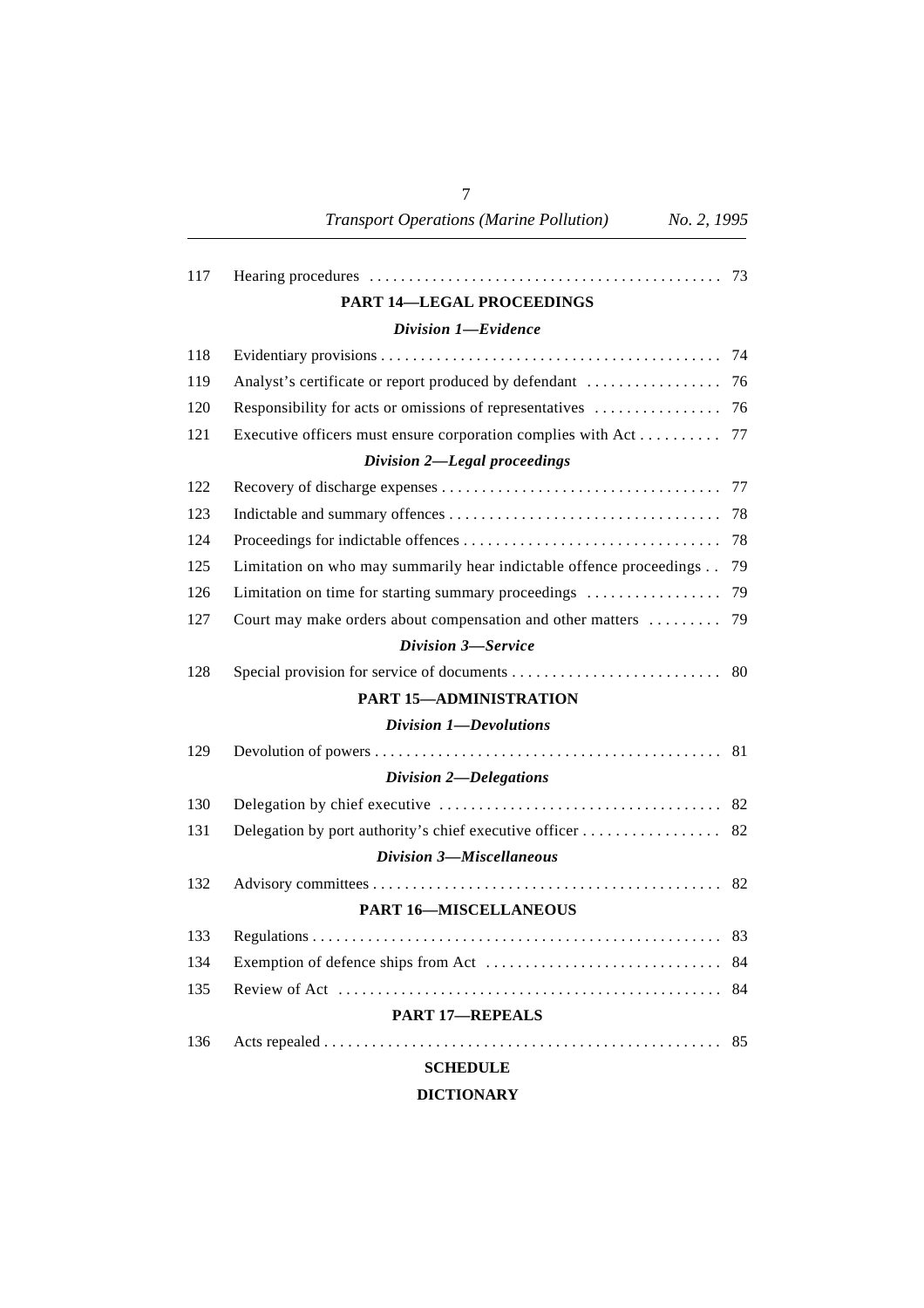| | | |
|---|---|---|
| 117 | Hearing procedures | 73 |

**PART 14—LEGAL PROCEEDINGS**

***Division 1—Evidence***

| | | |
|---|---|---|
| 118 | Evidentiary provisions | 74 |
| 119 | Analyst's certificate or report produced by defendant | 76 |
| 120 | Responsibility for acts or omissions of representatives | 76 |
| 121 | Executive officers must ensure corporation complies with Act | 77 |

***Division 2—Legal proceedings***

| | | |
|---|---|---|
| 122 | Recovery of discharge expenses | 77 |
| 123 | Indictable and summary offences | 78 |
| 124 | Proceedings for indictable offences | 78 |
| 125 | Limitation on who may summarily hear indictable offence proceedings | 79 |
| 126 | Limitation on time for starting summary proceedings | 79 |
| 127 | Court may make orders about compensation and other matters | 79 |

***Division 3—Service***

| | | |
|---|---|---|
| 128 | Special provision for service of documents | 80 |

**PART 15—ADMINISTRATION**

***Division 1—Devolutions***

| | | |
|---|---|---|
| 129 | Devolution of powers | 81 |

***Division 2—Delegations***

| | | |
|---|---|---|
| 130 | Delegation by chief executive | 82 |
| 131 | Delegation by port authority's chief executive officer | 82 |

***Division 3—Miscellaneous***

| | | |
|---|---|---|
| 132 | Advisory committees | 82 |

**PART 16—MISCELLANEOUS**

| | | |
|---|---|---|
| 133 | Regulations | 83 |
| 134 | Exemption of defence ships from Act | 84 |
| 135 | Review of Act | 84 |

**PART 17—REPEALS**

| | | |
|---|---|---|
| 136 | Acts repealed | 85 |

**SCHEDULE**

**DICTIONARY**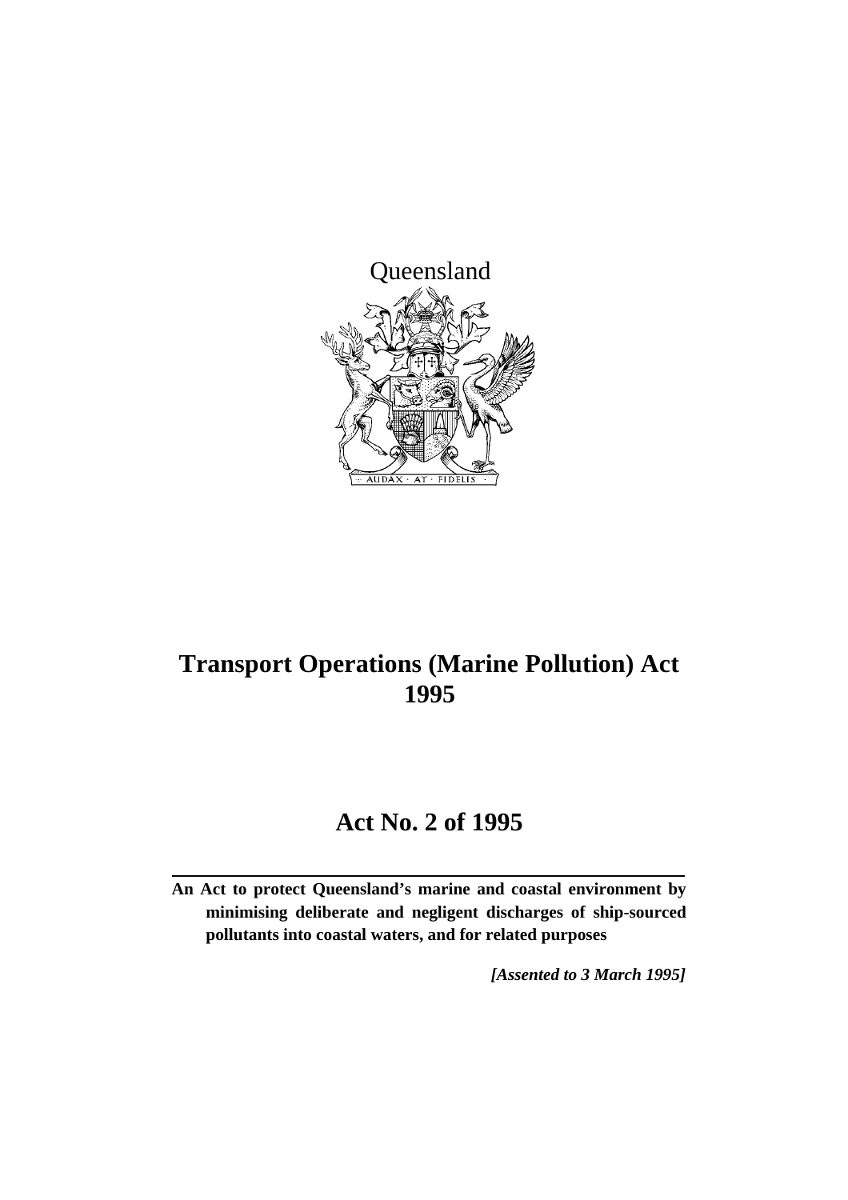Queensland

# Transport Operations (Marine Pollution) Act 1995

## Act No. 2 of 1995

**An Act to protect Queensland's marine and coastal environment by minimising deliberate and negligent discharges of ship-sourced pollutants into coastal waters, and for related purposes**

***[Assented to 3 March 1995]***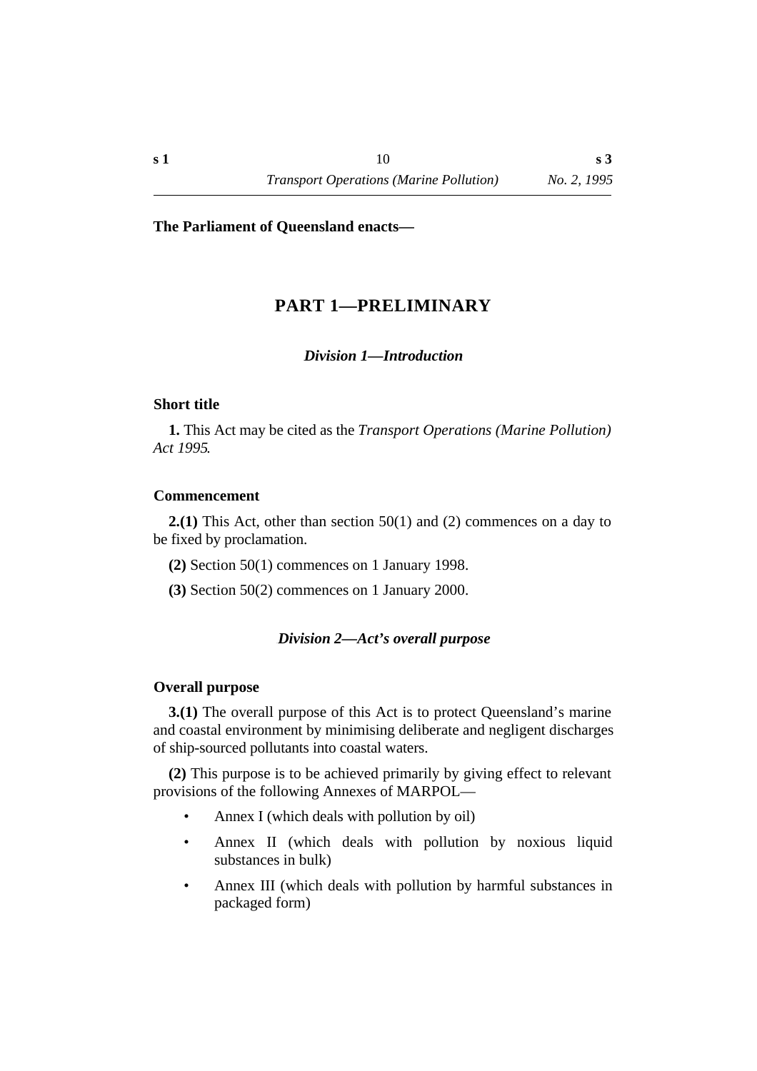**The Parliament of Queensland enacts—**

# PART 1—PRELIMINARY

### *Division 1—Introduction*

**Short title**

**1.** This Act may be cited as the *Transport Operations (Marine Pollution) Act 1995*.

**Commencement**

**2.(1)** This Act, other than section 50(1) and (2) commences on a day to be fixed by proclamation.

**(2)** Section 50(1) commences on 1 January 1998.

**(3)** Section 50(2) commences on 1 January 2000.

### *Division 2—Act's overall purpose*

**Overall purpose**

**3.(1)** The overall purpose of this Act is to protect Queensland's marine and coastal environment by minimising deliberate and negligent discharges of ship-sourced pollutants into coastal waters.

**(2)** This purpose is to be achieved primarily by giving effect to relevant provisions of the following Annexes of MARPOL—

- Annex I (which deals with pollution by oil)
- Annex II (which deals with pollution by noxious liquid substances in bulk)
- Annex III (which deals with pollution by harmful substances in packaged form)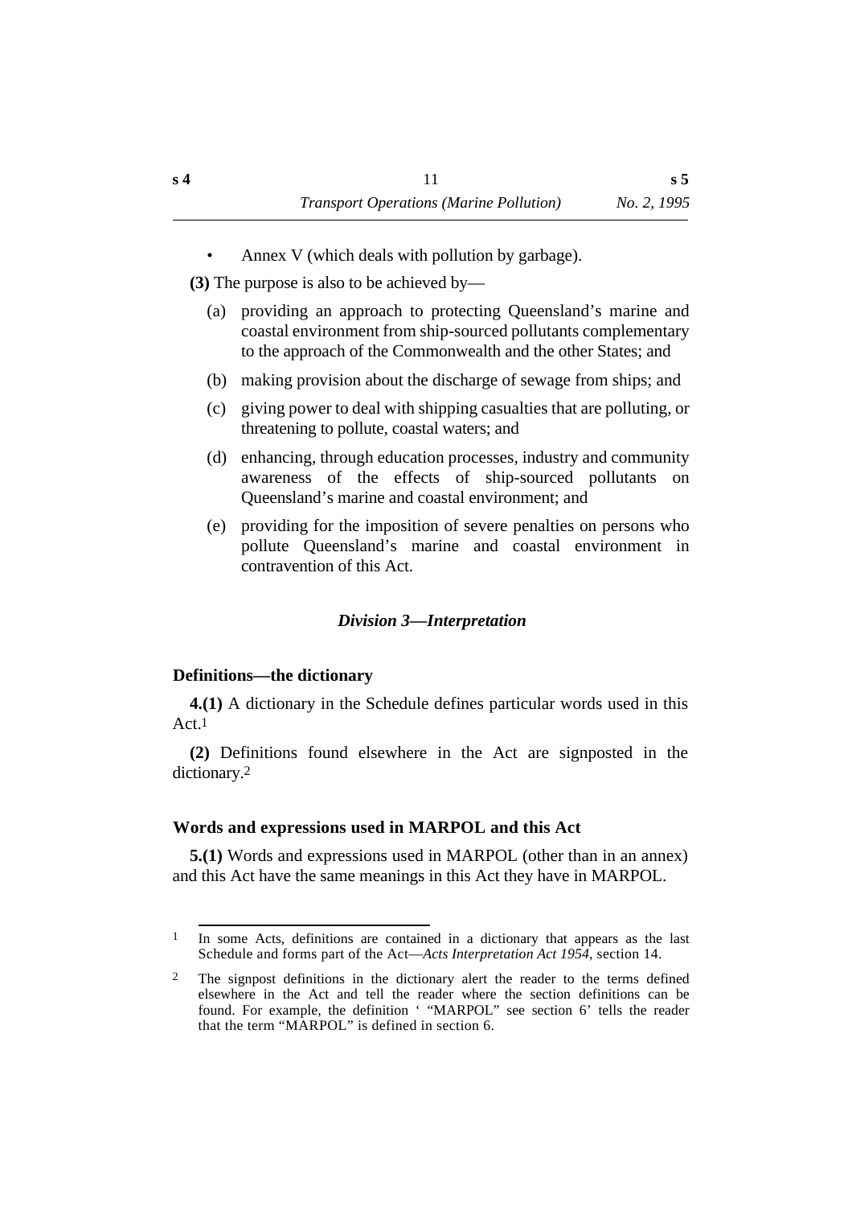- Annex V (which deals with pollution by garbage).

**(3)** The purpose is also to be achieved by—

(a) providing an approach to protecting Queensland's marine and coastal environment from ship-sourced pollutants complementary to the approach of the Commonwealth and the other States; and

(b) making provision about the discharge of sewage from ships; and

(c) giving power to deal with shipping casualties that are polluting, or threatening to pollute, coastal waters; and

(d) enhancing, through education processes, industry and community awareness of the effects of ship-sourced pollutants on Queensland's marine and coastal environment; and

(e) providing for the imposition of severe penalties on persons who pollute Queensland's marine and coastal environment in contravention of this Act.

### *Division 3—Interpretation*

#### Definitions—the dictionary

**4.(1)** A dictionary in the Schedule defines particular words used in this Act.[1]

**(2)** Definitions found elsewhere in the Act are signposted in the dictionary.[2]

#### Words and expressions used in MARPOL and this Act

**5.(1)** Words and expressions used in MARPOL (other than in an annex) and this Act have the same meanings in this Act they have in MARPOL.

---

[1] In some Acts, definitions are contained in a dictionary that appears as the last Schedule and forms part of the Act—*Acts Interpretation Act 1954*, section 14.

[2] The signpost definitions in the dictionary alert the reader to the terms defined elsewhere in the Act and tell the reader where the section definitions can be found. For example, the definition ' "MARPOL" see section 6' tells the reader that the term "MARPOL" is defined in section 6.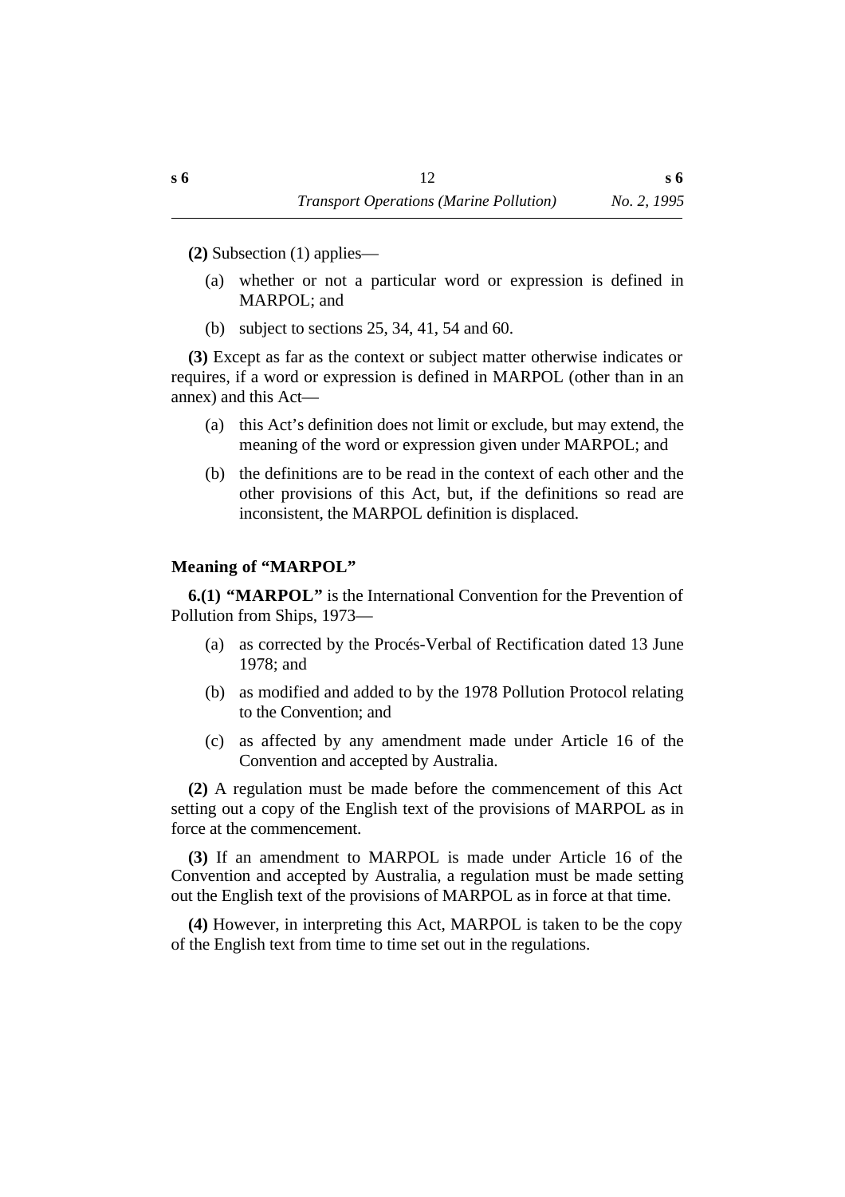**(2)** Subsection (1) applies—

(a) whether or not a particular word or expression is defined in MARPOL; and

(b) subject to sections 25, 34, 41, 54 and 60.

**(3)** Except as far as the context or subject matter otherwise indicates or requires, if a word or expression is defined in MARPOL (other than in an annex) and this Act—

(a) this Act's definition does not limit or exclude, but may extend, the meaning of the word or expression given under MARPOL; and

(b) the definitions are to be read in the context of each other and the other provisions of this Act, but, if the definitions so read are inconsistent, the MARPOL definition is displaced.

### Meaning of "MARPOL"

**6.(1) "MARPOL"** is the International Convention for the Prevention of Pollution from Ships, 1973—

(a) as corrected by the Procés-Verbal of Rectification dated 13 June 1978; and

(b) as modified and added to by the 1978 Pollution Protocol relating to the Convention; and

(c) as affected by any amendment made under Article 16 of the Convention and accepted by Australia.

**(2)** A regulation must be made before the commencement of this Act setting out a copy of the English text of the provisions of MARPOL as in force at the commencement.

**(3)** If an amendment to MARPOL is made under Article 16 of the Convention and accepted by Australia, a regulation must be made setting out the English text of the provisions of MARPOL as in force at that time.

**(4)** However, in interpreting this Act, MARPOL is taken to be the copy of the English text from time to time set out in the regulations.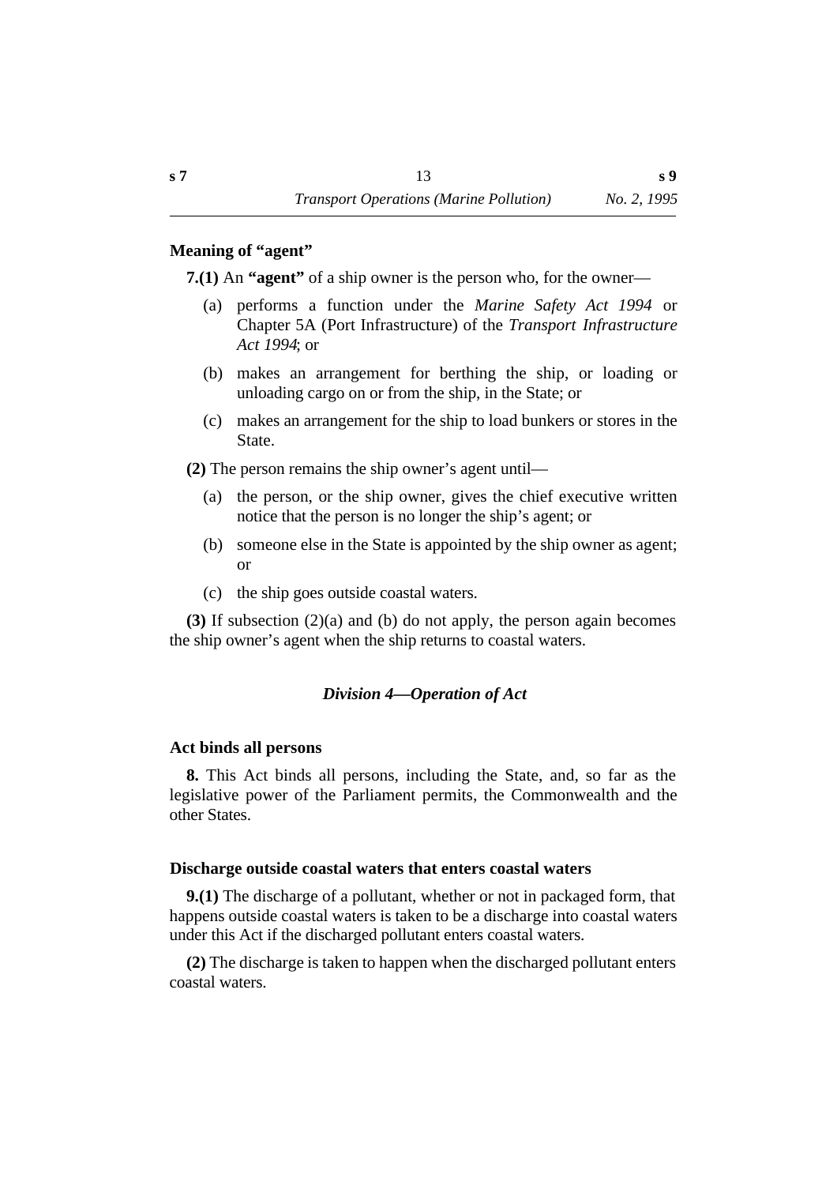### Meaning of "agent"

**7.(1)** An **"agent"** of a ship owner is the person who, for the owner—

(a) performs a function under the *Marine Safety Act 1994* or Chapter 5A (Port Infrastructure) of the *Transport Infrastructure Act 1994*; or

(b) makes an arrangement for berthing the ship, or loading or unloading cargo on or from the ship, in the State; or

(c) makes an arrangement for the ship to load bunkers or stores in the State.

**(2)** The person remains the ship owner's agent until—

(a) the person, or the ship owner, gives the chief executive written notice that the person is no longer the ship's agent; or

(b) someone else in the State is appointed by the ship owner as agent; or

(c) the ship goes outside coastal waters.

**(3)** If subsection (2)(a) and (b) do not apply, the person again becomes the ship owner's agent when the ship returns to coastal waters.

## *Division 4—Operation of Act*

### Act binds all persons

**8.** This Act binds all persons, including the State, and, so far as the legislative power of the Parliament permits, the Commonwealth and the other States.

### Discharge outside coastal waters that enters coastal waters

**9.(1)** The discharge of a pollutant, whether or not in packaged form, that happens outside coastal waters is taken to be a discharge into coastal waters under this Act if the discharged pollutant enters coastal waters.

**(2)** The discharge is taken to happen when the discharged pollutant enters coastal waters.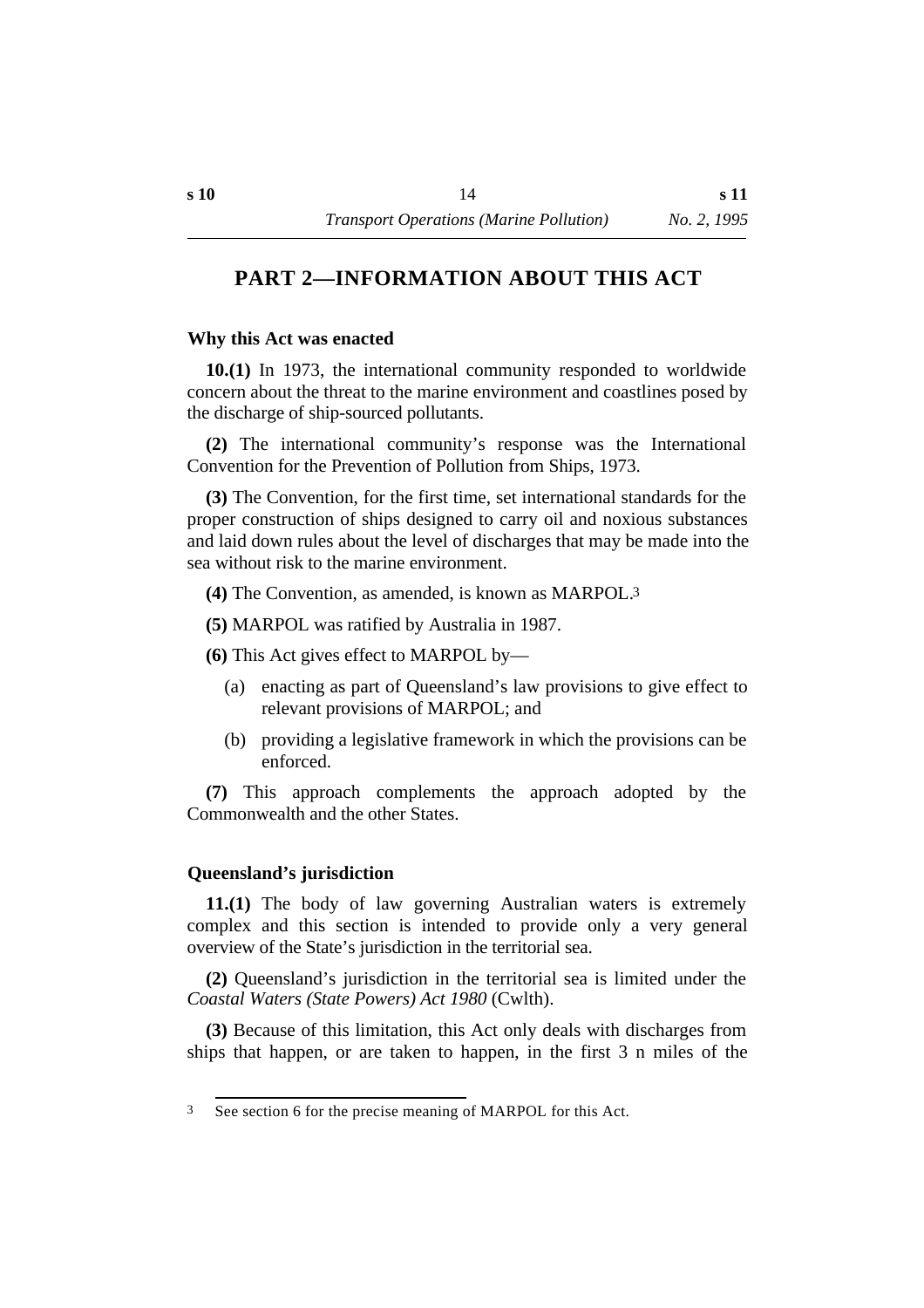# PART 2—INFORMATION ABOUT THIS ACT

### Why this Act was enacted

**10.(1)** In 1973, the international community responded to worldwide concern about the threat to the marine environment and coastlines posed by the discharge of ship-sourced pollutants.

**(2)** The international community's response was the International Convention for the Prevention of Pollution from Ships, 1973.

**(3)** The Convention, for the first time, set international standards for the proper construction of ships designed to carry oil and noxious substances and laid down rules about the level of discharges that may be made into the sea without risk to the marine environment.

**(4)** The Convention, as amended, is known as MARPOL.[3]

**(5)** MARPOL was ratified by Australia in 1987.

**(6)** This Act gives effect to MARPOL by—

(a) enacting as part of Queensland's law provisions to give effect to relevant provisions of MARPOL; and

(b) providing a legislative framework in which the provisions can be enforced.

**(7)** This approach complements the approach adopted by the Commonwealth and the other States.

### Queensland's jurisdiction

**11.(1)** The body of law governing Australian waters is extremely complex and this section is intended to provide only a very general overview of the State's jurisdiction in the territorial sea.

**(2)** Queensland's jurisdiction in the territorial sea is limited under the *Coastal Waters (State Powers) Act 1980* (Cwlth).

**(3)** Because of this limitation, this Act only deals with discharges from ships that happen, or are taken to happen, in the first 3 n miles of the

---

[3] See section 6 for the precise meaning of MARPOL for this Act.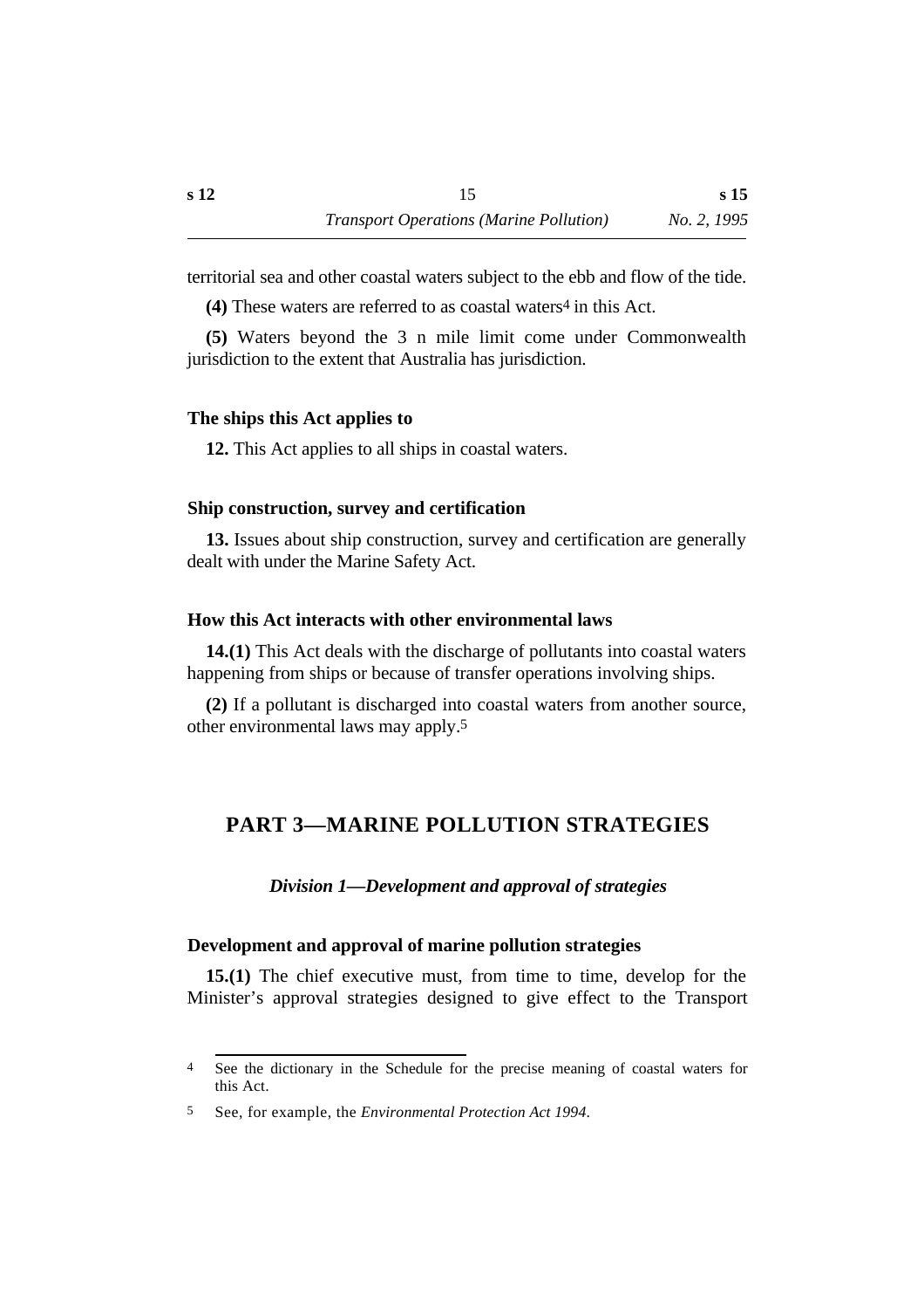territorial sea and other coastal waters subject to the ebb and flow of the tide.

**(4)** These waters are referred to as coastal waters[4] in this Act.

**(5)** Waters beyond the 3 n mile limit come under Commonwealth jurisdiction to the extent that Australia has jurisdiction.

### The ships this Act applies to

**12.** This Act applies to all ships in coastal waters.

### Ship construction, survey and certification

**13.** Issues about ship construction, survey and certification are generally dealt with under the Marine Safety Act.

### How this Act interacts with other environmental laws

**14.(1)** This Act deals with the discharge of pollutants into coastal waters happening from ships or because of transfer operations involving ships.

**(2)** If a pollutant is discharged into coastal waters from another source, other environmental laws may apply.[5]

## PART 3—MARINE POLLUTION STRATEGIES

### *Division 1—Development and approval of strategies*

### Development and approval of marine pollution strategies

**15.(1)** The chief executive must, from time to time, develop for the Minister's approval strategies designed to give effect to the Transport

---

[4] See the dictionary in the Schedule for the precise meaning of coastal waters for this Act.

[5] See, for example, the *Environmental Protection Act 1994*.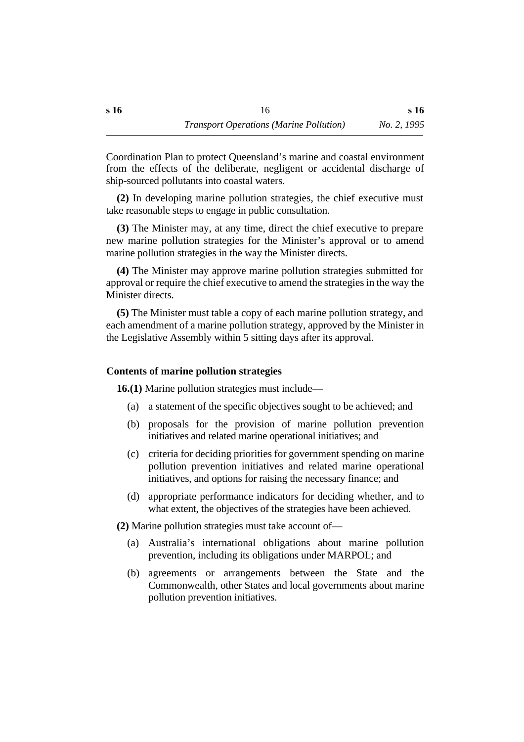Coordination Plan to protect Queensland’s marine and coastal environment from the effects of the deliberate, negligent or accidental discharge of ship-sourced pollutants into coastal waters.

**(2)** In developing marine pollution strategies, the chief executive must take reasonable steps to engage in public consultation.

**(3)** The Minister may, at any time, direct the chief executive to prepare new marine pollution strategies for the Minister’s approval or to amend marine pollution strategies in the way the Minister directs.

**(4)** The Minister may approve marine pollution strategies submitted for approval or require the chief executive to amend the strategies in the way the Minister directs.

**(5)** The Minister must table a copy of each marine pollution strategy, and each amendment of a marine pollution strategy, approved by the Minister in the Legislative Assembly within 5 sitting days after its approval.

### Contents of marine pollution strategies

**16.(1)** Marine pollution strategies must include—

- (a) a statement of the specific objectives sought to be achieved; and
- (b) proposals for the provision of marine pollution prevention initiatives and related marine operational initiatives; and
- (c) criteria for deciding priorities for government spending on marine pollution prevention initiatives and related marine operational initiatives, and options for raising the necessary finance; and
- (d) appropriate performance indicators for deciding whether, and to what extent, the objectives of the strategies have been achieved.

**(2)** Marine pollution strategies must take account of—

- (a) Australia’s international obligations about marine pollution prevention, including its obligations under MARPOL; and
- (b) agreements or arrangements between the State and the Commonwealth, other States and local governments about marine pollution prevention initiatives.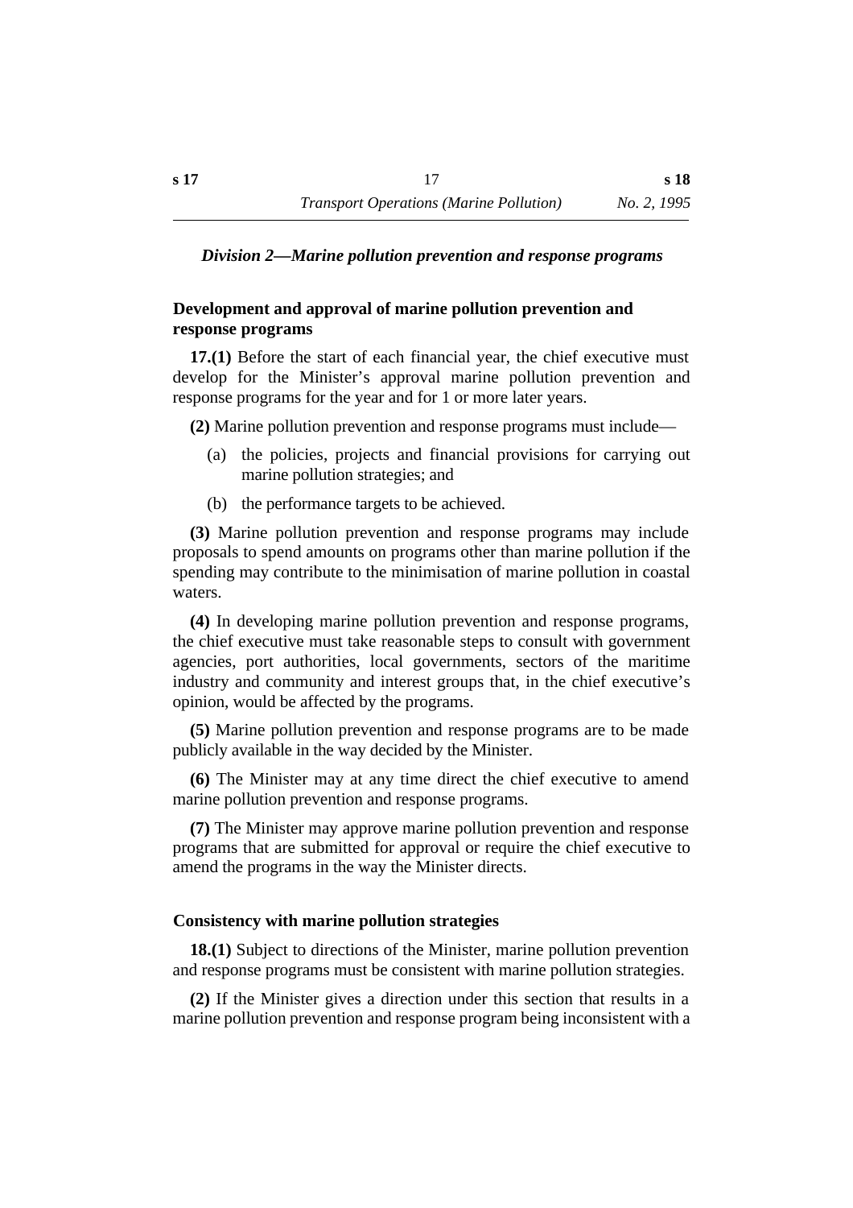### *Division 2—Marine pollution prevention and response programs*

**Development and approval of marine pollution prevention and response programs**

**17.(1)** Before the start of each financial year, the chief executive must develop for the Minister's approval marine pollution prevention and response programs for the year and for 1 or more later years.

**(2)** Marine pollution prevention and response programs must include—

(a) the policies, projects and financial provisions for carrying out marine pollution strategies; and

(b) the performance targets to be achieved.

**(3)** Marine pollution prevention and response programs may include proposals to spend amounts on programs other than marine pollution if the spending may contribute to the minimisation of marine pollution in coastal waters.

**(4)** In developing marine pollution prevention and response programs, the chief executive must take reasonable steps to consult with government agencies, port authorities, local governments, sectors of the maritime industry and community and interest groups that, in the chief executive's opinion, would be affected by the programs.

**(5)** Marine pollution prevention and response programs are to be made publicly available in the way decided by the Minister.

**(6)** The Minister may at any time direct the chief executive to amend marine pollution prevention and response programs.

**(7)** The Minister may approve marine pollution prevention and response programs that are submitted for approval or require the chief executive to amend the programs in the way the Minister directs.

**Consistency with marine pollution strategies**

**18.(1)** Subject to directions of the Minister, marine pollution prevention and response programs must be consistent with marine pollution strategies.

**(2)** If the Minister gives a direction under this section that results in a marine pollution prevention and response program being inconsistent with a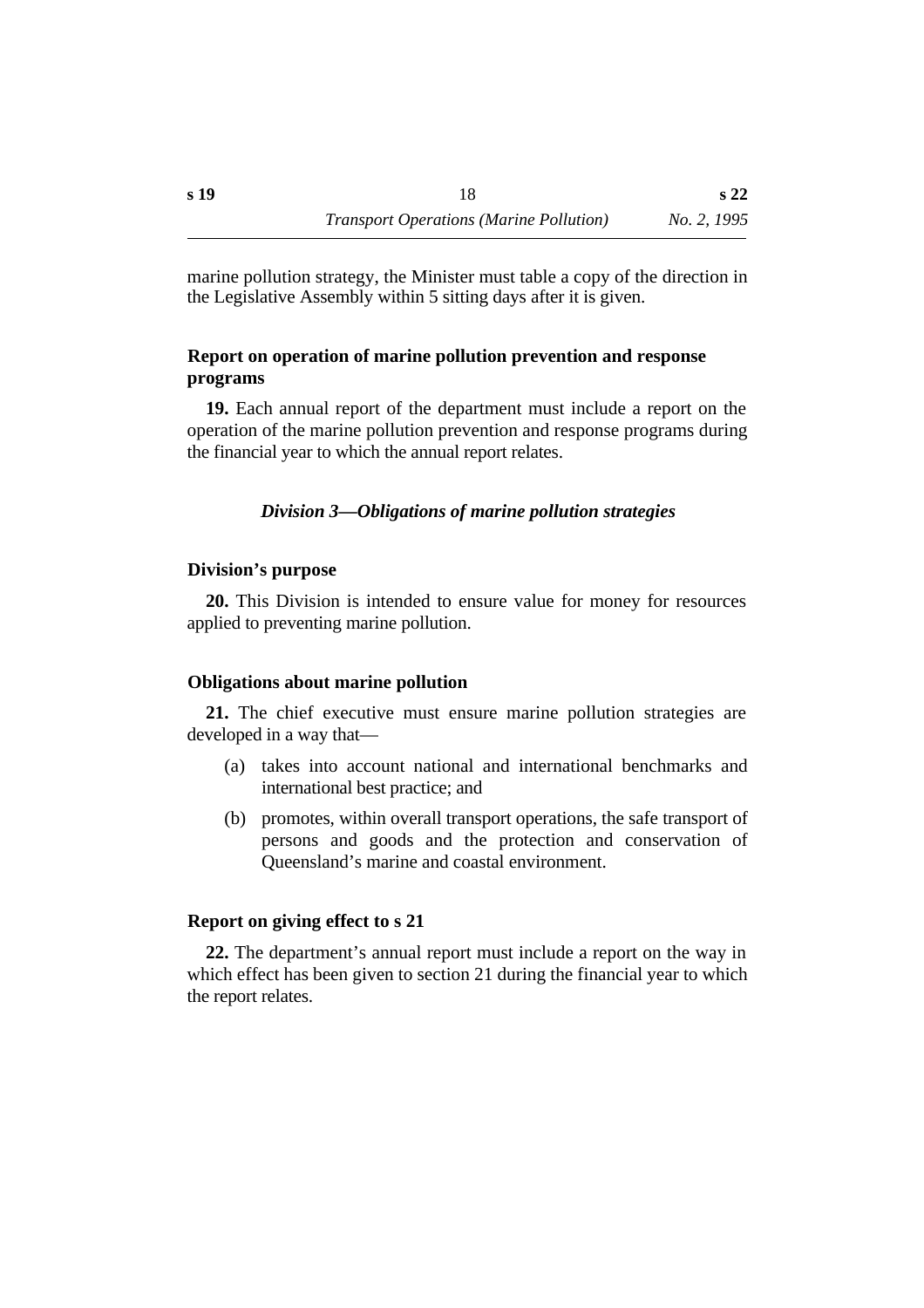marine pollution strategy, the Minister must table a copy of the direction in the Legislative Assembly within 5 sitting days after it is given.

### Report on operation of marine pollution prevention and response programs

**19.** Each annual report of the department must include a report on the operation of the marine pollution prevention and response programs during the financial year to which the annual report relates.

## *Division 3—Obligations of marine pollution strategies*

### Division's purpose

**20.** This Division is intended to ensure value for money for resources applied to preventing marine pollution.

### Obligations about marine pollution

**21.** The chief executive must ensure marine pollution strategies are developed in a way that—

(a) takes into account national and international benchmarks and international best practice; and

(b) promotes, within overall transport operations, the safe transport of persons and goods and the protection and conservation of Queensland's marine and coastal environment.

### Report on giving effect to s 21

**22.** The department's annual report must include a report on the way in which effect has been given to section 21 during the financial year to which the report relates.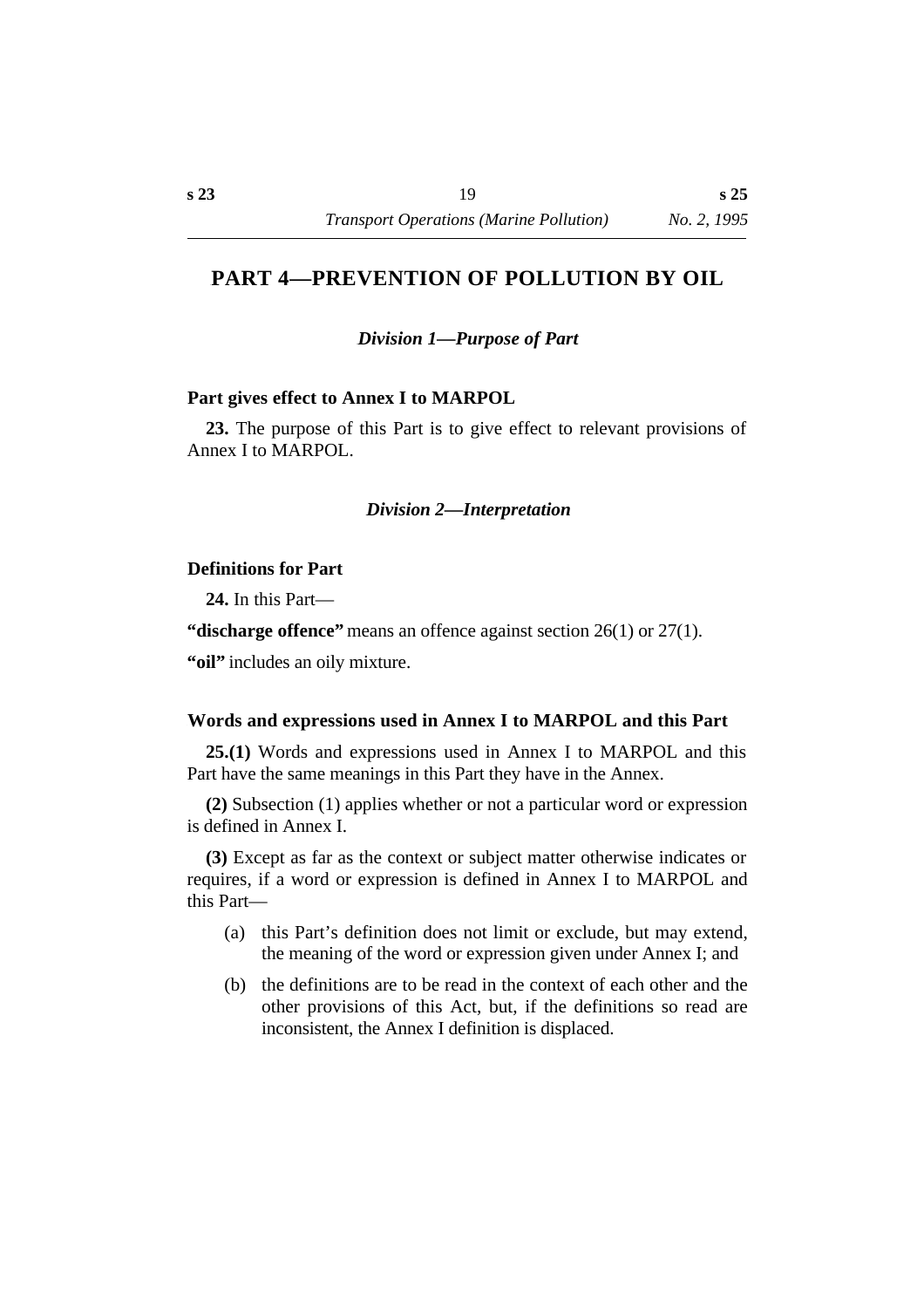# PART 4—PREVENTION OF POLLUTION BY OIL

### *Division 1—Purpose of Part*

**Part gives effect to Annex I to MARPOL**

**23.** The purpose of this Part is to give effect to relevant provisions of Annex I to MARPOL.

### *Division 2—Interpretation*

**Definitions for Part**

**24.** In this Part—

**"discharge offence"** means an offence against section 26(1) or 27(1).

**"oil"** includes an oily mixture.

**Words and expressions used in Annex I to MARPOL and this Part**

**25.(1)** Words and expressions used in Annex I to MARPOL and this Part have the same meanings in this Part they have in the Annex.

**(2)** Subsection (1) applies whether or not a particular word or expression is defined in Annex I.

**(3)** Except as far as the context or subject matter otherwise indicates or requires, if a word or expression is defined in Annex I to MARPOL and this Part—

(a) this Part's definition does not limit or exclude, but may extend, the meaning of the word or expression given under Annex I; and

(b) the definitions are to be read in the context of each other and the other provisions of this Act, but, if the definitions so read are inconsistent, the Annex I definition is displaced.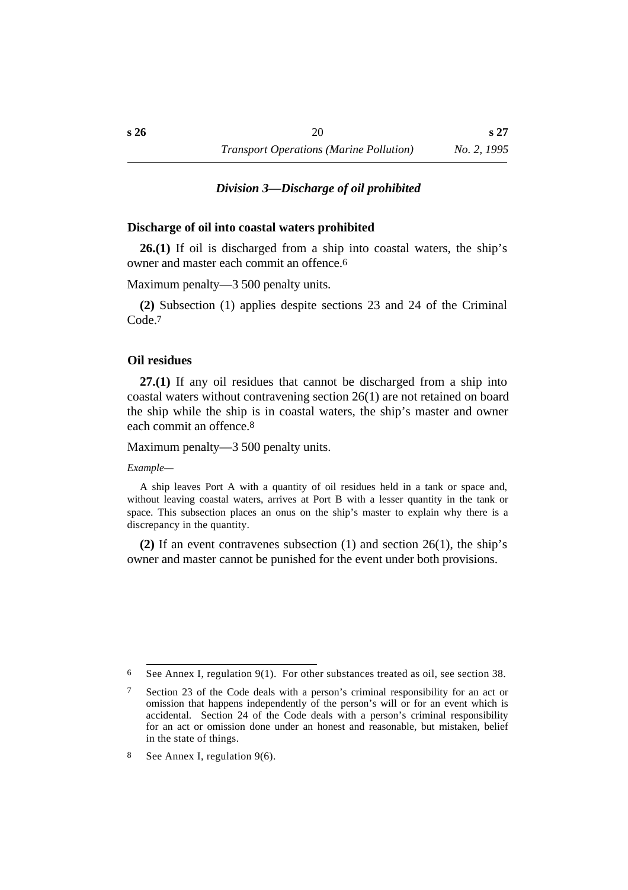### *Division 3—Discharge of oil prohibited*

**Discharge of oil into coastal waters prohibited**

**26.(1)** If oil is discharged from a ship into coastal waters, the ship's owner and master each commit an offence.[6]

Maximum penalty—3 500 penalty units.

**(2)** Subsection (1) applies despite sections 23 and 24 of the Criminal Code.[7]

**Oil residues**

**27.(1)** If any oil residues that cannot be discharged from a ship into coastal waters without contravening section 26(1) are not retained on board the ship while the ship is in coastal waters, the ship's master and owner each commit an offence.[8]

Maximum penalty—3 500 penalty units.

*Example—*

A ship leaves Port A with a quantity of oil residues held in a tank or space and, without leaving coastal waters, arrives at Port B with a lesser quantity in the tank or space. This subsection places an onus on the ship's master to explain why there is a discrepancy in the quantity.

**(2)** If an event contravenes subsection (1) and section 26(1), the ship's owner and master cannot be punished for the event under both provisions.

---

6 See Annex I, regulation 9(1). For other substances treated as oil, see section 38.

7 Section 23 of the Code deals with a person's criminal responsibility for an act or omission that happens independently of the person's will or for an event which is accidental. Section 24 of the Code deals with a person's criminal responsibility for an act or omission done under an honest and reasonable, but mistaken, belief in the state of things.

8 See Annex I, regulation 9(6).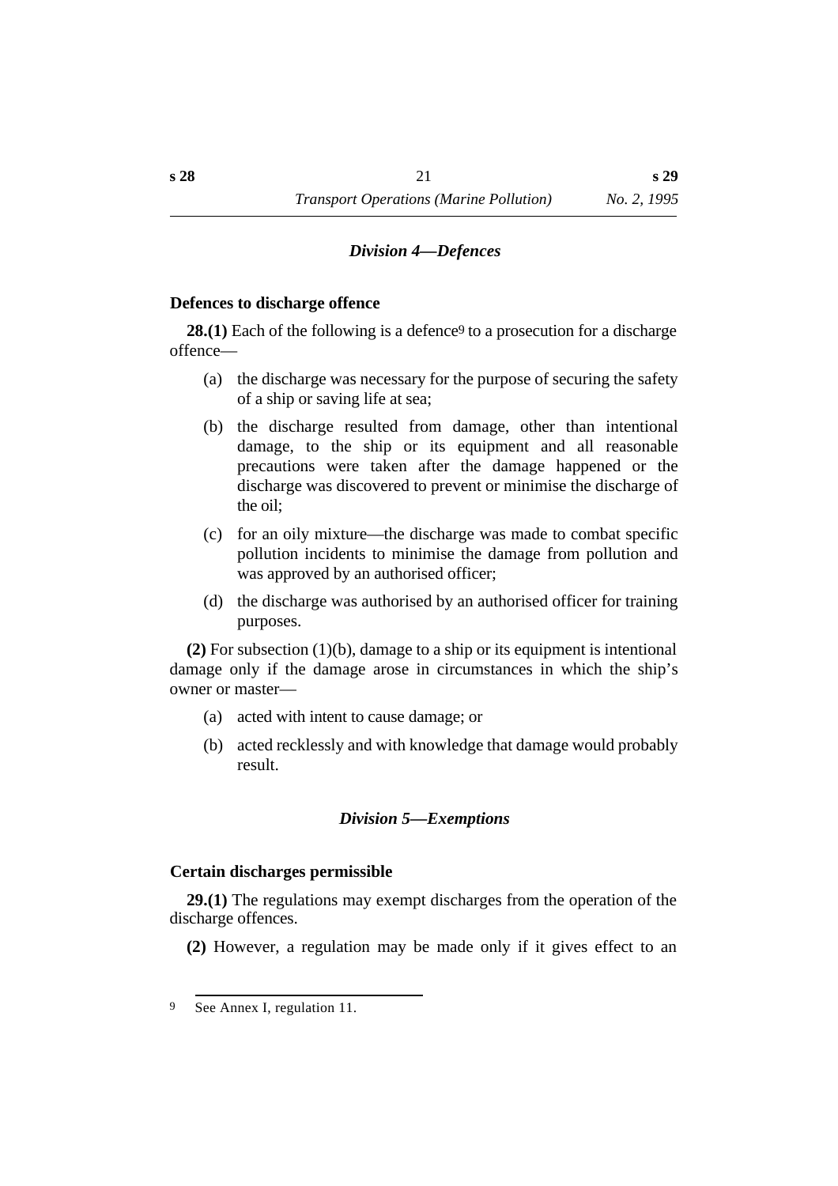### *Division 4—Defences*

**Defences to discharge offence**

**28.(1)** Each of the following is a defence[9] to a prosecution for a discharge offence—

(a) the discharge was necessary for the purpose of securing the safety of a ship or saving life at sea;

(b) the discharge resulted from damage, other than intentional damage, to the ship or its equipment and all reasonable precautions were taken after the damage happened or the discharge was discovered to prevent or minimise the discharge of the oil;

(c) for an oily mixture—the discharge was made to combat specific pollution incidents to minimise the damage from pollution and was approved by an authorised officer;

(d) the discharge was authorised by an authorised officer for training purposes.

**(2)** For subsection (1)(b), damage to a ship or its equipment is intentional damage only if the damage arose in circumstances in which the ship's owner or master—

(a) acted with intent to cause damage; or

(b) acted recklessly and with knowledge that damage would probably result.

### *Division 5—Exemptions*

**Certain discharges permissible**

**29.(1)** The regulations may exempt discharges from the operation of the discharge offences.

**(2)** However, a regulation may be made only if it gives effect to an

---

9 See Annex I, regulation 11.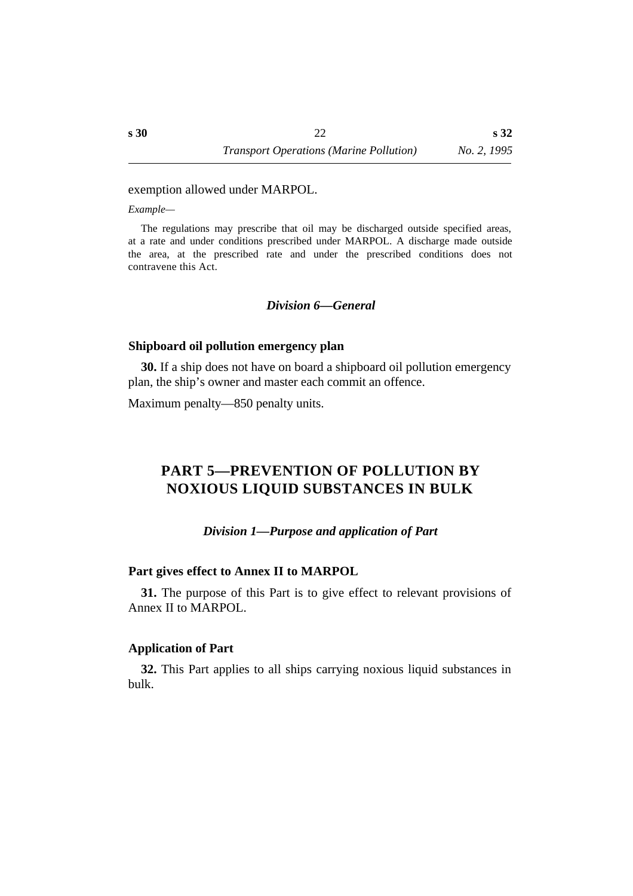exemption allowed under MARPOL.

*Example—*

The regulations may prescribe that oil may be discharged outside specified areas, at a rate and under conditions prescribed under MARPOL. A discharge made outside the area, at the prescribed rate and under the prescribed conditions does not contravene this Act.

### *Division 6—General*

**Shipboard oil pollution emergency plan**

**30.** If a ship does not have on board a shipboard oil pollution emergency plan, the ship's owner and master each commit an offence.

Maximum penalty—850 penalty units.

## PART 5—PREVENTION OF POLLUTION BY NOXIOUS LIQUID SUBSTANCES IN BULK

### *Division 1—Purpose and application of Part*

**Part gives effect to Annex II to MARPOL**

**31.** The purpose of this Part is to give effect to relevant provisions of Annex II to MARPOL.

**Application of Part**

**32.** This Part applies to all ships carrying noxious liquid substances in bulk.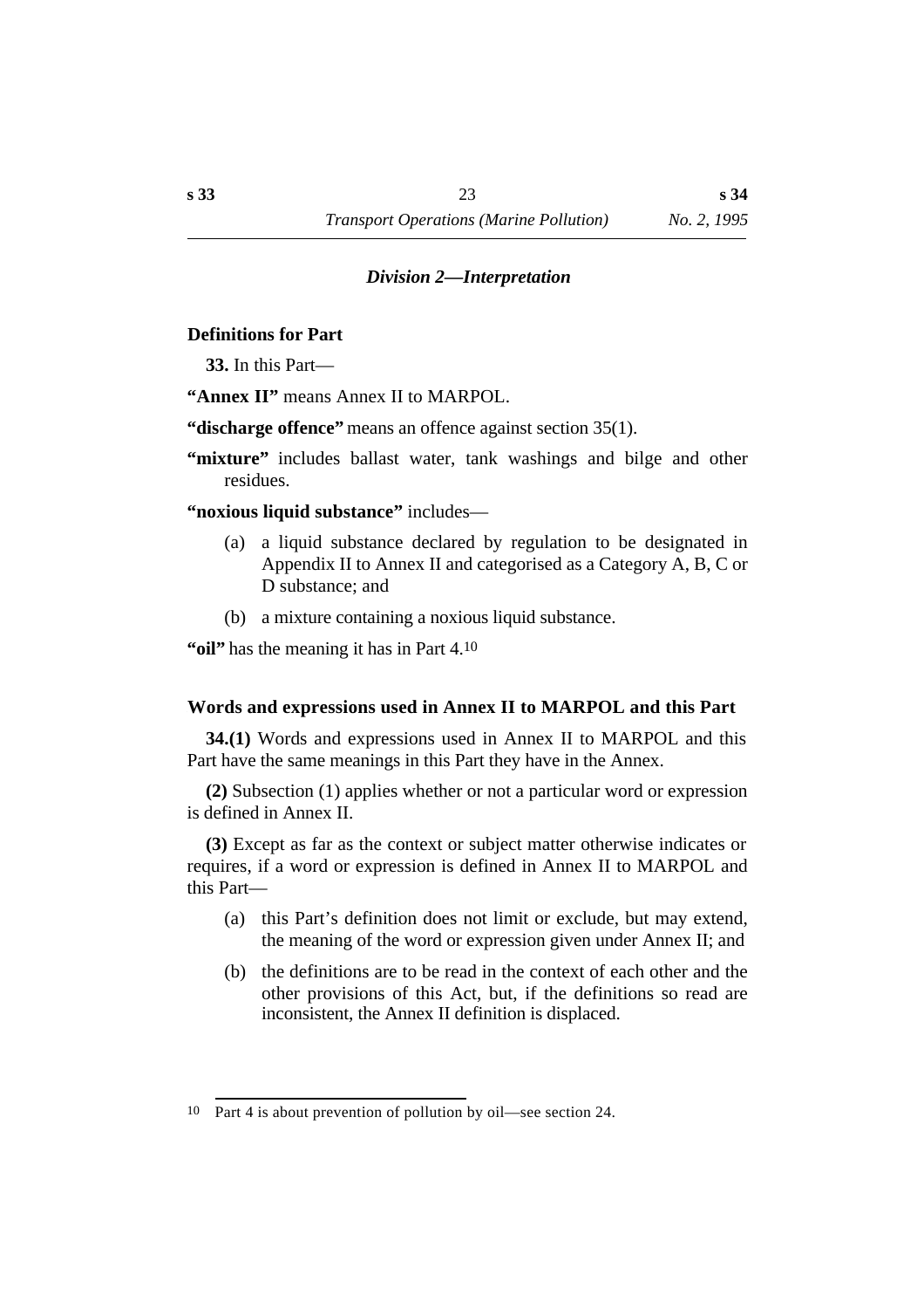### *Division 2—Interpretation*

#### Definitions for Part

**33.** In this Part—

**"Annex II"** means Annex II to MARPOL.

**"discharge offence"** means an offence against section 35(1).

**"mixture"** includes ballast water, tank washings and bilge and other residues.

**"noxious liquid substance"** includes—

(a) a liquid substance declared by regulation to be designated in Appendix II to Annex II and categorised as a Category A, B, C or D substance; and

(b) a mixture containing a noxious liquid substance.

**"oil"** has the meaning it has in Part 4.[10]

#### Words and expressions used in Annex II to MARPOL and this Part

**34.(1)** Words and expressions used in Annex II to MARPOL and this Part have the same meanings in this Part they have in the Annex.

**(2)** Subsection (1) applies whether or not a particular word or expression is defined in Annex II.

**(3)** Except as far as the context or subject matter otherwise indicates or requires, if a word or expression is defined in Annex II to MARPOL and this Part—

(a) this Part's definition does not limit or exclude, but may extend, the meaning of the word or expression given under Annex II; and

(b) the definitions are to be read in the context of each other and the other provisions of this Act, but, if the definitions so read are inconsistent, the Annex II definition is displaced.

---

[10] Part 4 is about prevention of pollution by oil—see section 24.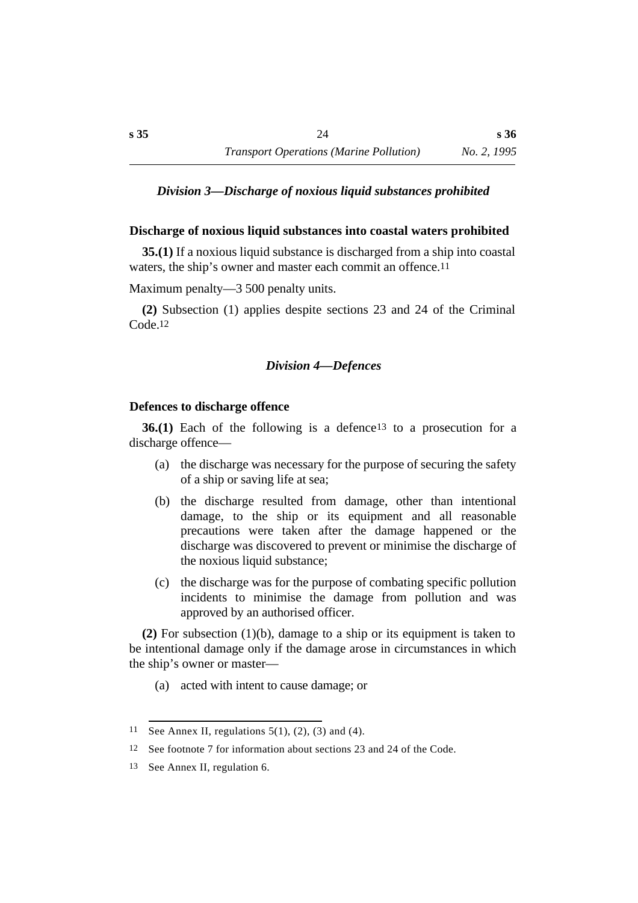### *Division 3—Discharge of noxious liquid substances prohibited*

**Discharge of noxious liquid substances into coastal waters prohibited**

**35.(1)** If a noxious liquid substance is discharged from a ship into coastal waters, the ship's owner and master each commit an offence.[11]

Maximum penalty—3 500 penalty units.

**(2)** Subsection (1) applies despite sections 23 and 24 of the Criminal Code.[12]

### *Division 4—Defences*

**Defences to discharge offence**

**36.(1)** Each of the following is a defence[13] to a prosecution for a discharge offence—

(a) the discharge was necessary for the purpose of securing the safety of a ship or saving life at sea;

(b) the discharge resulted from damage, other than intentional damage, to the ship or its equipment and all reasonable precautions were taken after the damage happened or the discharge was discovered to prevent or minimise the discharge of the noxious liquid substance;

(c) the discharge was for the purpose of combating specific pollution incidents to minimise the damage from pollution and was approved by an authorised officer.

**(2)** For subsection (1)(b), damage to a ship or its equipment is taken to be intentional damage only if the damage arose in circumstances in which the ship's owner or master—

(a) acted with intent to cause damage; or

---

11 See Annex II, regulations 5(1), (2), (3) and (4).

12 See footnote 7 for information about sections 23 and 24 of the Code.

13 See Annex II, regulation 6.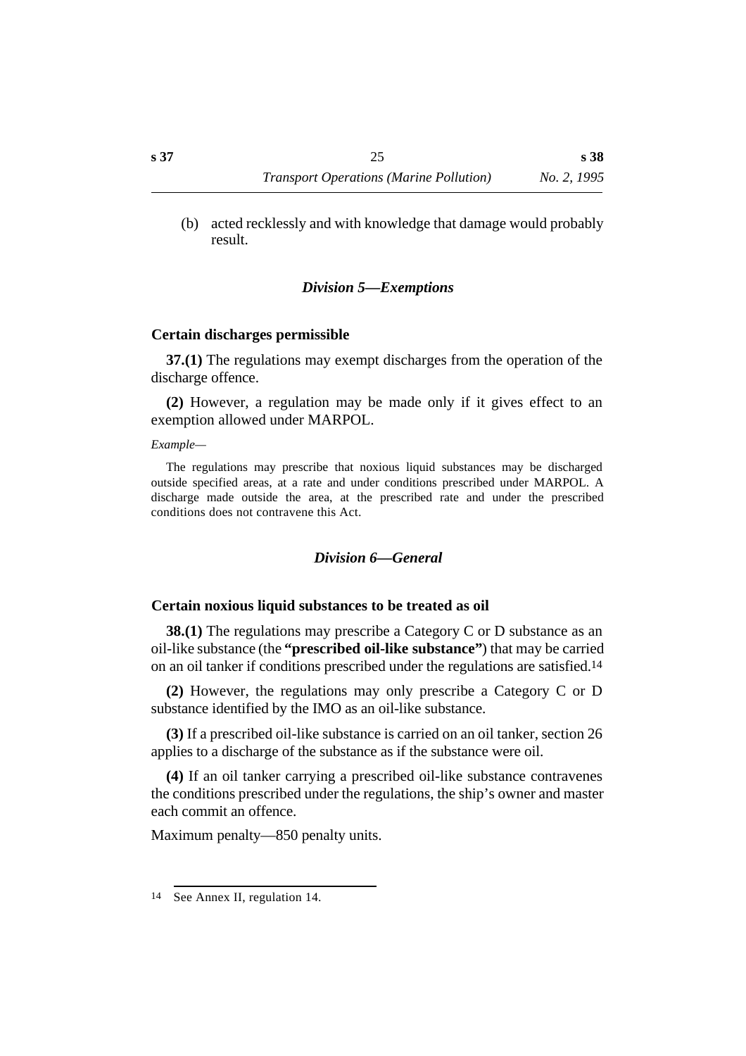(b) acted recklessly and with knowledge that damage would probably result.

### *Division 5—Exemptions*

**Certain discharges permissible**

**37.(1)** The regulations may exempt discharges from the operation of the discharge offence.

**(2)** However, a regulation may be made only if it gives effect to an exemption allowed under MARPOL.

*Example—*

The regulations may prescribe that noxious liquid substances may be discharged outside specified areas, at a rate and under conditions prescribed under MARPOL. A discharge made outside the area, at the prescribed rate and under the prescribed conditions does not contravene this Act.

### *Division 6—General*

**Certain noxious liquid substances to be treated as oil**

**38.(1)** The regulations may prescribe a Category C or D substance as an oil-like substance (the **"prescribed oil-like substance"**) that may be carried on an oil tanker if conditions prescribed under the regulations are satisfied.[14]

**(2)** However, the regulations may only prescribe a Category C or D substance identified by the IMO as an oil-like substance.

**(3)** If a prescribed oil-like substance is carried on an oil tanker, section 26 applies to a discharge of the substance as if the substance were oil.

**(4)** If an oil tanker carrying a prescribed oil-like substance contravenes the conditions prescribed under the regulations, the ship's owner and master each commit an offence.

Maximum penalty—850 penalty units.

---

14 See Annex II, regulation 14.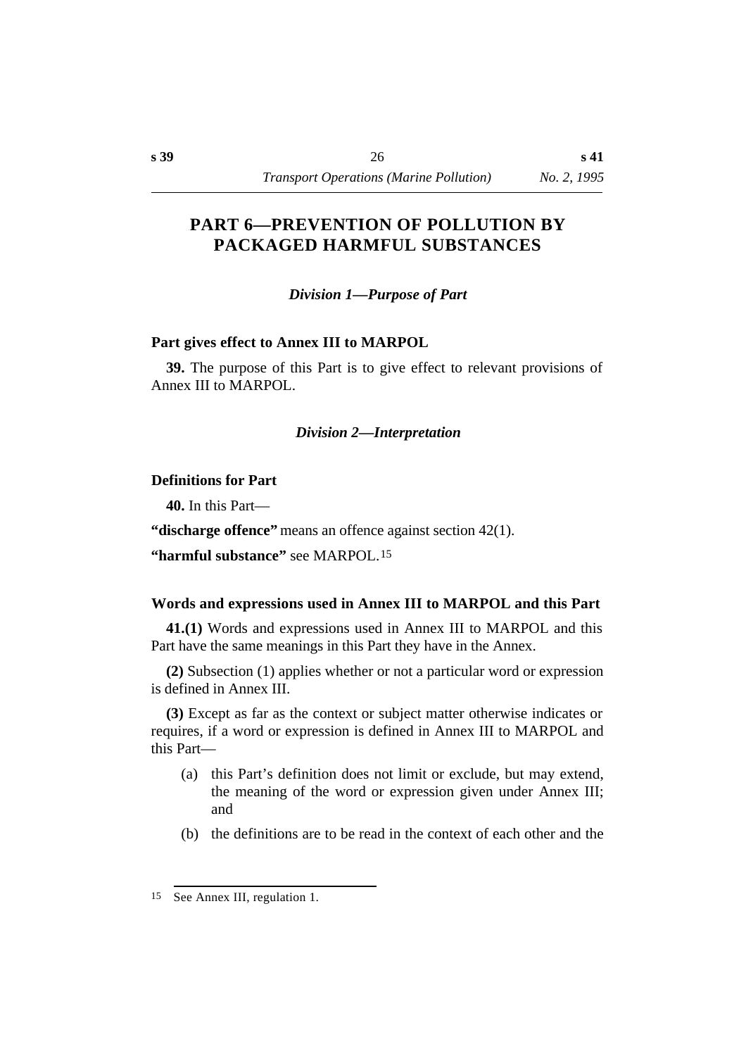# PART 6—PREVENTION OF POLLUTION BY PACKAGED HARMFUL SUBSTANCES

### *Division 1—Purpose of Part*

**Part gives effect to Annex III to MARPOL**

**39.** The purpose of this Part is to give effect to relevant provisions of Annex III to MARPOL.

### *Division 2—Interpretation*

**Definitions for Part**

**40.** In this Part—

**"discharge offence"** means an offence against section 42(1).

**"harmful substance"** see MARPOL.[15]

**Words and expressions used in Annex III to MARPOL and this Part**

**41.(1)** Words and expressions used in Annex III to MARPOL and this Part have the same meanings in this Part they have in the Annex.

**(2)** Subsection (1) applies whether or not a particular word or expression is defined in Annex III.

**(3)** Except as far as the context or subject matter otherwise indicates or requires, if a word or expression is defined in Annex III to MARPOL and this Part—

(a) this Part's definition does not limit or exclude, but may extend, the meaning of the word or expression given under Annex III; and

(b) the definitions are to be read in the context of each other and the

---

15 See Annex III, regulation 1.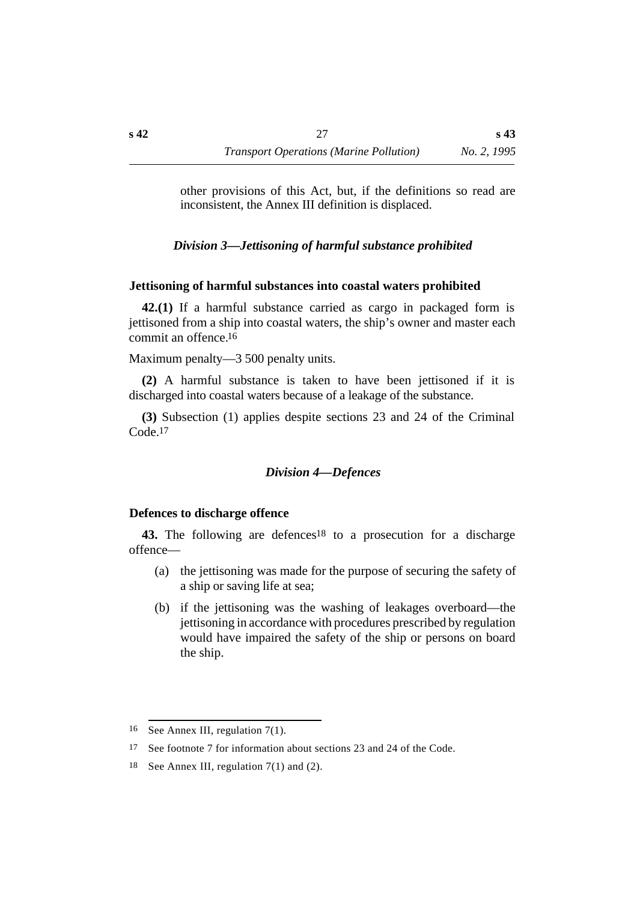other provisions of this Act, but, if the definitions so read are inconsistent, the Annex III definition is displaced.

### *Division 3—Jettisoning of harmful substance prohibited*

#### Jettisoning of harmful substances into coastal waters prohibited

**42.(1)** If a harmful substance carried as cargo in packaged form is jettisoned from a ship into coastal waters, the ship's owner and master each commit an offence.[16]

Maximum penalty—3 500 penalty units.

**(2)** A harmful substance is taken to have been jettisoned if it is discharged into coastal waters because of a leakage of the substance.

**(3)** Subsection (1) applies despite sections 23 and 24 of the Criminal Code.[17]

### *Division 4—Defences*

#### Defences to discharge offence

**43.** The following are defences[18] to a prosecution for a discharge offence—

(a) the jettisoning was made for the purpose of securing the safety of a ship or saving life at sea;

(b) if the jettisoning was the washing of leakages overboard—the jettisoning in accordance with procedures prescribed by regulation would have impaired the safety of the ship or persons on board the ship.

---

[16] See Annex III, regulation 7(1).

[17] See footnote 7 for information about sections 23 and 24 of the Code.

[18] See Annex III, regulation 7(1) and (2).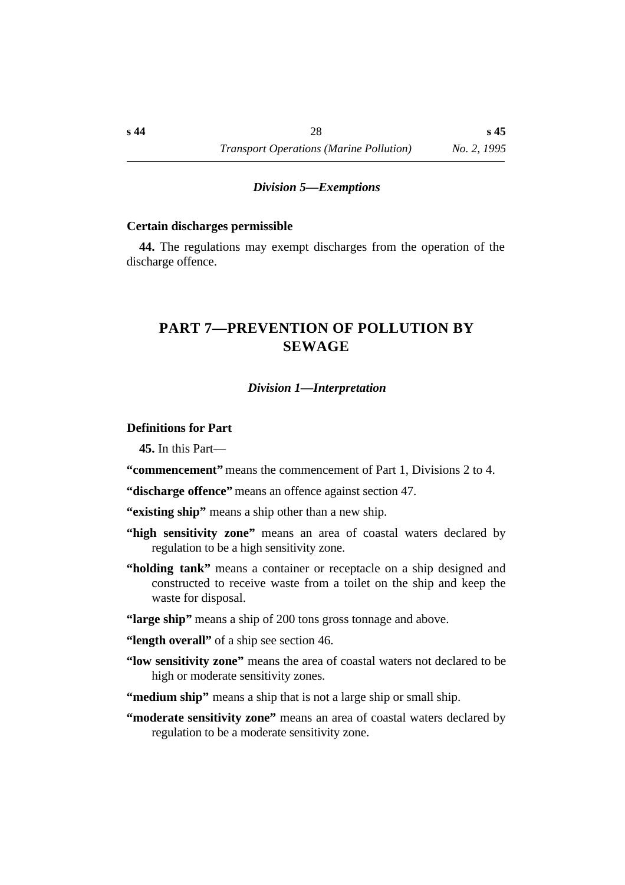### *Division 5—Exemptions*

**Certain discharges permissible**

**44.** The regulations may exempt discharges from the operation of the discharge offence.

# PART 7—PREVENTION OF POLLUTION BY SEWAGE

### *Division 1—Interpretation*

**Definitions for Part**

**45.** In this Part—

**"commencement"** means the commencement of Part 1, Divisions 2 to 4.

**"discharge offence"** means an offence against section 47.

**"existing ship"** means a ship other than a new ship.

**"high sensitivity zone"** means an area of coastal waters declared by regulation to be a high sensitivity zone.

**"holding tank"** means a container or receptacle on a ship designed and constructed to receive waste from a toilet on the ship and keep the waste for disposal.

**"large ship"** means a ship of 200 tons gross tonnage and above.

**"length overall"** of a ship see section 46.

**"low sensitivity zone"** means the area of coastal waters not declared to be high or moderate sensitivity zones.

**"medium ship"** means a ship that is not a large ship or small ship.

**"moderate sensitivity zone"** means an area of coastal waters declared by regulation to be a moderate sensitivity zone.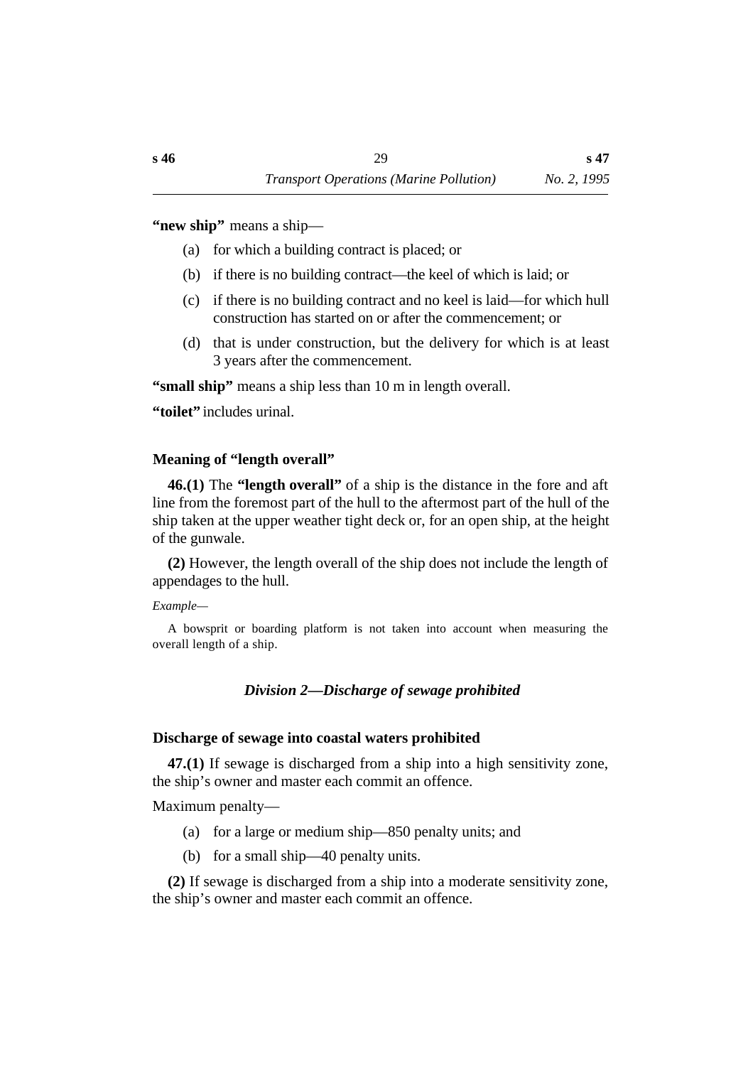**"new ship"** means a ship—

(a) for which a building contract is placed; or

(b) if there is no building contract—the keel of which is laid; or

(c) if there is no building contract and no keel is laid—for which hull construction has started on or after the commencement; or

(d) that is under construction, but the delivery for which is at least 3 years after the commencement.

**"small ship"** means a ship less than 10 m in length overall.

**"toilet"** includes urinal.

### Meaning of "length overall"

**46.(1)** The **"length overall"** of a ship is the distance in the fore and aft line from the foremost part of the hull to the aftermost part of the hull of the ship taken at the upper weather tight deck or, for an open ship, at the height of the gunwale.

**(2)** However, the length overall of the ship does not include the length of appendages to the hull.

*Example—*

A bowsprit or boarding platform is not taken into account when measuring the overall length of a ship.

## *Division 2—Discharge of sewage prohibited*

### Discharge of sewage into coastal waters prohibited

**47.(1)** If sewage is discharged from a ship into a high sensitivity zone, the ship's owner and master each commit an offence.

Maximum penalty—

(a) for a large or medium ship—850 penalty units; and

(b) for a small ship—40 penalty units.

**(2)** If sewage is discharged from a ship into a moderate sensitivity zone, the ship's owner and master each commit an offence.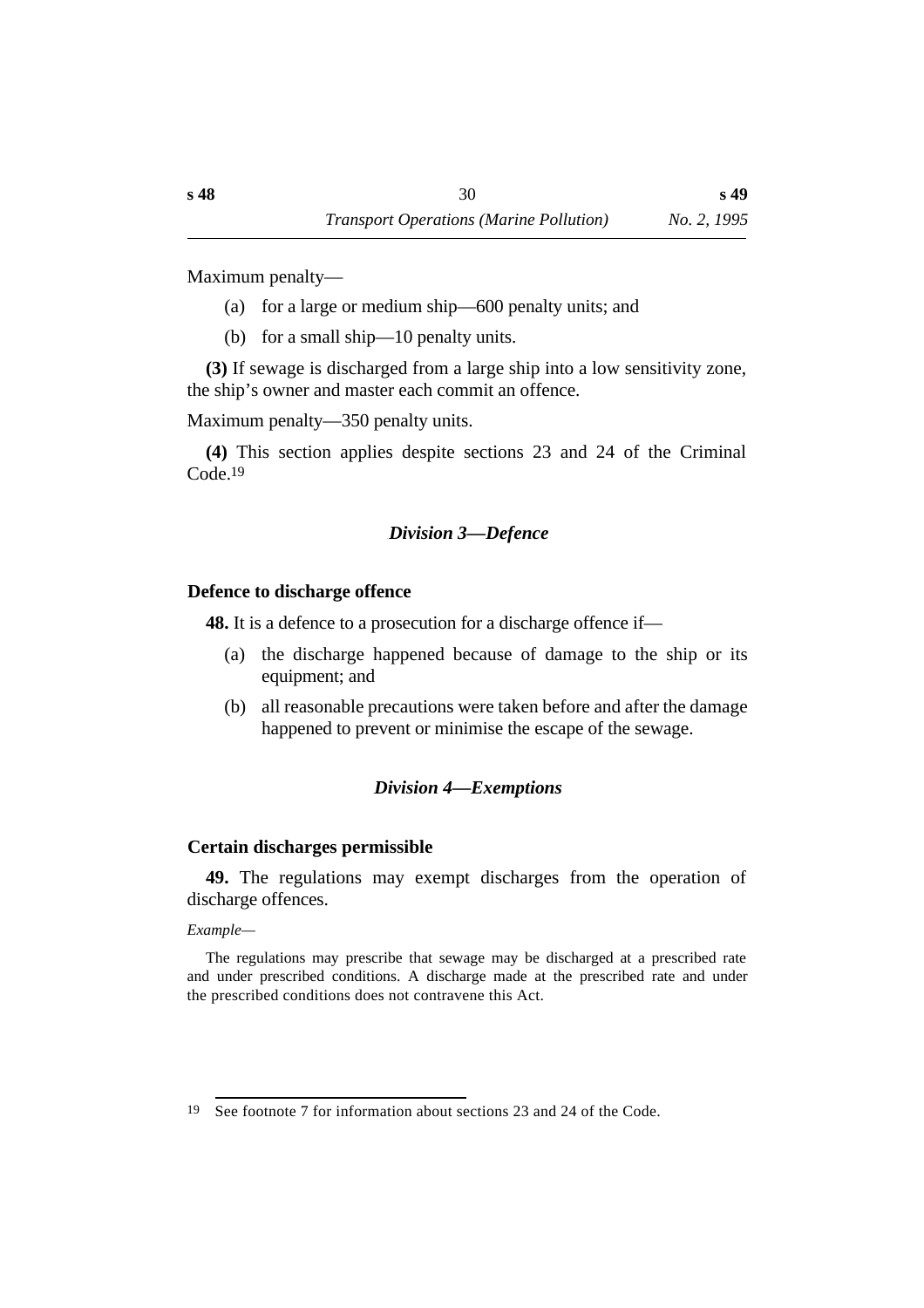Maximum penalty—

(a) for a large or medium ship—600 penalty units; and

(b) for a small ship—10 penalty units.

**(3)** If sewage is discharged from a large ship into a low sensitivity zone, the ship's owner and master each commit an offence.

Maximum penalty—350 penalty units.

**(4)** This section applies despite sections 23 and 24 of the Criminal Code.[19]

### *Division 3—Defence*

#### Defence to discharge offence

**48.** It is a defence to a prosecution for a discharge offence if—

(a) the discharge happened because of damage to the ship or its equipment; and

(b) all reasonable precautions were taken before and after the damage happened to prevent or minimise the escape of the sewage.

### *Division 4—Exemptions*

#### Certain discharges permissible

**49.** The regulations may exempt discharges from the operation of discharge offences.

*Example—*

The regulations may prescribe that sewage may be discharged at a prescribed rate and under prescribed conditions. A discharge made at the prescribed rate and under the prescribed conditions does not contravene this Act.

---

[19] See footnote 7 for information about sections 23 and 24 of the Code.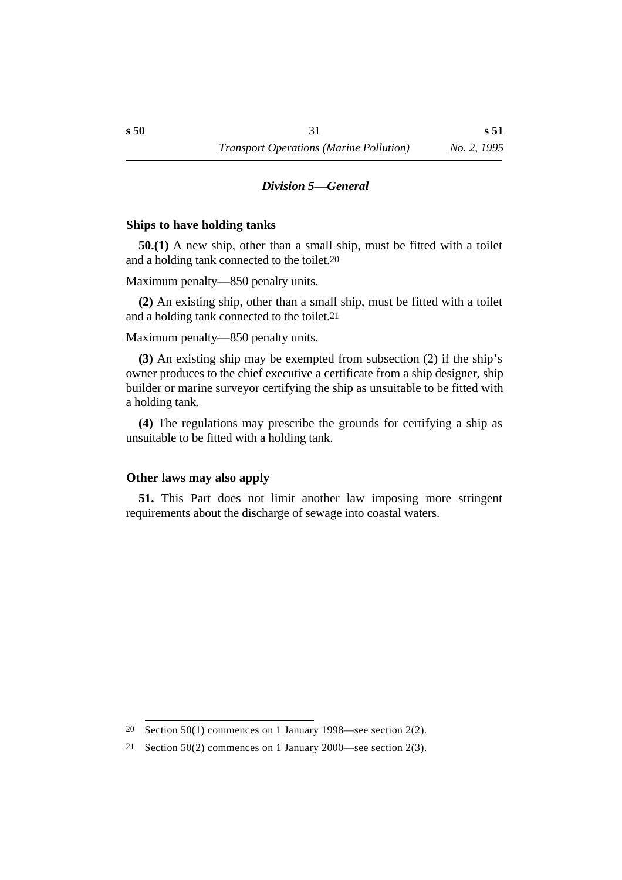### *Division 5—General*

**Ships to have holding tanks**

**50.(1)** A new ship, other than a small ship, must be fitted with a toilet and a holding tank connected to the toilet.[20]

Maximum penalty—850 penalty units.

**(2)** An existing ship, other than a small ship, must be fitted with a toilet and a holding tank connected to the toilet.[21]

Maximum penalty—850 penalty units.

**(3)** An existing ship may be exempted from subsection (2) if the ship's owner produces to the chief executive a certificate from a ship designer, ship builder or marine surveyor certifying the ship as unsuitable to be fitted with a holding tank.

**(4)** The regulations may prescribe the grounds for certifying a ship as unsuitable to be fitted with a holding tank.

**Other laws may also apply**

**51.** This Part does not limit another law imposing more stringent requirements about the discharge of sewage into coastal waters.

---

[20] Section 50(1) commences on 1 January 1998—see section 2(2).

[21] Section 50(2) commences on 1 January 2000—see section 2(3).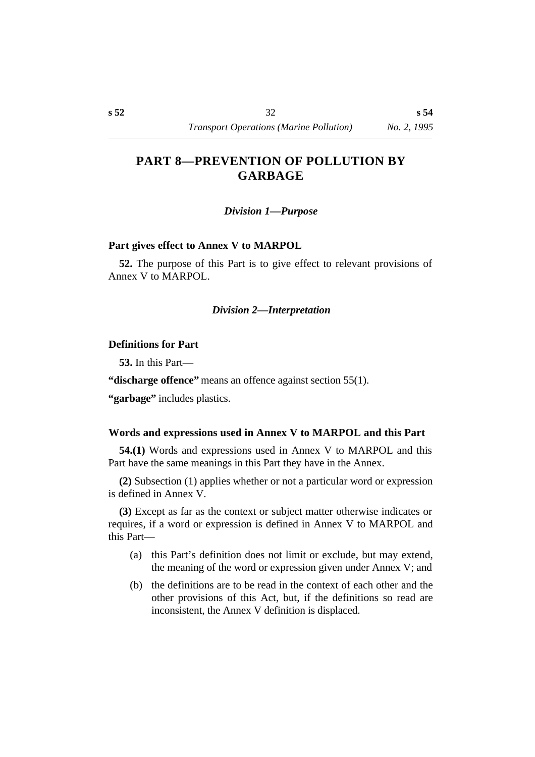# PART 8—PREVENTION OF POLLUTION BY GARBAGE

### *Division 1—Purpose*

**Part gives effect to Annex V to MARPOL**

**52.** The purpose of this Part is to give effect to relevant provisions of Annex V to MARPOL.

### *Division 2—Interpretation*

**Definitions for Part**

**53.** In this Part—

**"discharge offence"** means an offence against section 55(1).

**"garbage"** includes plastics.

**Words and expressions used in Annex V to MARPOL and this Part**

**54.(1)** Words and expressions used in Annex V to MARPOL and this Part have the same meanings in this Part they have in the Annex.

**(2)** Subsection (1) applies whether or not a particular word or expression is defined in Annex V.

**(3)** Except as far as the context or subject matter otherwise indicates or requires, if a word or expression is defined in Annex V to MARPOL and this Part—

(a) this Part's definition does not limit or exclude, but may extend, the meaning of the word or expression given under Annex V; and

(b) the definitions are to be read in the context of each other and the other provisions of this Act, but, if the definitions so read are inconsistent, the Annex V definition is displaced.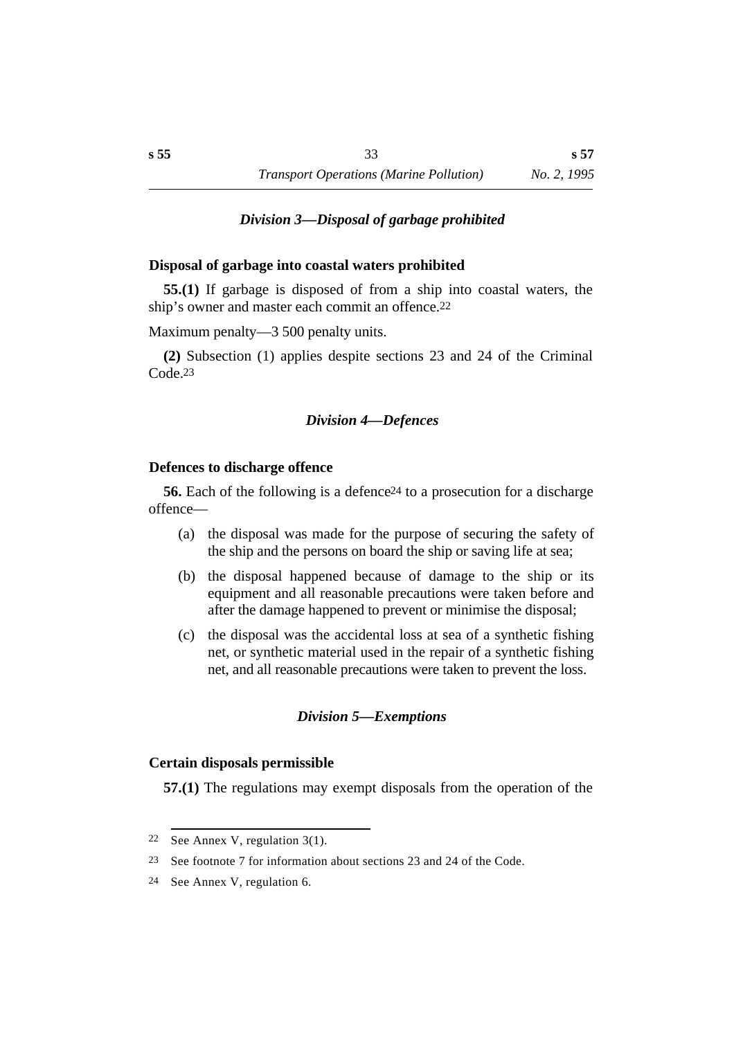### *Division 3—Disposal of garbage prohibited*

**Disposal of garbage into coastal waters prohibited**

**55.(1)** If garbage is disposed of from a ship into coastal waters, the ship's owner and master each commit an offence.[22]

Maximum penalty—3 500 penalty units.

**(2)** Subsection (1) applies despite sections 23 and 24 of the Criminal Code.[23]

### *Division 4—Defences*

**Defences to discharge offence**

**56.** Each of the following is a defence[24] to a prosecution for a discharge offence—

(a) the disposal was made for the purpose of securing the safety of the ship and the persons on board the ship or saving life at sea;

(b) the disposal happened because of damage to the ship or its equipment and all reasonable precautions were taken before and after the damage happened to prevent or minimise the disposal;

(c) the disposal was the accidental loss at sea of a synthetic fishing net, or synthetic material used in the repair of a synthetic fishing net, and all reasonable precautions were taken to prevent the loss.

### *Division 5—Exemptions*

**Certain disposals permissible**

**57.(1)** The regulations may exempt disposals from the operation of the

---

22 See Annex V, regulation 3(1).

23 See footnote 7 for information about sections 23 and 24 of the Code.

24 See Annex V, regulation 6.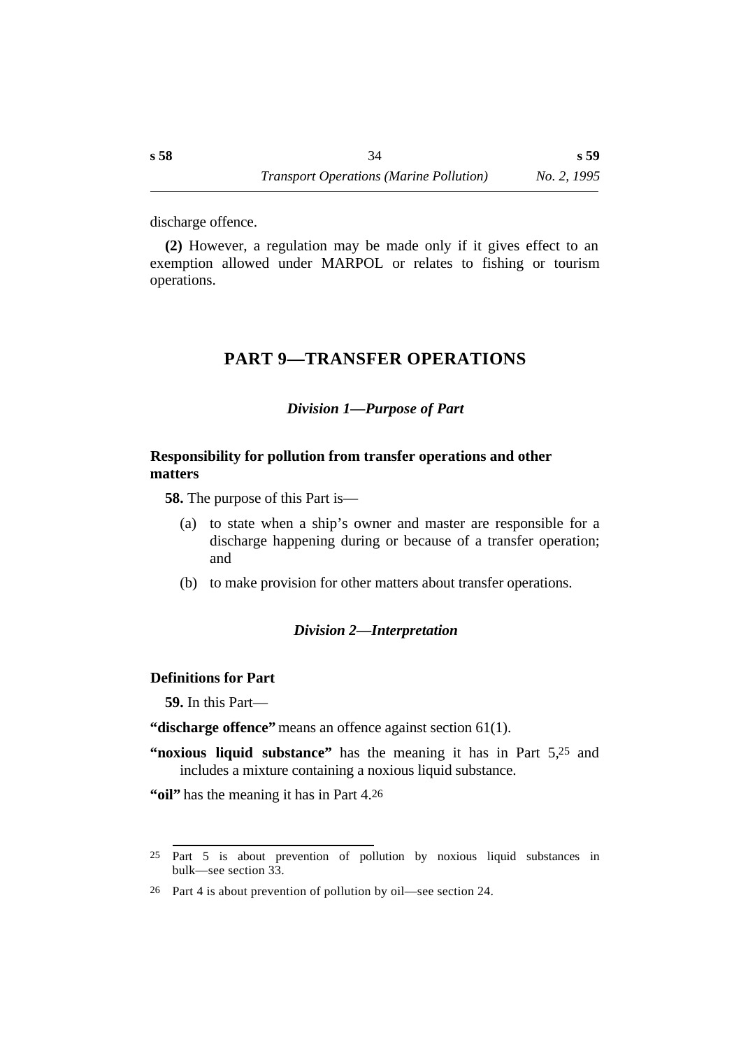discharge offence.

**(2)** However, a regulation may be made only if it gives effect to an exemption allowed under MARPOL or relates to fishing or tourism operations.

# PART 9—TRANSFER OPERATIONS

## *Division 1—Purpose of Part*

### Responsibility for pollution from transfer operations and other matters

**58.** The purpose of this Part is—

(a) to state when a ship's owner and master are responsible for a discharge happening during or because of a transfer operation; and

(b) to make provision for other matters about transfer operations.

## *Division 2—Interpretation*

### Definitions for Part

**59.** In this Part—

**"discharge offence"** means an offence against section 61(1).

**"noxious liquid substance"** has the meaning it has in Part 5,[25] and includes a mixture containing a noxious liquid substance.

**"oil"** has the meaning it has in Part 4.[26]

---

[25] Part 5 is about prevention of pollution by noxious liquid substances in bulk—see section 33.

[26] Part 4 is about prevention of pollution by oil—see section 24.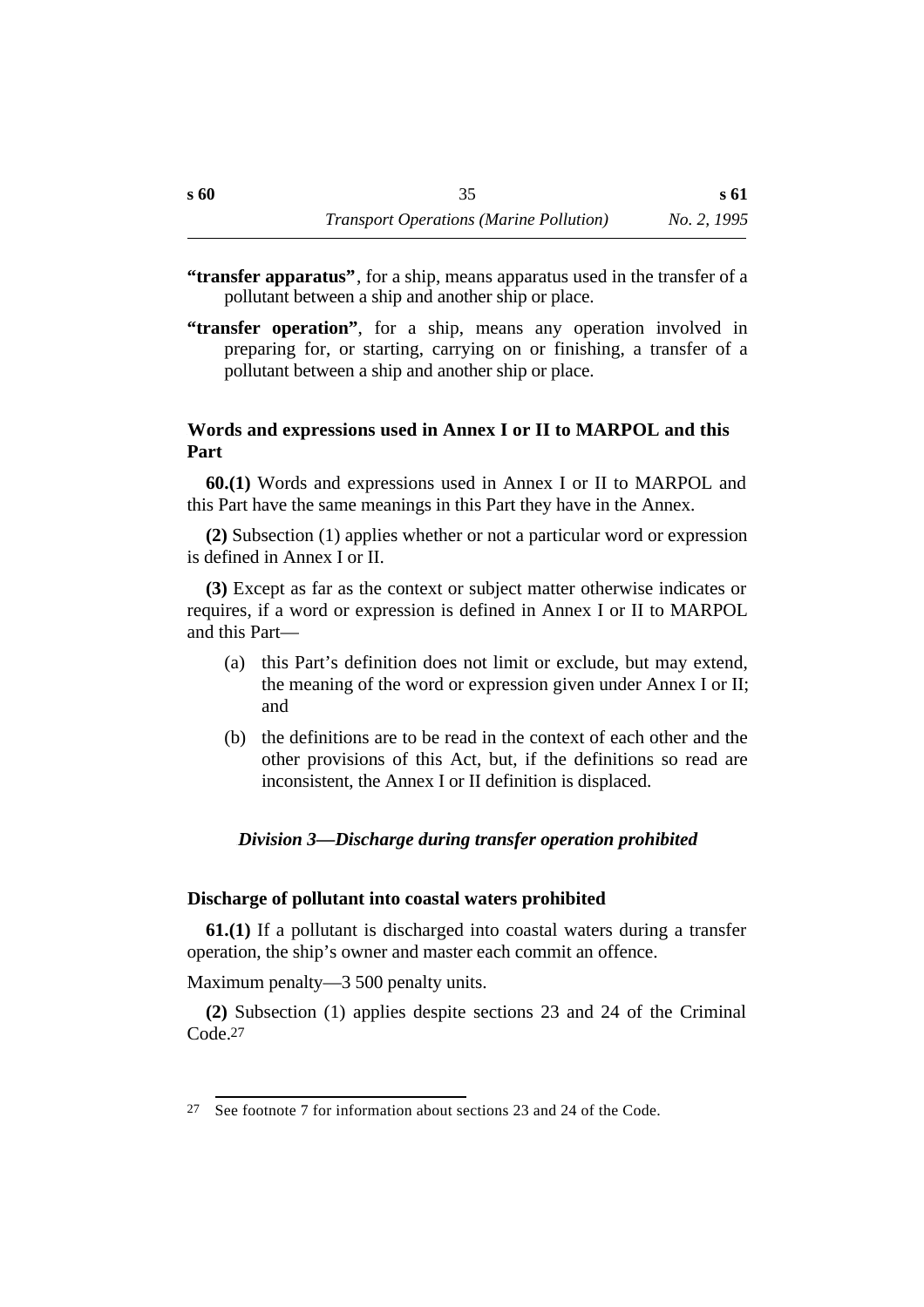**"transfer apparatus"**, for a ship, means apparatus used in the transfer of a pollutant between a ship and another ship or place.

**"transfer operation"**, for a ship, means any operation involved in preparing for, or starting, carrying on or finishing, a transfer of a pollutant between a ship and another ship or place.

### Words and expressions used in Annex I or II to MARPOL and this Part

**60.(1)** Words and expressions used in Annex I or II to MARPOL and this Part have the same meanings in this Part they have in the Annex.

**(2)** Subsection (1) applies whether or not a particular word or expression is defined in Annex I or II.

**(3)** Except as far as the context or subject matter otherwise indicates or requires, if a word or expression is defined in Annex I or II to MARPOL and this Part—

- (a) this Part's definition does not limit or exclude, but may extend, the meaning of the word or expression given under Annex I or II; and
- (b) the definitions are to be read in the context of each other and the other provisions of this Act, but, if the definitions so read are inconsistent, the Annex I or II definition is displaced.

## *Division 3—Discharge during transfer operation prohibited*

### Discharge of pollutant into coastal waters prohibited

**61.(1)** If a pollutant is discharged into coastal waters during a transfer operation, the ship's owner and master each commit an offence.

Maximum penalty—3 500 penalty units.

**(2)** Subsection (1) applies despite sections 23 and 24 of the Criminal Code.[27]

---

[27] See footnote 7 for information about sections 23 and 24 of the Code.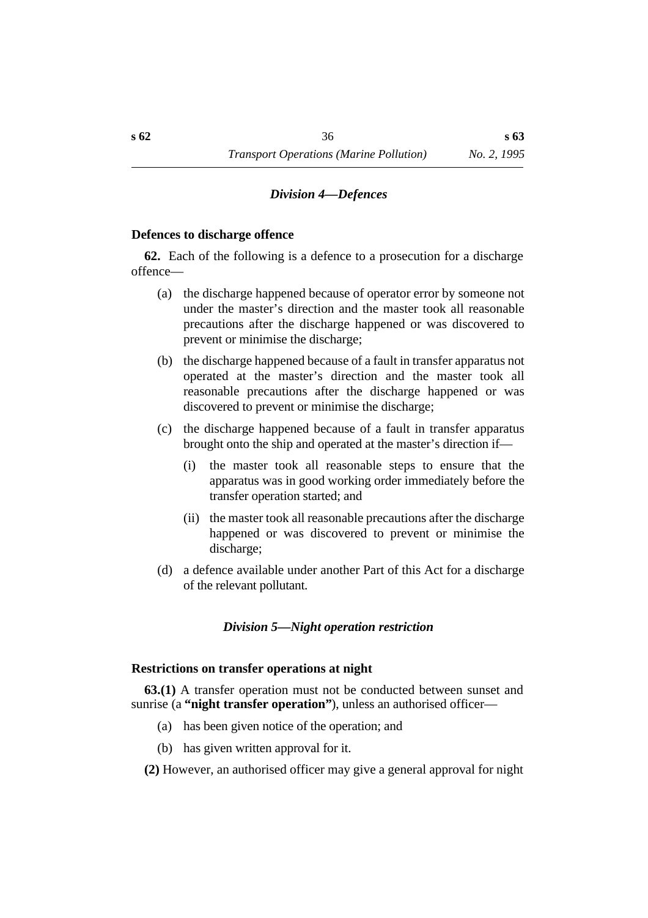### *Division 4—Defences*

**Defences to discharge offence**

**62.** Each of the following is a defence to a prosecution for a discharge offence—

(a) the discharge happened because of operator error by someone not under the master's direction and the master took all reasonable precautions after the discharge happened or was discovered to prevent or minimise the discharge;

(b) the discharge happened because of a fault in transfer apparatus not operated at the master's direction and the master took all reasonable precautions after the discharge happened or was discovered to prevent or minimise the discharge;

(c) the discharge happened because of a fault in transfer apparatus brought onto the ship and operated at the master's direction if—

  (i) the master took all reasonable steps to ensure that the apparatus was in good working order immediately before the transfer operation started; and

  (ii) the master took all reasonable precautions after the discharge happened or was discovered to prevent or minimise the discharge;

(d) a defence available under another Part of this Act for a discharge of the relevant pollutant.

### *Division 5—Night operation restriction*

**Restrictions on transfer operations at night**

**63.(1)** A transfer operation must not be conducted between sunset and sunrise (a **"night transfer operation"**), unless an authorised officer—

(a) has been given notice of the operation; and

(b) has given written approval for it.

**(2)** However, an authorised officer may give a general approval for night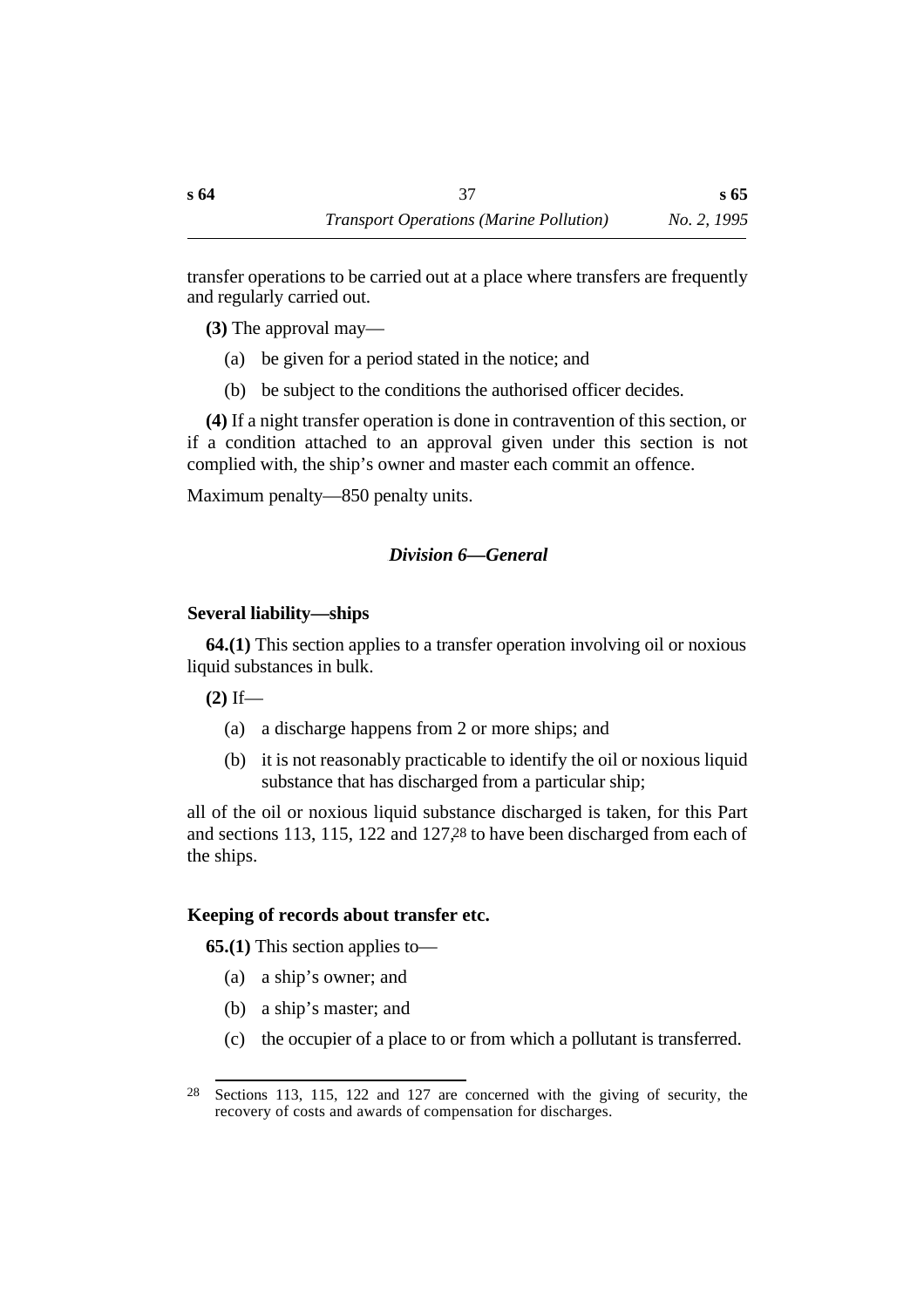transfer operations to be carried out at a place where transfers are frequently and regularly carried out.

**(3)** The approval may—

(a) be given for a period stated in the notice; and

(b) be subject to the conditions the authorised officer decides.

**(4)** If a night transfer operation is done in contravention of this section, or if a condition attached to an approval given under this section is not complied with, the ship's owner and master each commit an offence.

Maximum penalty—850 penalty units.

### *Division 6—General*

#### Several liability—ships

**64.(1)** This section applies to a transfer operation involving oil or noxious liquid substances in bulk.

**(2)** If—

(a) a discharge happens from 2 or more ships; and

(b) it is not reasonably practicable to identify the oil or noxious liquid substance that has discharged from a particular ship;

all of the oil or noxious liquid substance discharged is taken, for this Part and sections 113, 115, 122 and 127,[28] to have been discharged from each of the ships.

#### Keeping of records about transfer etc.

**65.(1)** This section applies to—

(a) a ship's owner; and

(b) a ship's master; and

(c) the occupier of a place to or from which a pollutant is transferred.

---

[28] Sections 113, 115, 122 and 127 are concerned with the giving of security, the recovery of costs and awards of compensation for discharges.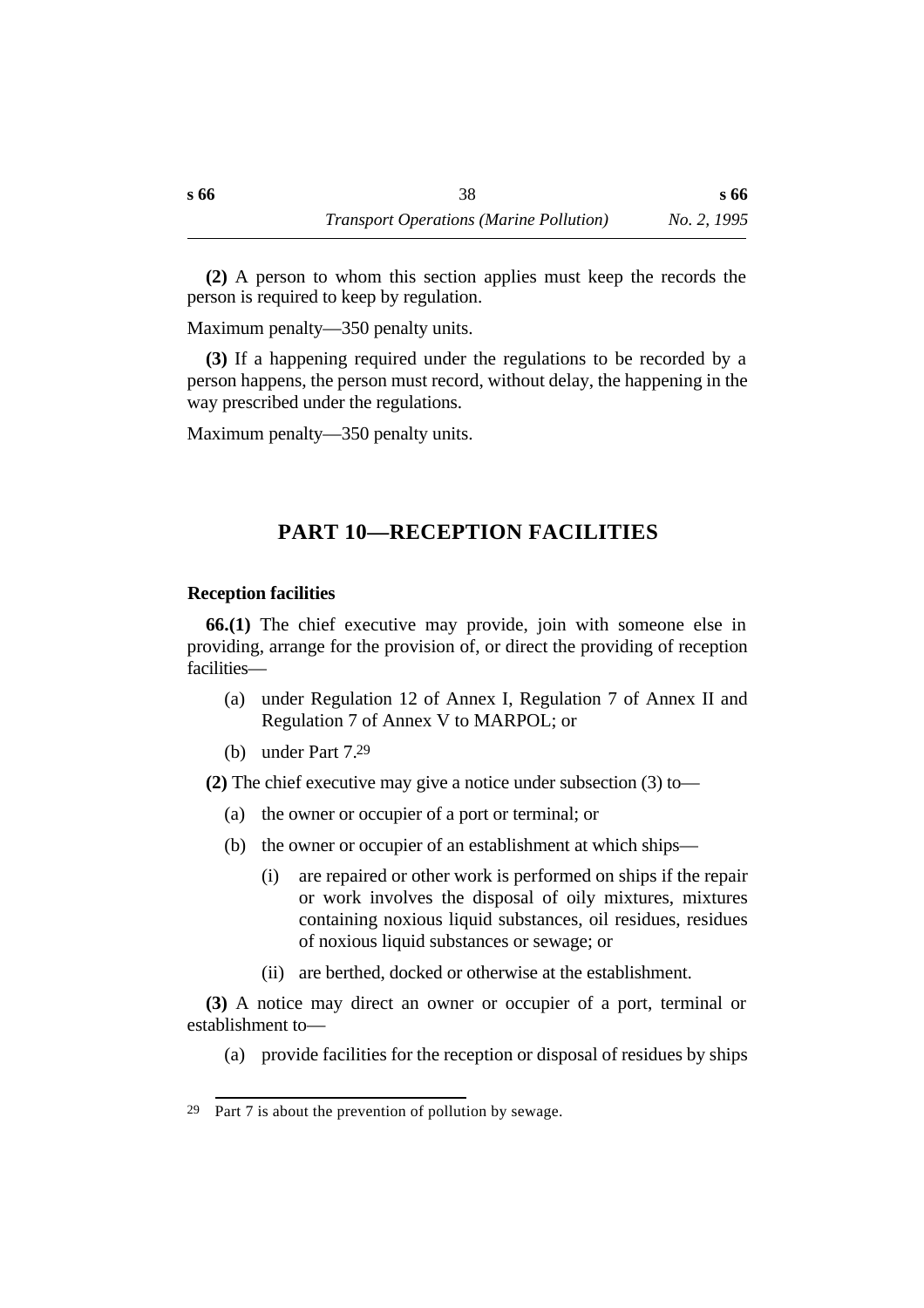**(2)** A person to whom this section applies must keep the records the person is required to keep by regulation.

Maximum penalty—350 penalty units.

**(3)** If a happening required under the regulations to be recorded by a person happens, the person must record, without delay, the happening in the way prescribed under the regulations.

Maximum penalty—350 penalty units.

## PART 10—RECEPTION FACILITIES

### Reception facilities

**66.(1)** The chief executive may provide, join with someone else in providing, arrange for the provision of, or direct the providing of reception facilities—

(a) under Regulation 12 of Annex I, Regulation 7 of Annex II and Regulation 7 of Annex V to MARPOL; or

(b) under Part 7.[29]

**(2)** The chief executive may give a notice under subsection (3) to—

(a) the owner or occupier of a port or terminal; or

(b) the owner or occupier of an establishment at which ships—

(i) are repaired or other work is performed on ships if the repair or work involves the disposal of oily mixtures, mixtures containing noxious liquid substances, oil residues, residues of noxious liquid substances or sewage; or

(ii) are berthed, docked or otherwise at the establishment.

**(3)** A notice may direct an owner or occupier of a port, terminal or establishment to—

(a) provide facilities for the reception or disposal of residues by ships

---

[29] Part 7 is about the prevention of pollution by sewage.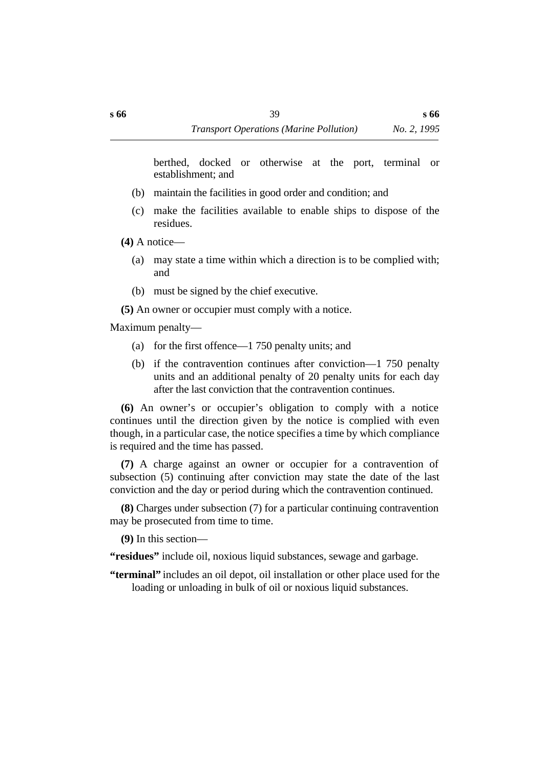berthed, docked or otherwise at the port, terminal or establishment; and

(b) maintain the facilities in good order and condition; and

(c) make the facilities available to enable ships to dispose of the residues.

**(4)** A notice—

(a) may state a time within which a direction is to be complied with; and

(b) must be signed by the chief executive.

**(5)** An owner or occupier must comply with a notice.

Maximum penalty—

(a) for the first offence—1 750 penalty units; and

(b) if the contravention continues after conviction—1 750 penalty units and an additional penalty of 20 penalty units for each day after the last conviction that the contravention continues.

**(6)** An owner's or occupier's obligation to comply with a notice continues until the direction given by the notice is complied with even though, in a particular case, the notice specifies a time by which compliance is required and the time has passed.

**(7)** A charge against an owner or occupier for a contravention of subsection (5) continuing after conviction may state the date of the last conviction and the day or period during which the contravention continued.

**(8)** Charges under subsection (7) for a particular continuing contravention may be prosecuted from time to time.

**(9)** In this section—

**"residues"** include oil, noxious liquid substances, sewage and garbage.

**"terminal"** includes an oil depot, oil installation or other place used for the loading or unloading in bulk of oil or noxious liquid substances.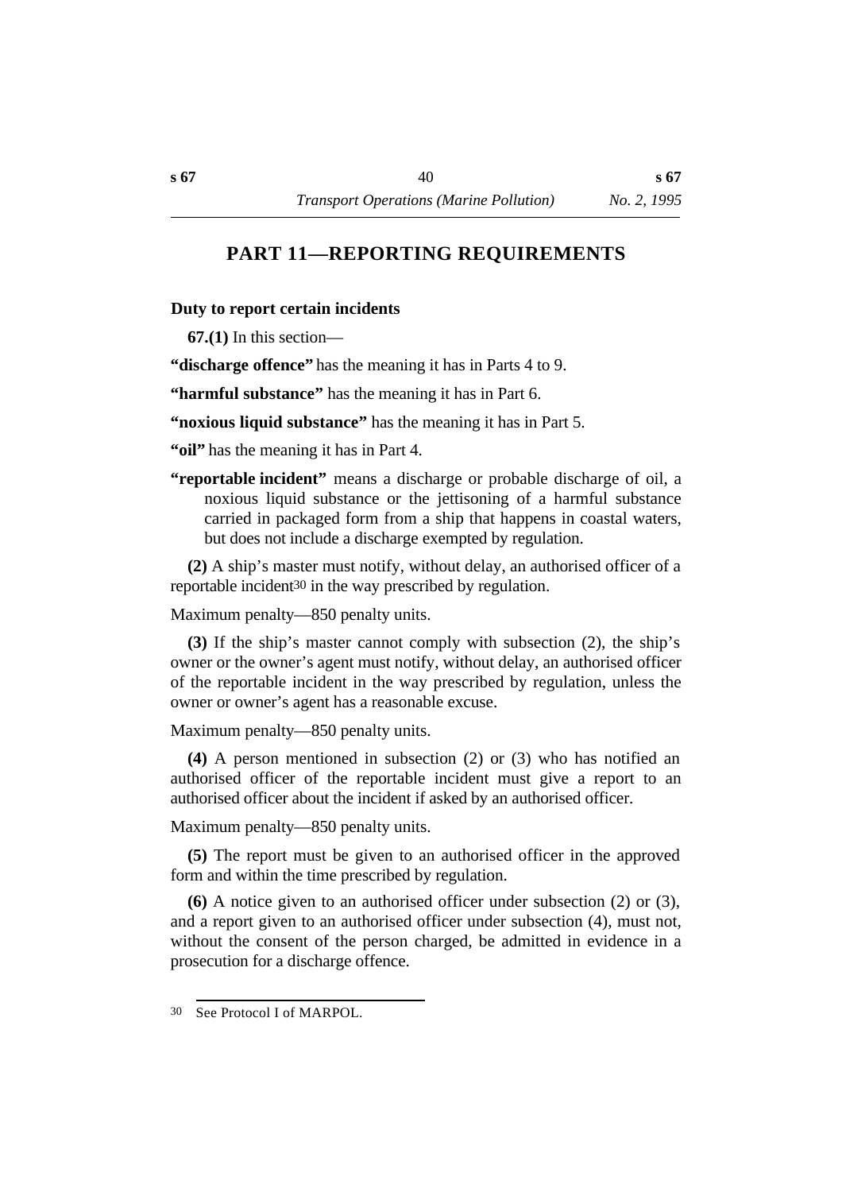# PART 11—REPORTING REQUIREMENTS

### Duty to report certain incidents

**67.(1)** In this section—

**"discharge offence"** has the meaning it has in Parts 4 to 9.

**"harmful substance"** has the meaning it has in Part 6.

**"noxious liquid substance"** has the meaning it has in Part 5.

**"oil"** has the meaning it has in Part 4.

**"reportable incident"** means a discharge or probable discharge of oil, a noxious liquid substance or the jettisoning of a harmful substance carried in packaged form from a ship that happens in coastal waters, but does not include a discharge exempted by regulation.

**(2)** A ship's master must notify, without delay, an authorised officer of a reportable incident[30] in the way prescribed by regulation.

Maximum penalty—850 penalty units.

**(3)** If the ship's master cannot comply with subsection (2), the ship's owner or the owner's agent must notify, without delay, an authorised officer of the reportable incident in the way prescribed by regulation, unless the owner or owner's agent has a reasonable excuse.

Maximum penalty—850 penalty units.

**(4)** A person mentioned in subsection (2) or (3) who has notified an authorised officer of the reportable incident must give a report to an authorised officer about the incident if asked by an authorised officer.

Maximum penalty—850 penalty units.

**(5)** The report must be given to an authorised officer in the approved form and within the time prescribed by regulation.

**(6)** A notice given to an authorised officer under subsection (2) or (3), and a report given to an authorised officer under subsection (4), must not, without the consent of the person charged, be admitted in evidence in a prosecution for a discharge offence.

---

30 See Protocol I of MARPOL.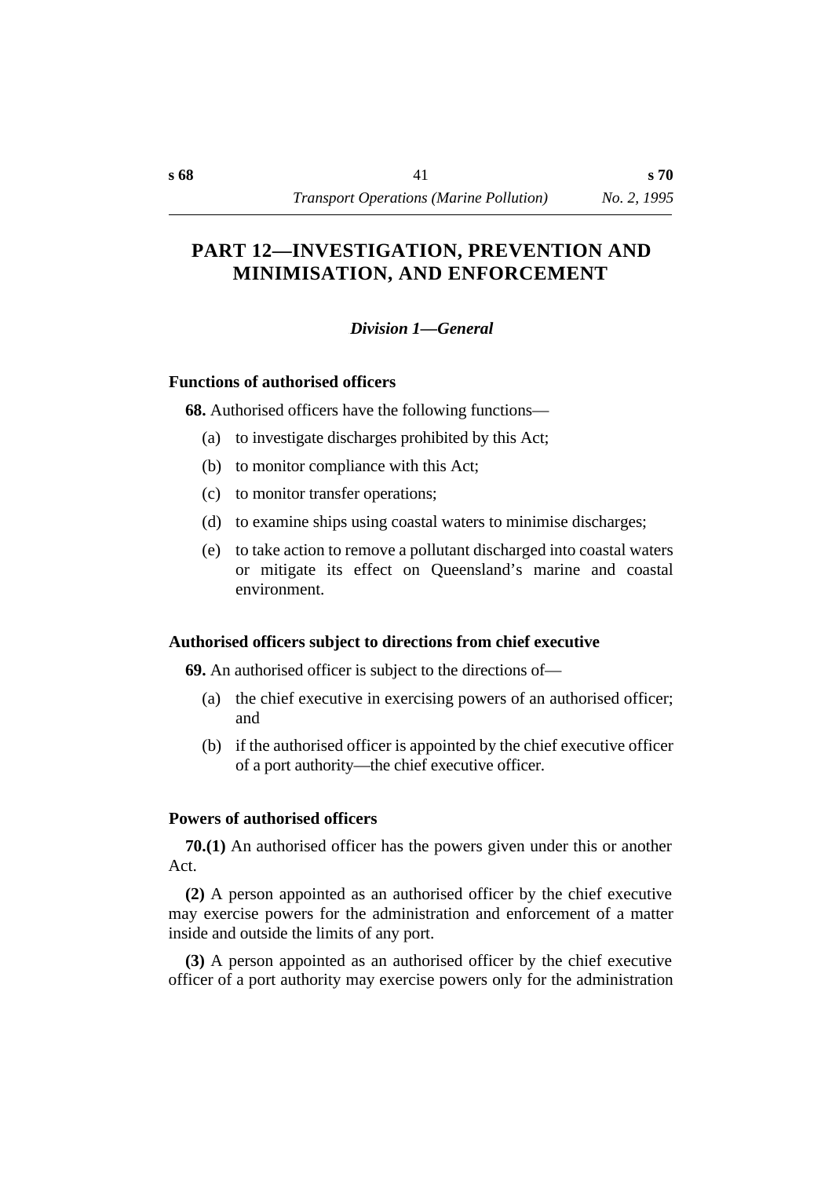# PART 12—INVESTIGATION, PREVENTION AND MINIMISATION, AND ENFORCEMENT

### *Division 1—General*

#### Functions of authorised officers

**68.** Authorised officers have the following functions—

(a) to investigate discharges prohibited by this Act;

(b) to monitor compliance with this Act;

(c) to monitor transfer operations;

(d) to examine ships using coastal waters to minimise discharges;

(e) to take action to remove a pollutant discharged into coastal waters or mitigate its effect on Queensland's marine and coastal environment.

#### Authorised officers subject to directions from chief executive

**69.** An authorised officer is subject to the directions of—

(a) the chief executive in exercising powers of an authorised officer; and

(b) if the authorised officer is appointed by the chief executive officer of a port authority—the chief executive officer.

#### Powers of authorised officers

**70.(1)** An authorised officer has the powers given under this or another Act.

**(2)** A person appointed as an authorised officer by the chief executive may exercise powers for the administration and enforcement of a matter inside and outside the limits of any port.

**(3)** A person appointed as an authorised officer by the chief executive officer of a port authority may exercise powers only for the administration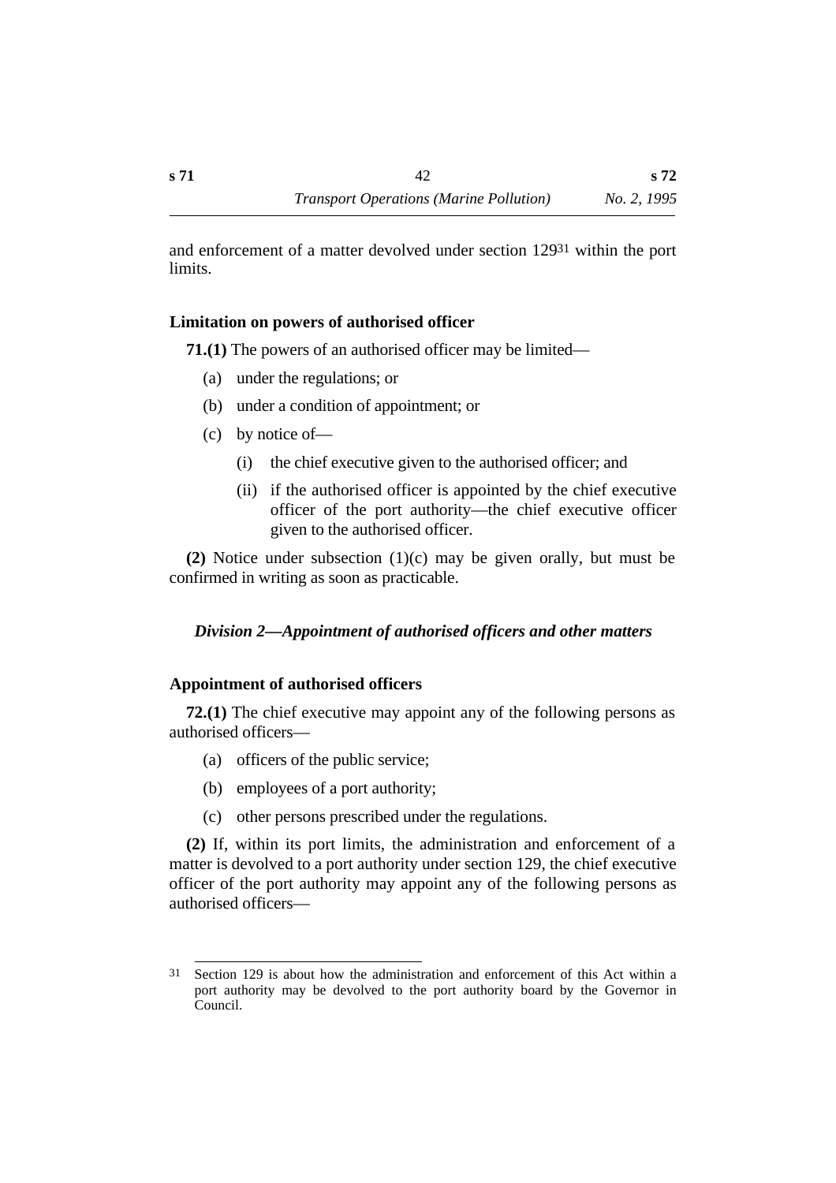and enforcement of a matter devolved under section 129[31] within the port limits.

### Limitation on powers of authorised officer

**71.(1)** The powers of an authorised officer may be limited—

(a) under the regulations; or

(b) under a condition of appointment; or

(c) by notice of—

  (i) the chief executive given to the authorised officer; and

  (ii) if the authorised officer is appointed by the chief executive officer of the port authority—the chief executive officer given to the authorised officer.

**(2)** Notice under subsection (1)(c) may be given orally, but must be confirmed in writing as soon as practicable.

## *Division 2—Appointment of authorised officers and other matters*

### Appointment of authorised officers

**72.(1)** The chief executive may appoint any of the following persons as authorised officers—

(a) officers of the public service;

(b) employees of a port authority;

(c) other persons prescribed under the regulations.

**(2)** If, within its port limits, the administration and enforcement of a matter is devolved to a port authority under section 129, the chief executive officer of the port authority may appoint any of the following persons as authorised officers—

---

[31] Section 129 is about how the administration and enforcement of this Act within a port authority may be devolved to the port authority board by the Governor in Council.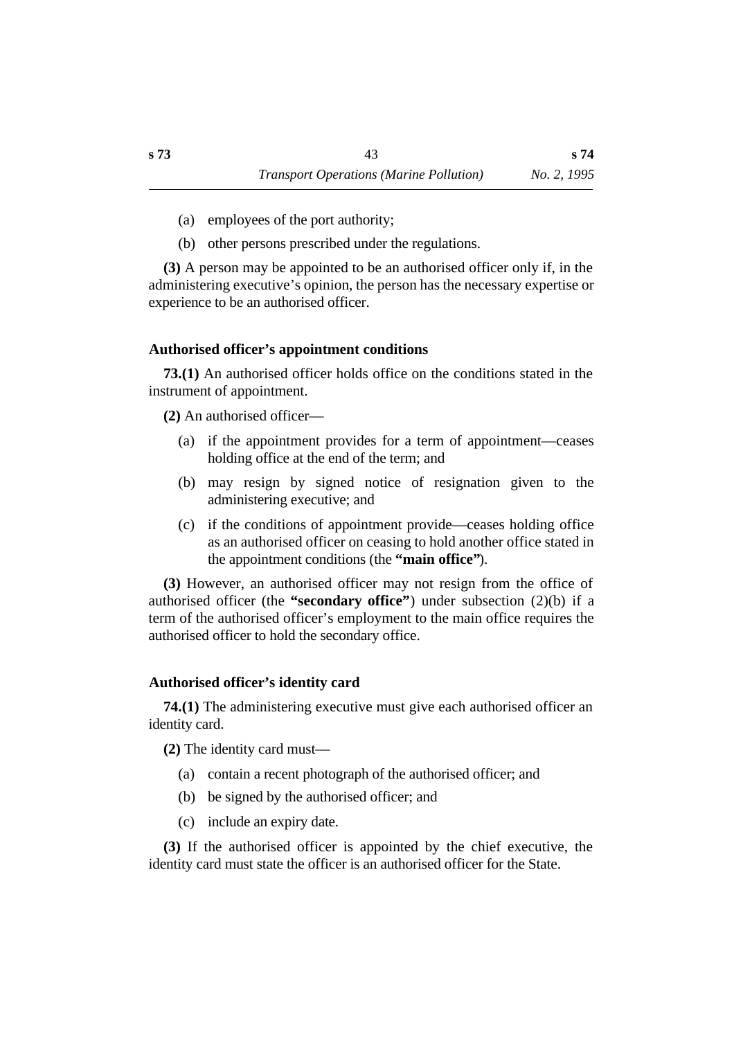(a) employees of the port authority;

(b) other persons prescribed under the regulations.

**(3)** A person may be appointed to be an authorised officer only if, in the administering executive's opinion, the person has the necessary expertise or experience to be an authorised officer.

### Authorised officer's appointment conditions

**73.(1)** An authorised officer holds office on the conditions stated in the instrument of appointment.

**(2)** An authorised officer—

(a) if the appointment provides for a term of appointment—ceases holding office at the end of the term; and

(b) may resign by signed notice of resignation given to the administering executive; and

(c) if the conditions of appointment provide—ceases holding office as an authorised officer on ceasing to hold another office stated in the appointment conditions (the **"main office"**).

**(3)** However, an authorised officer may not resign from the office of authorised officer (the **"secondary office"**) under subsection (2)(b) if a term of the authorised officer's employment to the main office requires the authorised officer to hold the secondary office.

### Authorised officer's identity card

**74.(1)** The administering executive must give each authorised officer an identity card.

**(2)** The identity card must—

(a) contain a recent photograph of the authorised officer; and

(b) be signed by the authorised officer; and

(c) include an expiry date.

**(3)** If the authorised officer is appointed by the chief executive, the identity card must state the officer is an authorised officer for the State.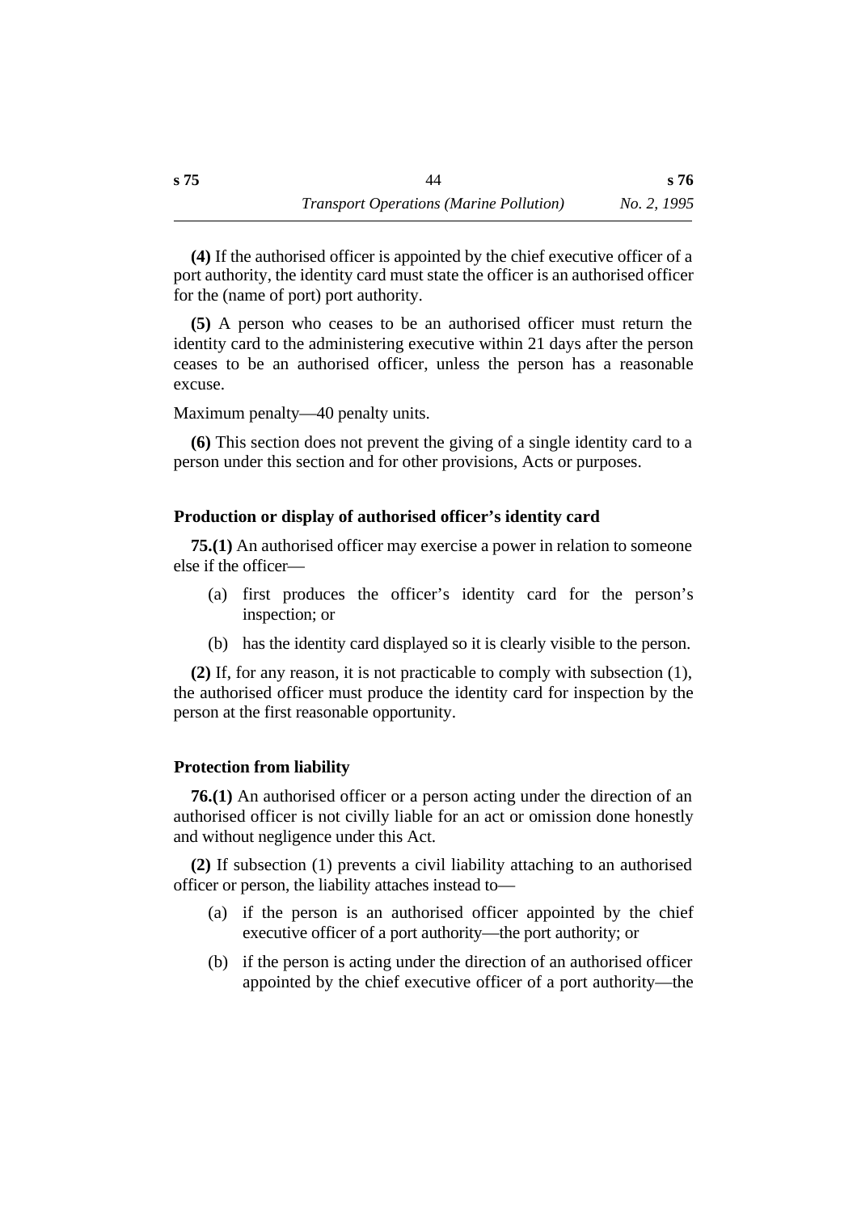**(4)** If the authorised officer is appointed by the chief executive officer of a port authority, the identity card must state the officer is an authorised officer for the (name of port) port authority.

**(5)** A person who ceases to be an authorised officer must return the identity card to the administering executive within 21 days after the person ceases to be an authorised officer, unless the person has a reasonable excuse.

Maximum penalty—40 penalty units.

**(6)** This section does not prevent the giving of a single identity card to a person under this section and for other provisions, Acts or purposes.

### Production or display of authorised officer's identity card

**75.(1)** An authorised officer may exercise a power in relation to someone else if the officer—

(a) first produces the officer's identity card for the person's inspection; or

(b) has the identity card displayed so it is clearly visible to the person.

**(2)** If, for any reason, it is not practicable to comply with subsection (1), the authorised officer must produce the identity card for inspection by the person at the first reasonable opportunity.

### Protection from liability

**76.(1)** An authorised officer or a person acting under the direction of an authorised officer is not civilly liable for an act or omission done honestly and without negligence under this Act.

**(2)** If subsection (1) prevents a civil liability attaching to an authorised officer or person, the liability attaches instead to—

(a) if the person is an authorised officer appointed by the chief executive officer of a port authority—the port authority; or

(b) if the person is acting under the direction of an authorised officer appointed by the chief executive officer of a port authority—the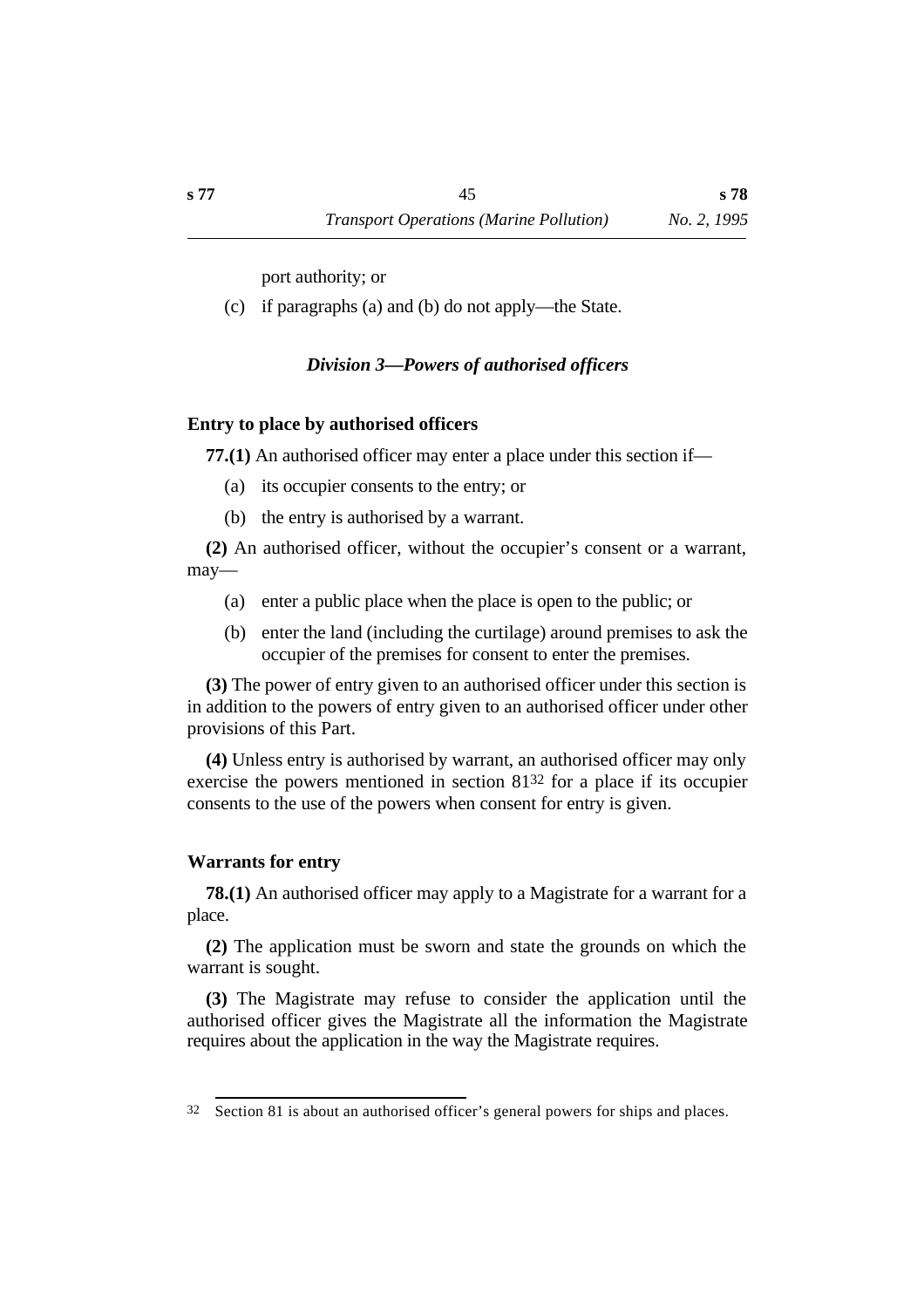port authority; or

(c) if paragraphs (a) and (b) do not apply—the State.

### *Division 3—Powers of authorised officers*

**Entry to place by authorised officers**

**77.(1)** An authorised officer may enter a place under this section if—

(a) its occupier consents to the entry; or

(b) the entry is authorised by a warrant.

**(2)** An authorised officer, without the occupier's consent or a warrant, may—

(a) enter a public place when the place is open to the public; or

(b) enter the land (including the curtilage) around premises to ask the occupier of the premises for consent to enter the premises.

**(3)** The power of entry given to an authorised officer under this section is in addition to the powers of entry given to an authorised officer under other provisions of this Part.

**(4)** Unless entry is authorised by warrant, an authorised officer may only exercise the powers mentioned in section 81[32] for a place if its occupier consents to the use of the powers when consent for entry is given.

**Warrants for entry**

**78.(1)** An authorised officer may apply to a Magistrate for a warrant for a place.

**(2)** The application must be sworn and state the grounds on which the warrant is sought.

**(3)** The Magistrate may refuse to consider the application until the authorised officer gives the Magistrate all the information the Magistrate requires about the application in the way the Magistrate requires.

---

32 Section 81 is about an authorised officer's general powers for ships and places.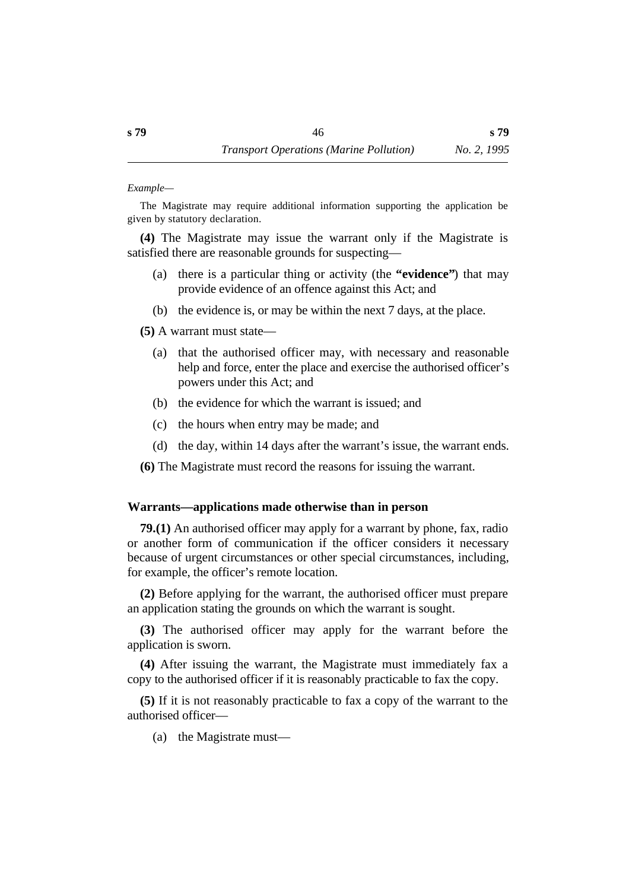*Example—*

The Magistrate may require additional information supporting the application be given by statutory declaration.

**(4)** The Magistrate may issue the warrant only if the Magistrate is satisfied there are reasonable grounds for suspecting—

(a) there is a particular thing or activity (the **"evidence"**) that may provide evidence of an offence against this Act; and

(b) the evidence is, or may be within the next 7 days, at the place.

**(5)** A warrant must state—

(a) that the authorised officer may, with necessary and reasonable help and force, enter the place and exercise the authorised officer's powers under this Act; and

(b) the evidence for which the warrant is issued; and

(c) the hours when entry may be made; and

(d) the day, within 14 days after the warrant's issue, the warrant ends.

**(6)** The Magistrate must record the reasons for issuing the warrant.

### Warrants—applications made otherwise than in person

**79.(1)** An authorised officer may apply for a warrant by phone, fax, radio or another form of communication if the officer considers it necessary because of urgent circumstances or other special circumstances, including, for example, the officer's remote location.

**(2)** Before applying for the warrant, the authorised officer must prepare an application stating the grounds on which the warrant is sought.

**(3)** The authorised officer may apply for the warrant before the application is sworn.

**(4)** After issuing the warrant, the Magistrate must immediately fax a copy to the authorised officer if it is reasonably practicable to fax the copy.

**(5)** If it is not reasonably practicable to fax a copy of the warrant to the authorised officer—

(a) the Magistrate must—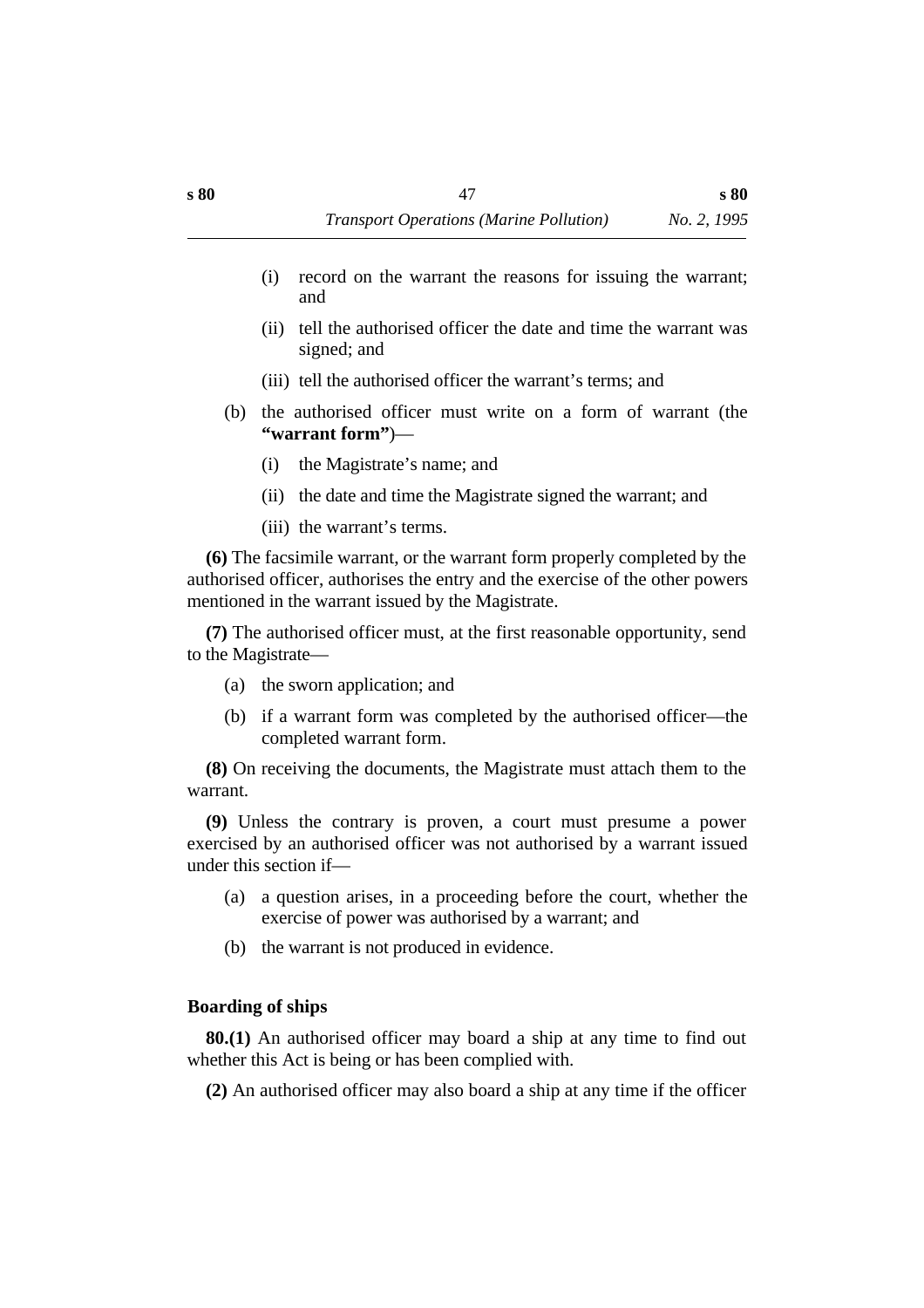(i) record on the warrant the reasons for issuing the warrant; and

(ii) tell the authorised officer the date and time the warrant was signed; and

(iii) tell the authorised officer the warrant's terms; and

(b) the authorised officer must write on a form of warrant (the **"warrant form"**)—

(i) the Magistrate's name; and

(ii) the date and time the Magistrate signed the warrant; and

(iii) the warrant's terms.

**(6)** The facsimile warrant, or the warrant form properly completed by the authorised officer, authorises the entry and the exercise of the other powers mentioned in the warrant issued by the Magistrate.

**(7)** The authorised officer must, at the first reasonable opportunity, send to the Magistrate—

(a) the sworn application; and

(b) if a warrant form was completed by the authorised officer—the completed warrant form.

**(8)** On receiving the documents, the Magistrate must attach them to the warrant.

**(9)** Unless the contrary is proven, a court must presume a power exercised by an authorised officer was not authorised by a warrant issued under this section if—

(a) a question arises, in a proceeding before the court, whether the exercise of power was authorised by a warrant; and

(b) the warrant is not produced in evidence.

### Boarding of ships

**80.(1)** An authorised officer may board a ship at any time to find out whether this Act is being or has been complied with.

**(2)** An authorised officer may also board a ship at any time if the officer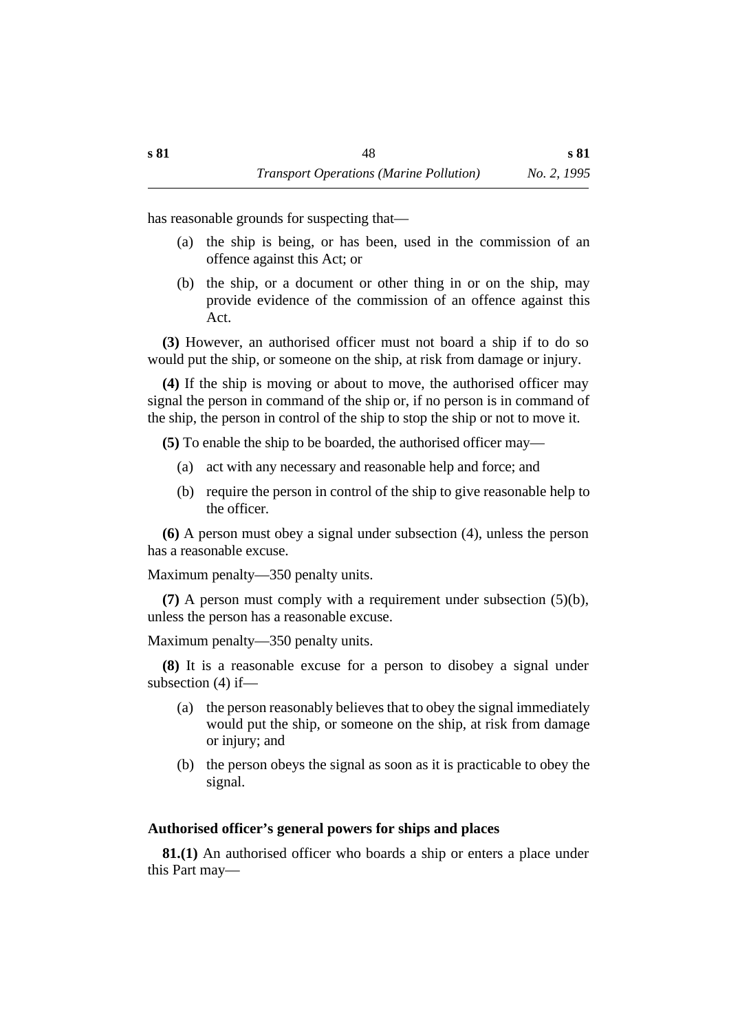has reasonable grounds for suspecting that—

(a) the ship is being, or has been, used in the commission of an offence against this Act; or

(b) the ship, or a document or other thing in or on the ship, may provide evidence of the commission of an offence against this Act.

**(3)** However, an authorised officer must not board a ship if to do so would put the ship, or someone on the ship, at risk from damage or injury.

**(4)** If the ship is moving or about to move, the authorised officer may signal the person in command of the ship or, if no person is in command of the ship, the person in control of the ship to stop the ship or not to move it.

**(5)** To enable the ship to be boarded, the authorised officer may—

(a) act with any necessary and reasonable help and force; and

(b) require the person in control of the ship to give reasonable help to the officer.

**(6)** A person must obey a signal under subsection (4), unless the person has a reasonable excuse.

Maximum penalty—350 penalty units.

**(7)** A person must comply with a requirement under subsection (5)(b), unless the person has a reasonable excuse.

Maximum penalty—350 penalty units.

**(8)** It is a reasonable excuse for a person to disobey a signal under subsection (4) if—

(a) the person reasonably believes that to obey the signal immediately would put the ship, or someone on the ship, at risk from damage or injury; and

(b) the person obeys the signal as soon as it is practicable to obey the signal.

### Authorised officer's general powers for ships and places

**81.(1)** An authorised officer who boards a ship or enters a place under this Part may—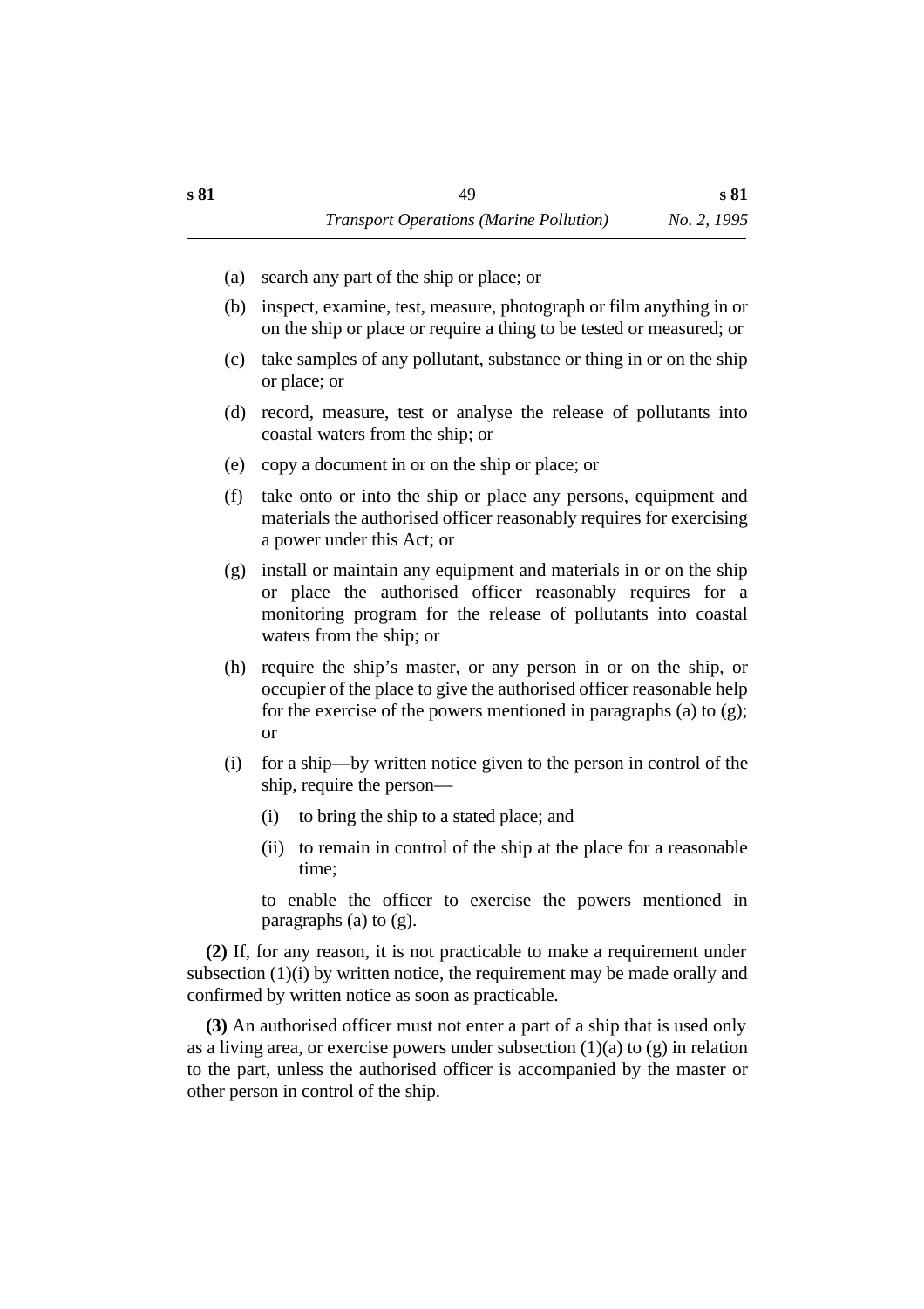(a) search any part of the ship or place; or

(b) inspect, examine, test, measure, photograph or film anything in or on the ship or place or require a thing to be tested or measured; or

(c) take samples of any pollutant, substance or thing in or on the ship or place; or

(d) record, measure, test or analyse the release of pollutants into coastal waters from the ship; or

(e) copy a document in or on the ship or place; or

(f) take onto or into the ship or place any persons, equipment and materials the authorised officer reasonably requires for exercising a power under this Act; or

(g) install or maintain any equipment and materials in or on the ship or place the authorised officer reasonably requires for a monitoring program for the release of pollutants into coastal waters from the ship; or

(h) require the ship's master, or any person in or on the ship, or occupier of the place to give the authorised officer reasonable help for the exercise of the powers mentioned in paragraphs (a) to (g); or

(i) for a ship—by written notice given to the person in control of the ship, require the person—

   (i) to bring the ship to a stated place; and

   (ii) to remain in control of the ship at the place for a reasonable time;

   to enable the officer to exercise the powers mentioned in paragraphs (a) to (g).

**(2)** If, for any reason, it is not practicable to make a requirement under subsection (1)(i) by written notice, the requirement may be made orally and confirmed by written notice as soon as practicable.

**(3)** An authorised officer must not enter a part of a ship that is used only as a living area, or exercise powers under subsection (1)(a) to (g) in relation to the part, unless the authorised officer is accompanied by the master or other person in control of the ship.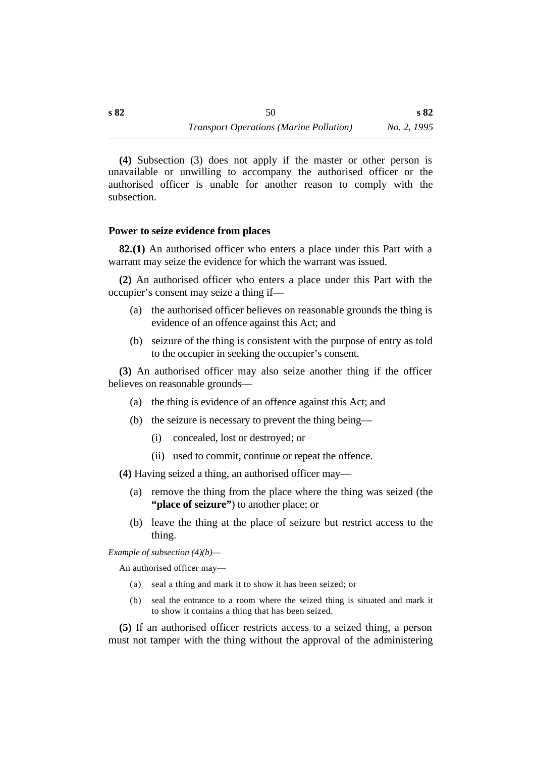**(4)** Subsection (3) does not apply if the master or other person is unavailable or unwilling to accompany the authorised officer or the authorised officer is unable for another reason to comply with the subsection.

### Power to seize evidence from places

**82.(1)** An authorised officer who enters a place under this Part with a warrant may seize the evidence for which the warrant was issued.

**(2)** An authorised officer who enters a place under this Part with the occupier's consent may seize a thing if—

- (a) the authorised officer believes on reasonable grounds the thing is evidence of an offence against this Act; and
- (b) seizure of the thing is consistent with the purpose of entry as told to the occupier in seeking the occupier's consent.

**(3)** An authorised officer may also seize another thing if the officer believes on reasonable grounds—

- (a) the thing is evidence of an offence against this Act; and
- (b) the seizure is necessary to prevent the thing being—
  - (i) concealed, lost or destroyed; or
  - (ii) used to commit, continue or repeat the offence.

**(4)** Having seized a thing, an authorised officer may—

- (a) remove the thing from the place where the thing was seized (the **"place of seizure"**) to another place; or
- (b) leave the thing at the place of seizure but restrict access to the thing.

*Example of subsection (4)(b)—*

An authorised officer may—

- (a) seal a thing and mark it to show it has been seized; or
- (b) seal the entrance to a room where the seized thing is situated and mark it to show it contains a thing that has been seized.

**(5)** If an authorised officer restricts access to a seized thing, a person must not tamper with the thing without the approval of the administering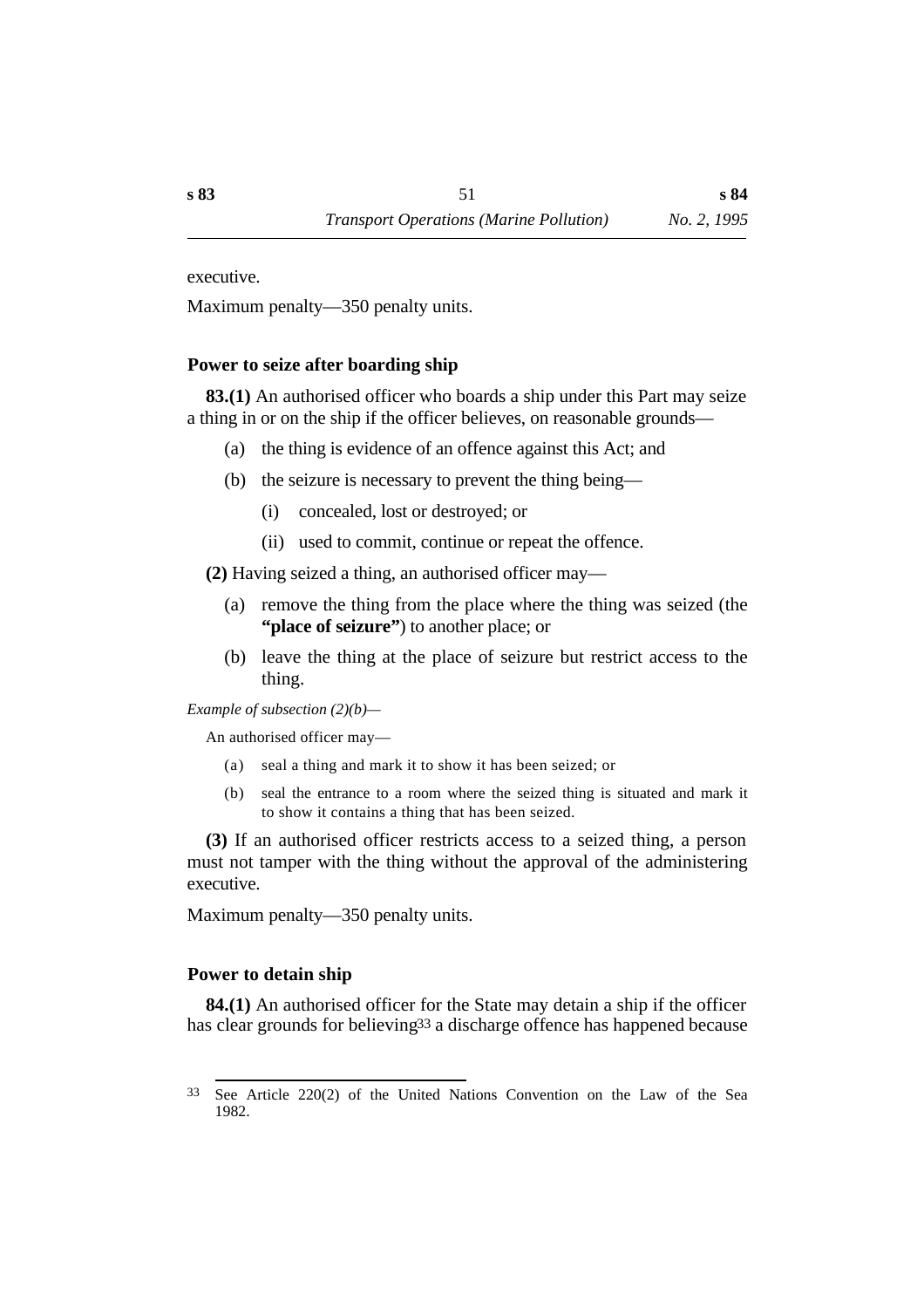executive.

Maximum penalty—350 penalty units.

### Power to seize after boarding ship

**83.(1)** An authorised officer who boards a ship under this Part may seize a thing in or on the ship if the officer believes, on reasonable grounds—

- (a) the thing is evidence of an offence against this Act; and
- (b) the seizure is necessary to prevent the thing being—
  - (i) concealed, lost or destroyed; or
  - (ii) used to commit, continue or repeat the offence.

**(2)** Having seized a thing, an authorised officer may—

- (a) remove the thing from the place where the thing was seized (the **"place of seizure"**) to another place; or
- (b) leave the thing at the place of seizure but restrict access to the thing.

*Example of subsection (2)(b)—*

An authorised officer may—

- (a) seal a thing and mark it to show it has been seized; or
- (b) seal the entrance to a room where the seized thing is situated and mark it to show it contains a thing that has been seized.

**(3)** If an authorised officer restricts access to a seized thing, a person must not tamper with the thing without the approval of the administering executive.

Maximum penalty—350 penalty units.

### Power to detain ship

**84.(1)** An authorised officer for the State may detain a ship if the officer has clear grounds for believing[33] a discharge offence has happened because

---

[33] See Article 220(2) of the United Nations Convention on the Law of the Sea 1982.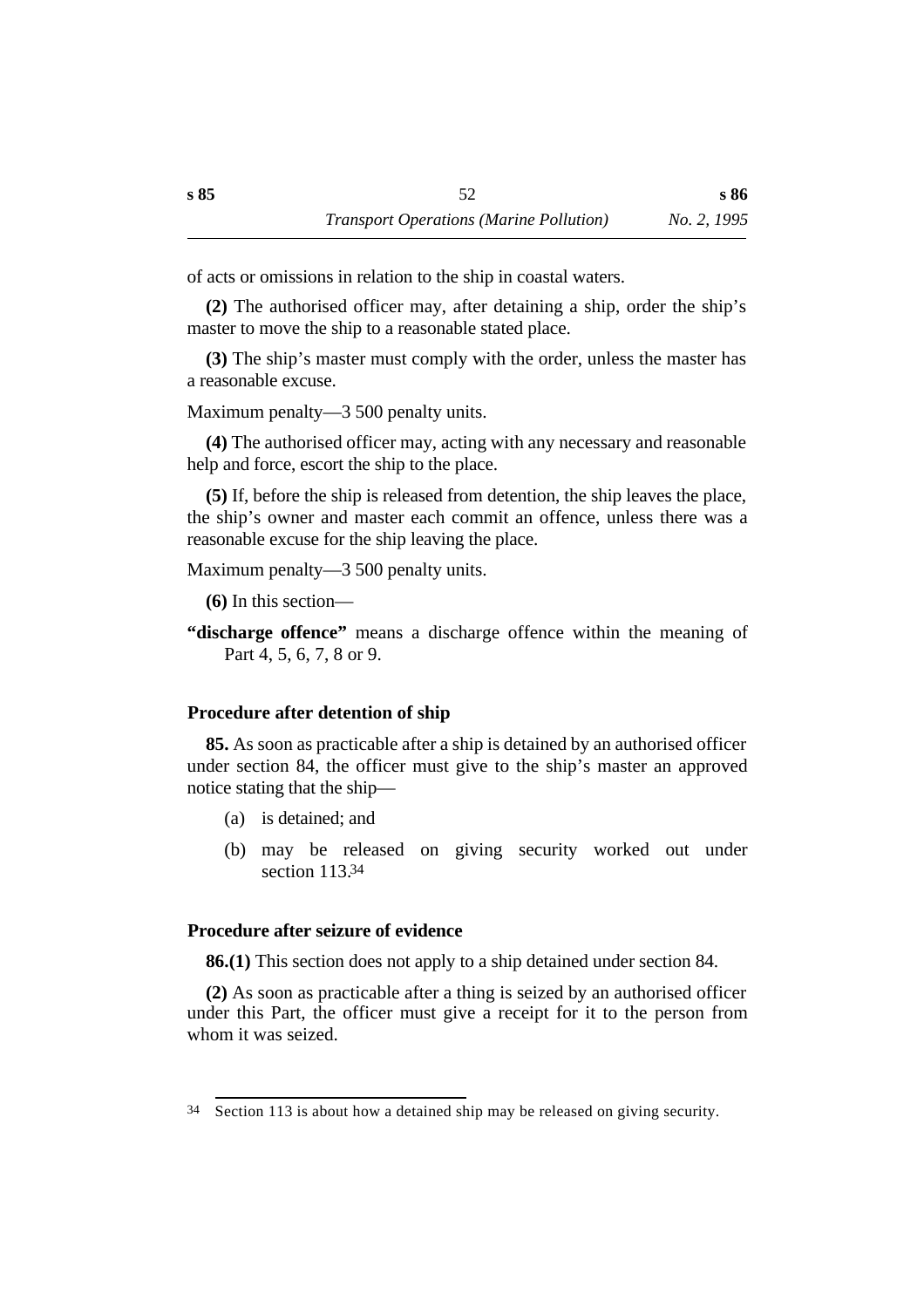of acts or omissions in relation to the ship in coastal waters.

**(2)** The authorised officer may, after detaining a ship, order the ship's master to move the ship to a reasonable stated place.

**(3)** The ship's master must comply with the order, unless the master has a reasonable excuse.

Maximum penalty—3 500 penalty units.

**(4)** The authorised officer may, acting with any necessary and reasonable help and force, escort the ship to the place.

**(5)** If, before the ship is released from detention, the ship leaves the place, the ship's owner and master each commit an offence, unless there was a reasonable excuse for the ship leaving the place.

Maximum penalty—3 500 penalty units.

**(6)** In this section—

**"discharge offence"** means a discharge offence within the meaning of Part 4, 5, 6, 7, 8 or 9.

### Procedure after detention of ship

**85.** As soon as practicable after a ship is detained by an authorised officer under section 84, the officer must give to the ship's master an approved notice stating that the ship—

(a) is detained; and

(b) may be released on giving security worked out under section 113.[34]

### Procedure after seizure of evidence

**86.(1)** This section does not apply to a ship detained under section 84.

**(2)** As soon as practicable after a thing is seized by an authorised officer under this Part, the officer must give a receipt for it to the person from whom it was seized.

---

[34] Section 113 is about how a detained ship may be released on giving security.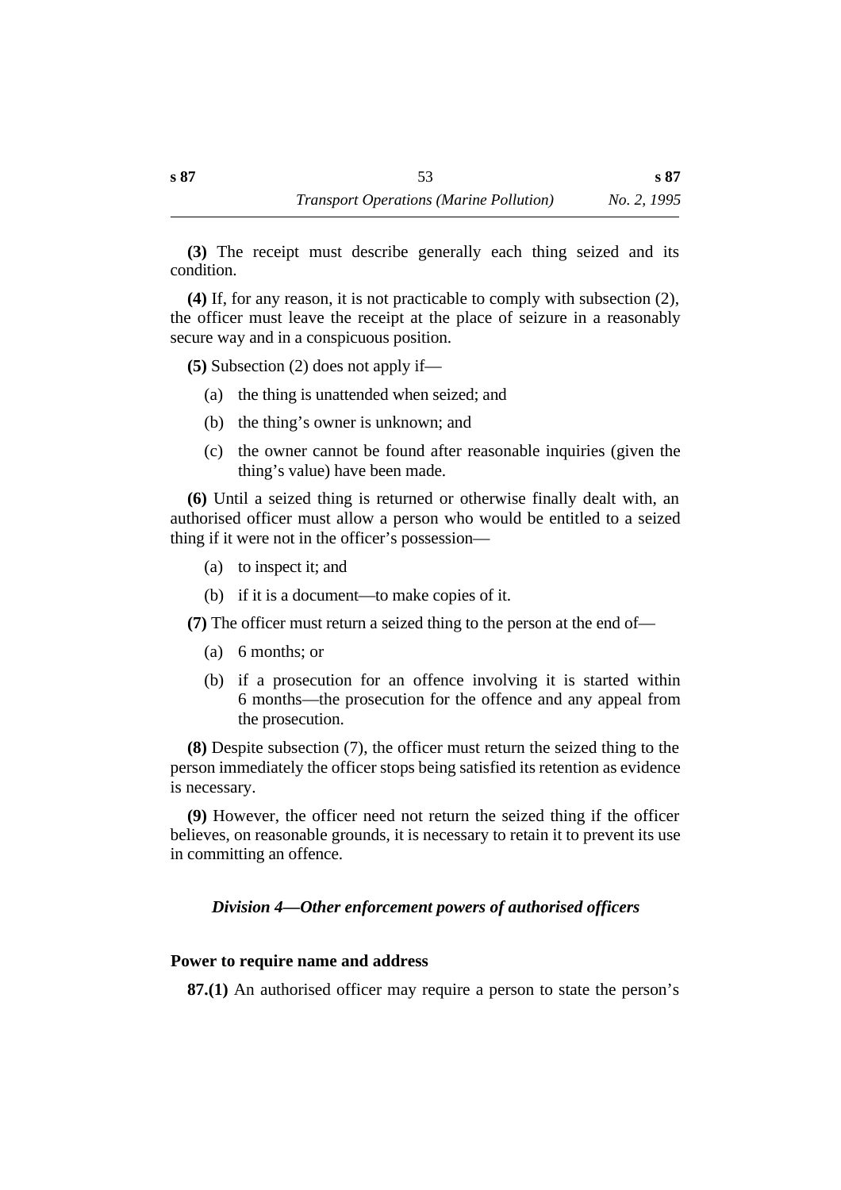**(3)** The receipt must describe generally each thing seized and its condition.

**(4)** If, for any reason, it is not practicable to comply with subsection (2), the officer must leave the receipt at the place of seizure in a reasonably secure way and in a conspicuous position.

**(5)** Subsection (2) does not apply if—

(a) the thing is unattended when seized; and

(b) the thing's owner is unknown; and

(c) the owner cannot be found after reasonable inquiries (given the thing's value) have been made.

**(6)** Until a seized thing is returned or otherwise finally dealt with, an authorised officer must allow a person who would be entitled to a seized thing if it were not in the officer's possession—

(a) to inspect it; and

(b) if it is a document—to make copies of it.

**(7)** The officer must return a seized thing to the person at the end of—

(a) 6 months; or

(b) if a prosecution for an offence involving it is started within 6 months—the prosecution for the offence and any appeal from the prosecution.

**(8)** Despite subsection (7), the officer must return the seized thing to the person immediately the officer stops being satisfied its retention as evidence is necessary.

**(9)** However, the officer need not return the seized thing if the officer believes, on reasonable grounds, it is necessary to retain it to prevent its use in committing an offence.

### *Division 4—Other enforcement powers of authorised officers*

#### Power to require name and address

**87.(1)** An authorised officer may require a person to state the person's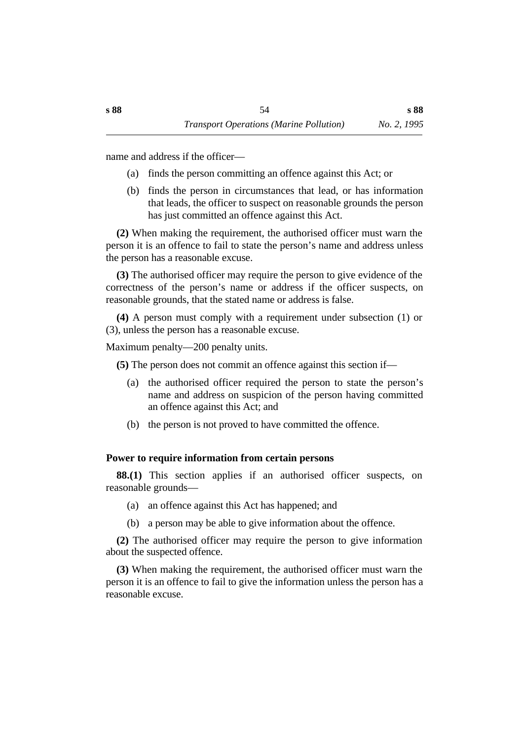name and address if the officer—

(a) finds the person committing an offence against this Act; or

(b) finds the person in circumstances that lead, or has information that leads, the officer to suspect on reasonable grounds the person has just committed an offence against this Act.

**(2)** When making the requirement, the authorised officer must warn the person it is an offence to fail to state the person's name and address unless the person has a reasonable excuse.

**(3)** The authorised officer may require the person to give evidence of the correctness of the person's name or address if the officer suspects, on reasonable grounds, that the stated name or address is false.

**(4)** A person must comply with a requirement under subsection (1) or (3), unless the person has a reasonable excuse.

Maximum penalty—200 penalty units.

**(5)** The person does not commit an offence against this section if—

(a) the authorised officer required the person to state the person's name and address on suspicion of the person having committed an offence against this Act; and

(b) the person is not proved to have committed the offence.

### Power to require information from certain persons

**88.(1)** This section applies if an authorised officer suspects, on reasonable grounds—

(a) an offence against this Act has happened; and

(b) a person may be able to give information about the offence.

**(2)** The authorised officer may require the person to give information about the suspected offence.

**(3)** When making the requirement, the authorised officer must warn the person it is an offence to fail to give the information unless the person has a reasonable excuse.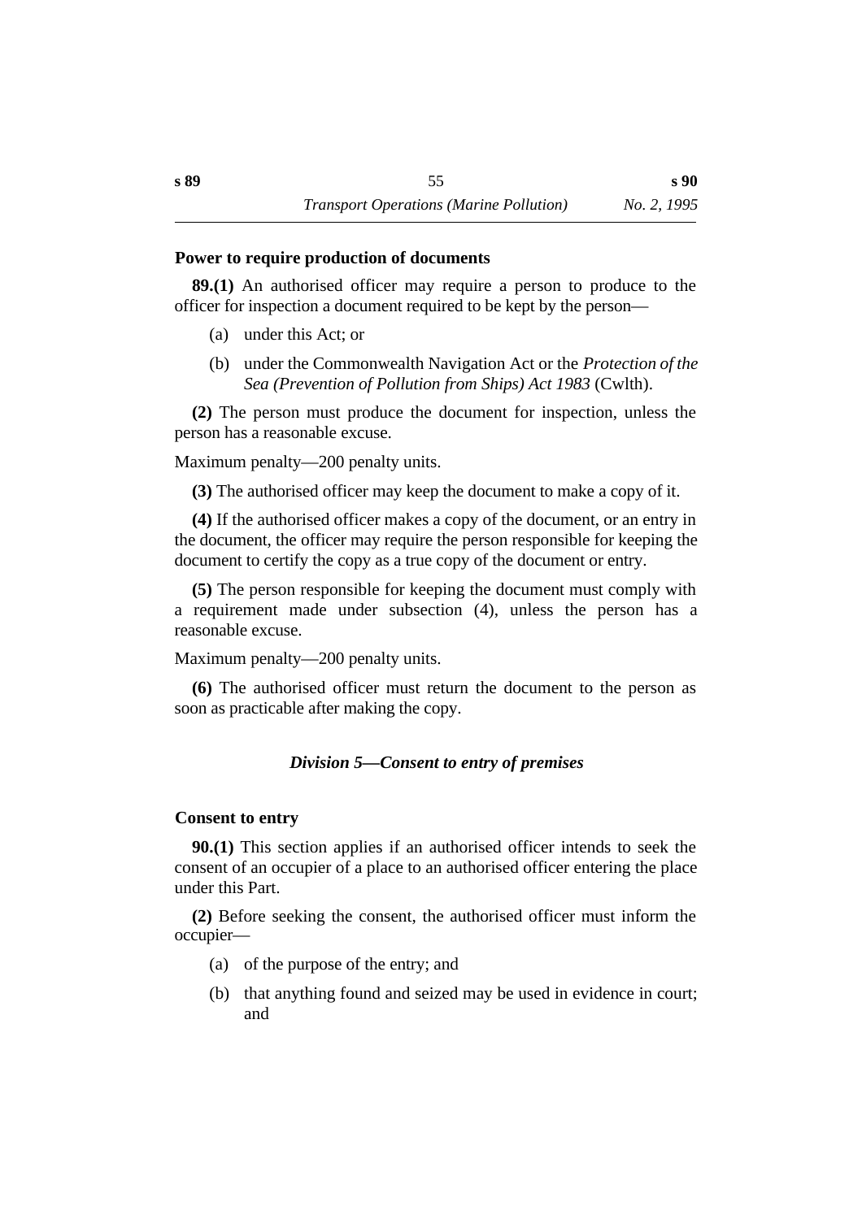### Power to require production of documents

**89.(1)** An authorised officer may require a person to produce to the officer for inspection a document required to be kept by the person—

(a) under this Act; or

(b) under the Commonwealth Navigation Act or the *Protection of the Sea (Prevention of Pollution from Ships) Act 1983* (Cwlth).

**(2)** The person must produce the document for inspection, unless the person has a reasonable excuse.

Maximum penalty—200 penalty units.

**(3)** The authorised officer may keep the document to make a copy of it.

**(4)** If the authorised officer makes a copy of the document, or an entry in the document, the officer may require the person responsible for keeping the document to certify the copy as a true copy of the document or entry.

**(5)** The person responsible for keeping the document must comply with a requirement made under subsection (4), unless the person has a reasonable excuse.

Maximum penalty—200 penalty units.

**(6)** The authorised officer must return the document to the person as soon as practicable after making the copy.

## *Division 5—Consent to entry of premises*

### Consent to entry

**90.(1)** This section applies if an authorised officer intends to seek the consent of an occupier of a place to an authorised officer entering the place under this Part.

**(2)** Before seeking the consent, the authorised officer must inform the occupier—

(a) of the purpose of the entry; and

(b) that anything found and seized may be used in evidence in court; and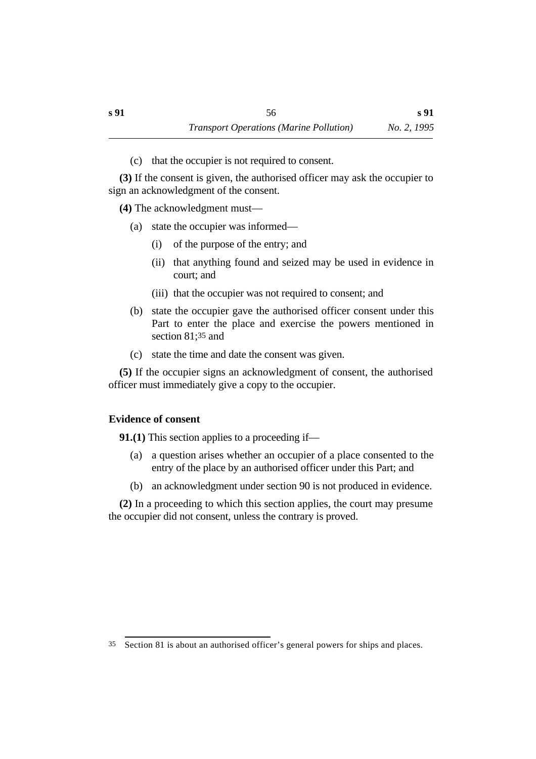(c) that the occupier is not required to consent.

**(3)** If the consent is given, the authorised officer may ask the occupier to sign an acknowledgment of the consent.

**(4)** The acknowledgment must—

(a) state the occupier was informed—

(i) of the purpose of the entry; and

(ii) that anything found and seized may be used in evidence in court; and

(iii) that the occupier was not required to consent; and

(b) state the occupier gave the authorised officer consent under this Part to enter the place and exercise the powers mentioned in section 81;[35] and

(c) state the time and date the consent was given.

**(5)** If the occupier signs an acknowledgment of consent, the authorised officer must immediately give a copy to the occupier.

### Evidence of consent

**91.(1)** This section applies to a proceeding if—

(a) a question arises whether an occupier of a place consented to the entry of the place by an authorised officer under this Part; and

(b) an acknowledgment under section 90 is not produced in evidence.

**(2)** In a proceeding to which this section applies, the court may presume the occupier did not consent, unless the contrary is proved.

---

[35] Section 81 is about an authorised officer's general powers for ships and places.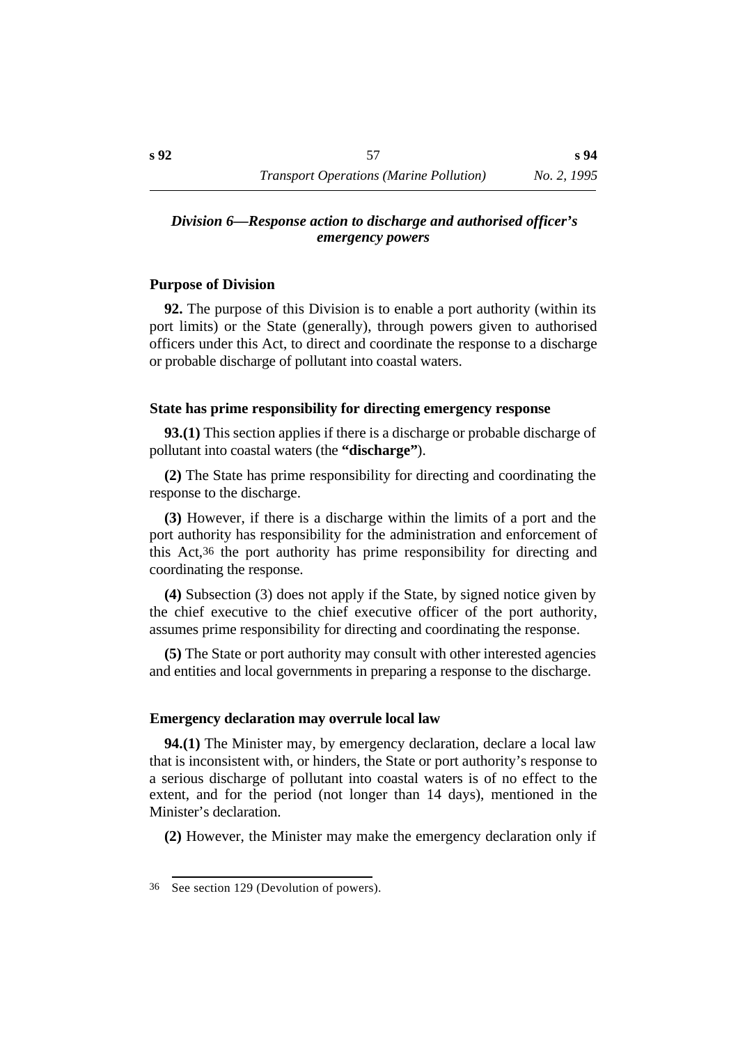## *Division 6—Response action to discharge and authorised officer's emergency powers*

### Purpose of Division

**92.** The purpose of this Division is to enable a port authority (within its port limits) or the State (generally), through powers given to authorised officers under this Act, to direct and coordinate the response to a discharge or probable discharge of pollutant into coastal waters.

### State has prime responsibility for directing emergency response

**93.(1)** This section applies if there is a discharge or probable discharge of pollutant into coastal waters (the **"discharge"**).

**(2)** The State has prime responsibility for directing and coordinating the response to the discharge.

**(3)** However, if there is a discharge within the limits of a port and the port authority has responsibility for the administration and enforcement of this Act,[36] the port authority has prime responsibility for directing and coordinating the response.

**(4)** Subsection (3) does not apply if the State, by signed notice given by the chief executive to the chief executive officer of the port authority, assumes prime responsibility for directing and coordinating the response.

**(5)** The State or port authority may consult with other interested agencies and entities and local governments in preparing a response to the discharge.

### Emergency declaration may overrule local law

**94.(1)** The Minister may, by emergency declaration, declare a local law that is inconsistent with, or hinders, the State or port authority's response to a serious discharge of pollutant into coastal waters is of no effect to the extent, and for the period (not longer than 14 days), mentioned in the Minister's declaration.

**(2)** However, the Minister may make the emergency declaration only if

---

[36] See section 129 (Devolution of powers).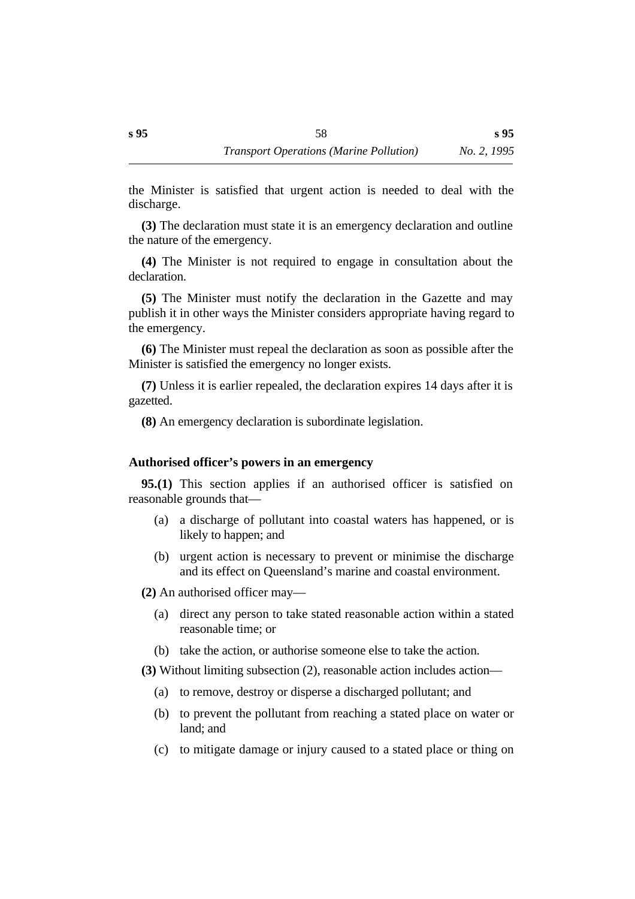the Minister is satisfied that urgent action is needed to deal with the discharge.

**(3)** The declaration must state it is an emergency declaration and outline the nature of the emergency.

**(4)** The Minister is not required to engage in consultation about the declaration.

**(5)** The Minister must notify the declaration in the Gazette and may publish it in other ways the Minister considers appropriate having regard to the emergency.

**(6)** The Minister must repeal the declaration as soon as possible after the Minister is satisfied the emergency no longer exists.

**(7)** Unless it is earlier repealed, the declaration expires 14 days after it is gazetted.

**(8)** An emergency declaration is subordinate legislation.

### Authorised officer's powers in an emergency

**95.(1)** This section applies if an authorised officer is satisfied on reasonable grounds that—

(a) a discharge of pollutant into coastal waters has happened, or is likely to happen; and

(b) urgent action is necessary to prevent or minimise the discharge and its effect on Queensland's marine and coastal environment.

**(2)** An authorised officer may—

(a) direct any person to take stated reasonable action within a stated reasonable time; or

(b) take the action, or authorise someone else to take the action.

**(3)** Without limiting subsection (2), reasonable action includes action—

(a) to remove, destroy or disperse a discharged pollutant; and

(b) to prevent the pollutant from reaching a stated place on water or land; and

(c) to mitigate damage or injury caused to a stated place or thing on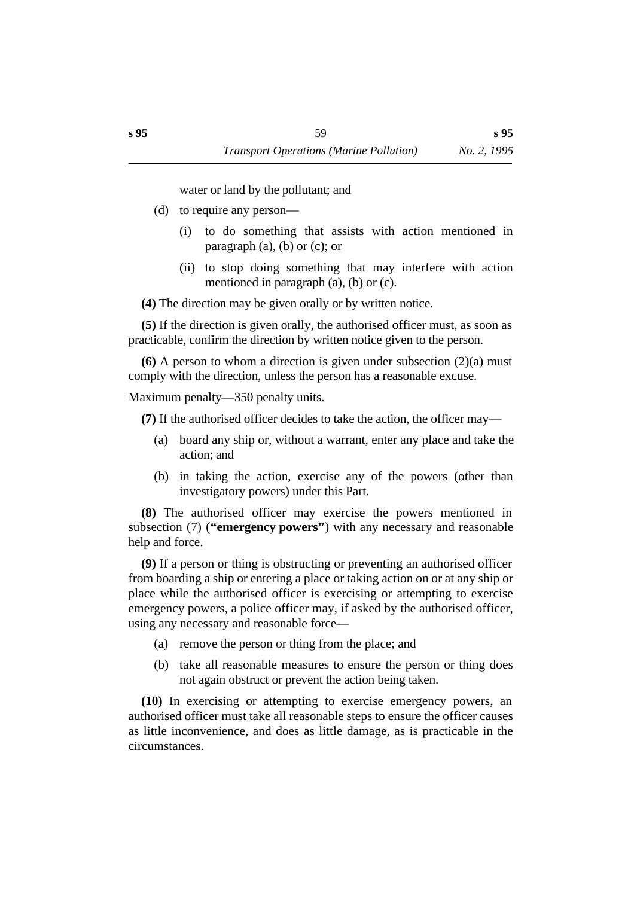water or land by the pollutant; and

(d) to require any person—

(i) to do something that assists with action mentioned in paragraph (a), (b) or (c); or

(ii) to stop doing something that may interfere with action mentioned in paragraph (a), (b) or (c).

**(4)** The direction may be given orally or by written notice.

**(5)** If the direction is given orally, the authorised officer must, as soon as practicable, confirm the direction by written notice given to the person.

**(6)** A person to whom a direction is given under subsection (2)(a) must comply with the direction, unless the person has a reasonable excuse.

Maximum penalty—350 penalty units.

**(7)** If the authorised officer decides to take the action, the officer may—

(a) board any ship or, without a warrant, enter any place and take the action; and

(b) in taking the action, exercise any of the powers (other than investigatory powers) under this Part.

**(8)** The authorised officer may exercise the powers mentioned in subsection (7) (**"emergency powers"**) with any necessary and reasonable help and force.

**(9)** If a person or thing is obstructing or preventing an authorised officer from boarding a ship or entering a place or taking action on or at any ship or place while the authorised officer is exercising or attempting to exercise emergency powers, a police officer may, if asked by the authorised officer, using any necessary and reasonable force—

(a) remove the person or thing from the place; and

(b) take all reasonable measures to ensure the person or thing does not again obstruct or prevent the action being taken.

**(10)** In exercising or attempting to exercise emergency powers, an authorised officer must take all reasonable steps to ensure the officer causes as little inconvenience, and does as little damage, as is practicable in the circumstances.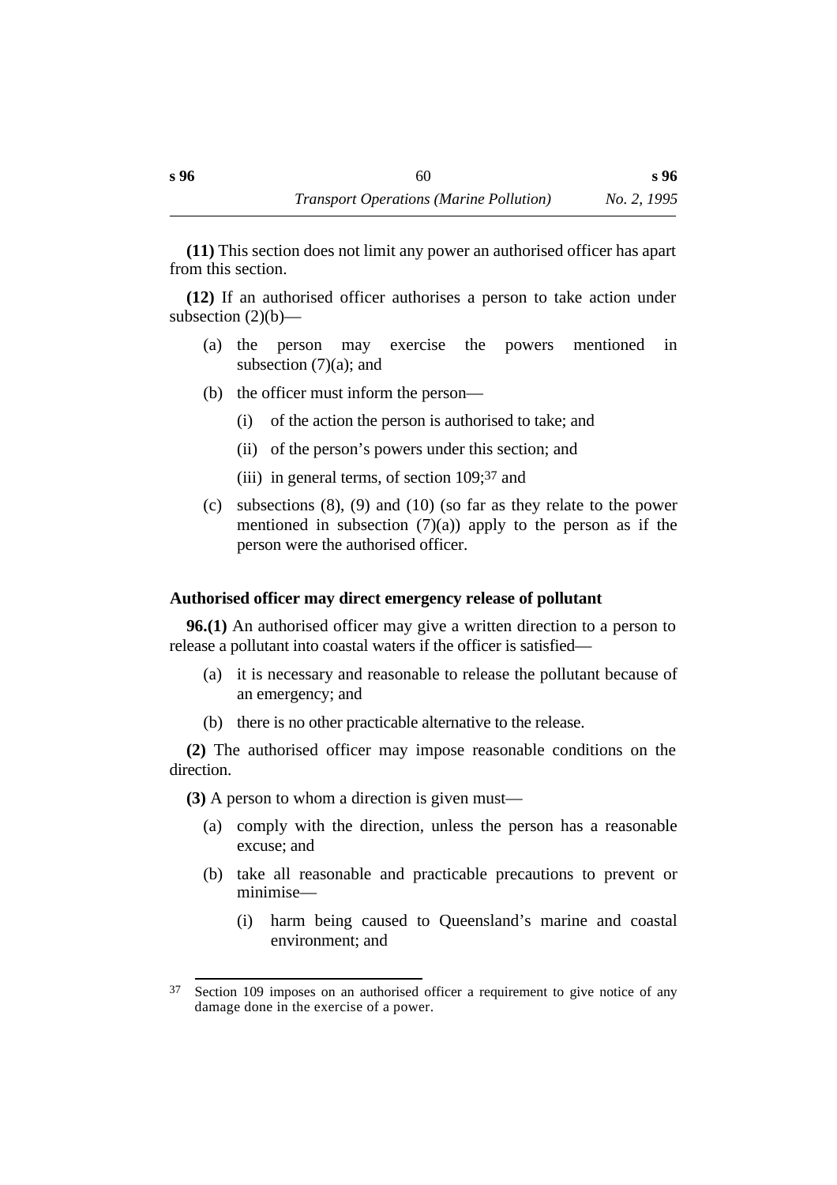**(11)** This section does not limit any power an authorised officer has apart from this section.

**(12)** If an authorised officer authorises a person to take action under subsection (2)(b)—

(a) the person may exercise the powers mentioned in subsection (7)(a); and

(b) the officer must inform the person—

  (i) of the action the person is authorised to take; and

  (ii) of the person's powers under this section; and

  (iii) in general terms, of section 109;[37] and

(c) subsections (8), (9) and (10) (so far as they relate to the power mentioned in subsection (7)(a)) apply to the person as if the person were the authorised officer.

### Authorised officer may direct emergency release of pollutant

**96.(1)** An authorised officer may give a written direction to a person to release a pollutant into coastal waters if the officer is satisfied—

(a) it is necessary and reasonable to release the pollutant because of an emergency; and

(b) there is no other practicable alternative to the release.

**(2)** The authorised officer may impose reasonable conditions on the direction.

**(3)** A person to whom a direction is given must—

(a) comply with the direction, unless the person has a reasonable excuse; and

(b) take all reasonable and practicable precautions to prevent or minimise—

  (i) harm being caused to Queensland's marine and coastal environment; and

---

[37] Section 109 imposes on an authorised officer a requirement to give notice of any damage done in the exercise of a power.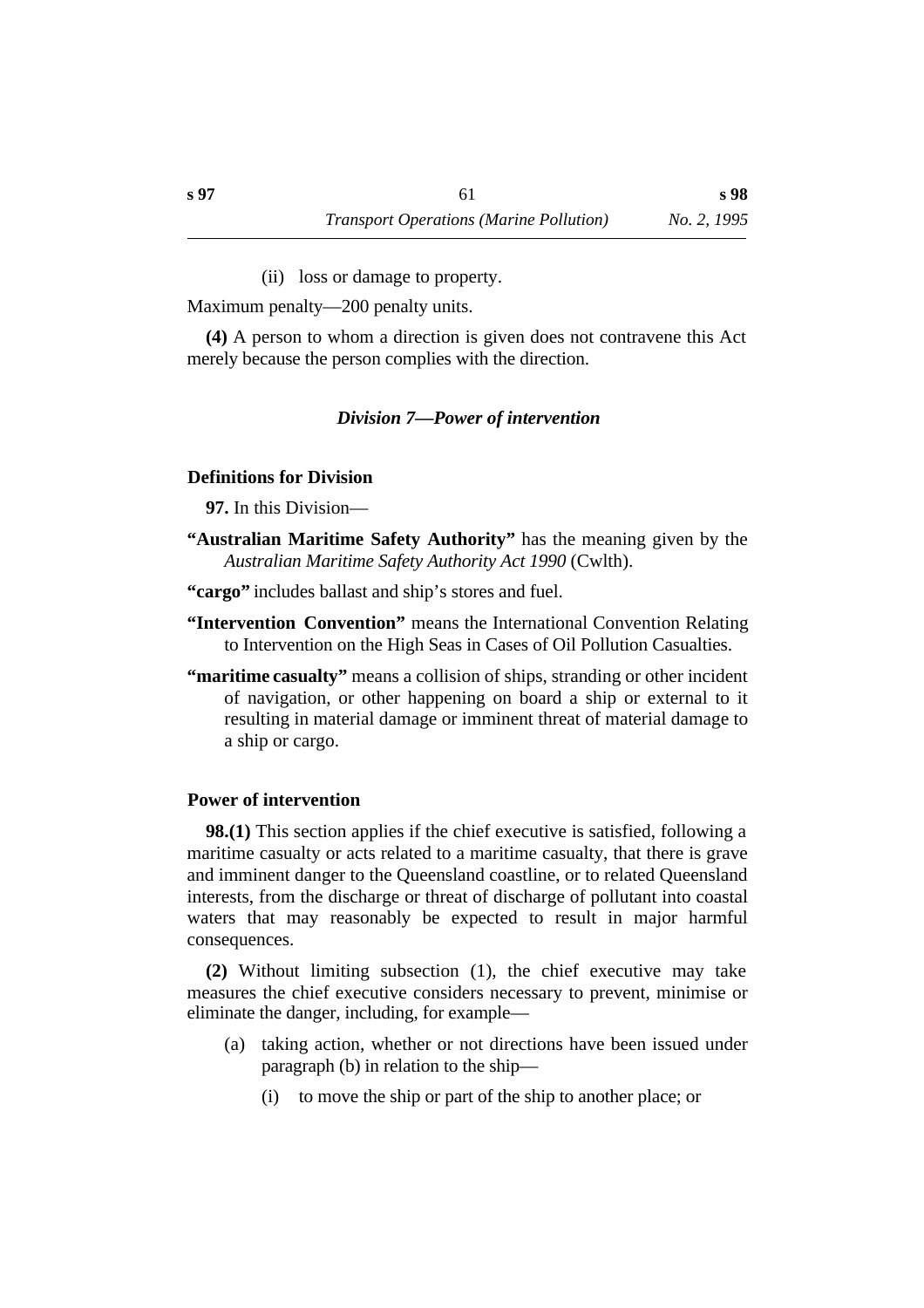(ii) loss or damage to property.

Maximum penalty—200 penalty units.

**(4)** A person to whom a direction is given does not contravene this Act merely because the person complies with the direction.

### *Division 7—Power of intervention*

#### Definitions for Division

**97.** In this Division—

**"Australian Maritime Safety Authority"** has the meaning given by the *Australian Maritime Safety Authority Act 1990* (Cwlth).

**"cargo"** includes ballast and ship's stores and fuel.

**"Intervention Convention"** means the International Convention Relating to Intervention on the High Seas in Cases of Oil Pollution Casualties.

**"maritime casualty"** means a collision of ships, stranding or other incident of navigation, or other happening on board a ship or external to it resulting in material damage or imminent threat of material damage to a ship or cargo.

#### Power of intervention

**98.(1)** This section applies if the chief executive is satisfied, following a maritime casualty or acts related to a maritime casualty, that there is grave and imminent danger to the Queensland coastline, or to related Queensland interests, from the discharge or threat of discharge of pollutant into coastal waters that may reasonably be expected to result in major harmful consequences.

**(2)** Without limiting subsection (1), the chief executive may take measures the chief executive considers necessary to prevent, minimise or eliminate the danger, including, for example—

(a) taking action, whether or not directions have been issued under paragraph (b) in relation to the ship—

(i) to move the ship or part of the ship to another place; or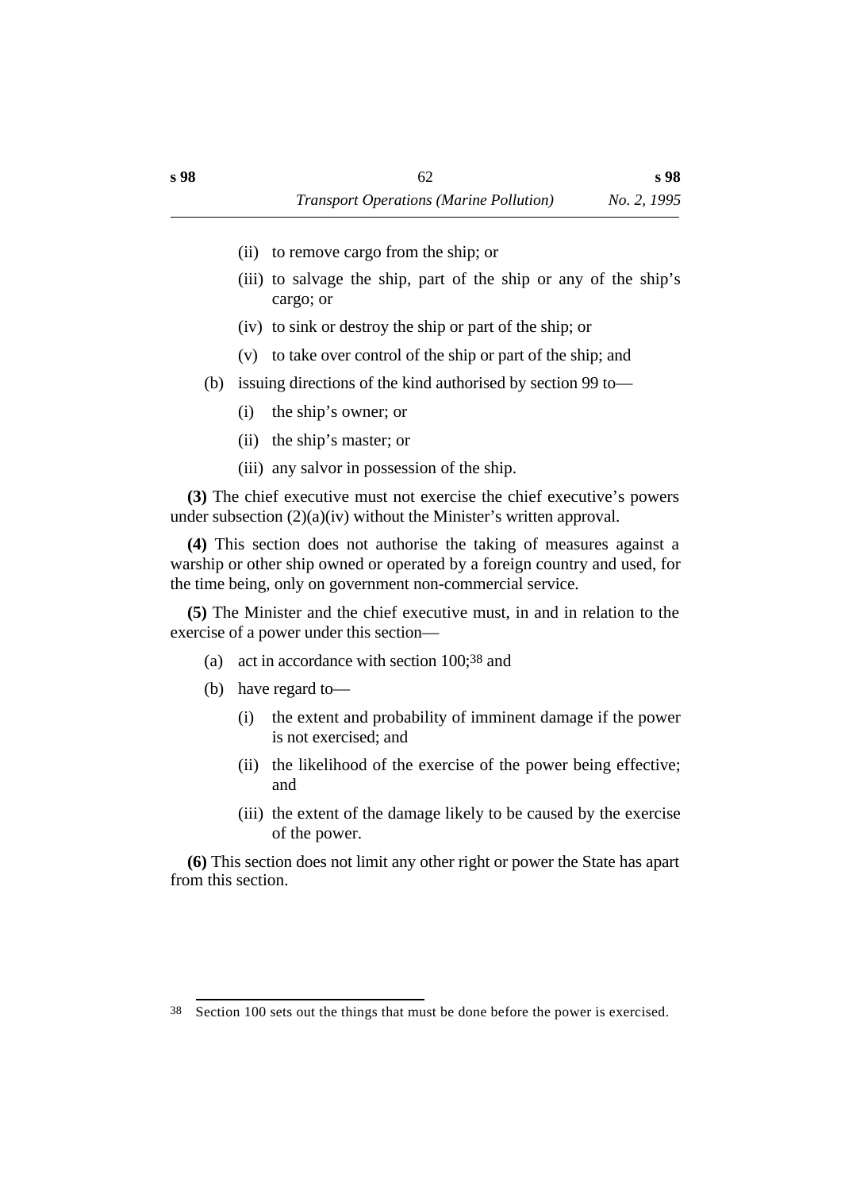(ii) to remove cargo from the ship; or

(iii) to salvage the ship, part of the ship or any of the ship's cargo; or

(iv) to sink or destroy the ship or part of the ship; or

(v) to take over control of the ship or part of the ship; and

(b) issuing directions of the kind authorised by section 99 to—

(i) the ship's owner; or

(ii) the ship's master; or

(iii) any salvor in possession of the ship.

**(3)** The chief executive must not exercise the chief executive's powers under subsection (2)(a)(iv) without the Minister's written approval.

**(4)** This section does not authorise the taking of measures against a warship or other ship owned or operated by a foreign country and used, for the time being, only on government non-commercial service.

**(5)** The Minister and the chief executive must, in and in relation to the exercise of a power under this section—

(a) act in accordance with section 100;[38] and

(b) have regard to—

(i) the extent and probability of imminent damage if the power is not exercised; and

(ii) the likelihood of the exercise of the power being effective; and

(iii) the extent of the damage likely to be caused by the exercise of the power.

**(6)** This section does not limit any other right or power the State has apart from this section.

---

[38] Section 100 sets out the things that must be done before the power is exercised.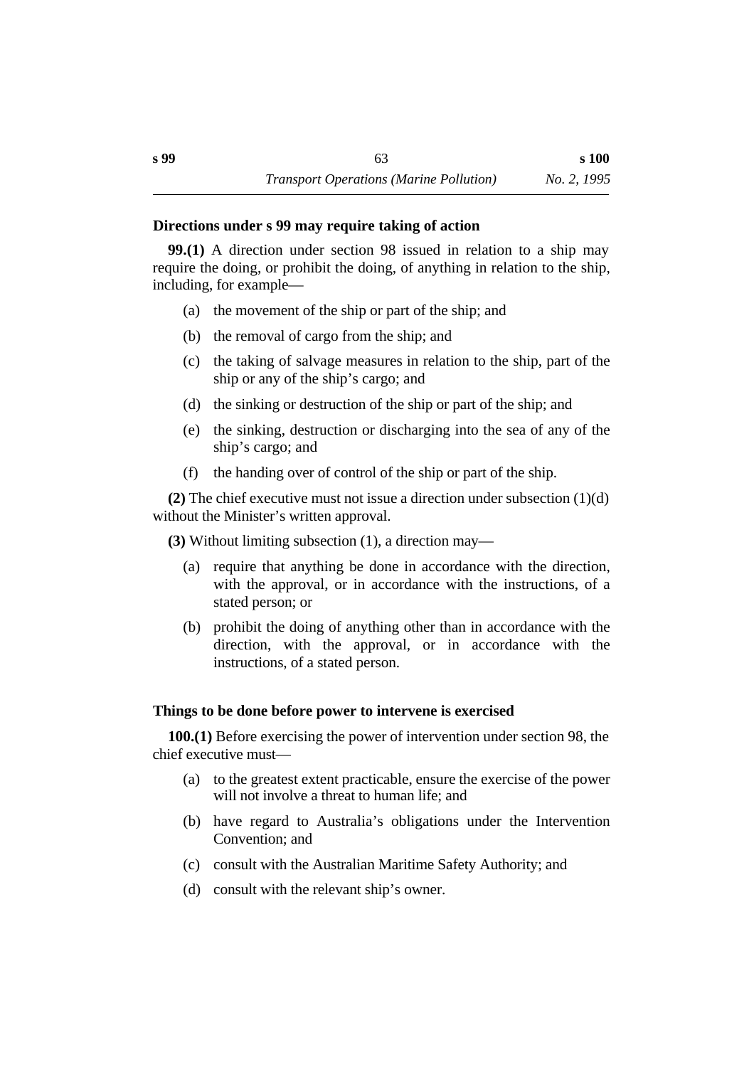### Directions under s 99 may require taking of action

**99.(1)** A direction under section 98 issued in relation to a ship may require the doing, or prohibit the doing, of anything in relation to the ship, including, for example—

(a) the movement of the ship or part of the ship; and

(b) the removal of cargo from the ship; and

(c) the taking of salvage measures in relation to the ship, part of the ship or any of the ship's cargo; and

(d) the sinking or destruction of the ship or part of the ship; and

(e) the sinking, destruction or discharging into the sea of any of the ship's cargo; and

(f) the handing over of control of the ship or part of the ship.

**(2)** The chief executive must not issue a direction under subsection (1)(d) without the Minister's written approval.

**(3)** Without limiting subsection (1), a direction may—

(a) require that anything be done in accordance with the direction, with the approval, or in accordance with the instructions, of a stated person; or

(b) prohibit the doing of anything other than in accordance with the direction, with the approval, or in accordance with the instructions, of a stated person.

### Things to be done before power to intervene is exercised

**100.(1)** Before exercising the power of intervention under section 98, the chief executive must—

(a) to the greatest extent practicable, ensure the exercise of the power will not involve a threat to human life; and

(b) have regard to Australia's obligations under the Intervention Convention; and

(c) consult with the Australian Maritime Safety Authority; and

(d) consult with the relevant ship's owner.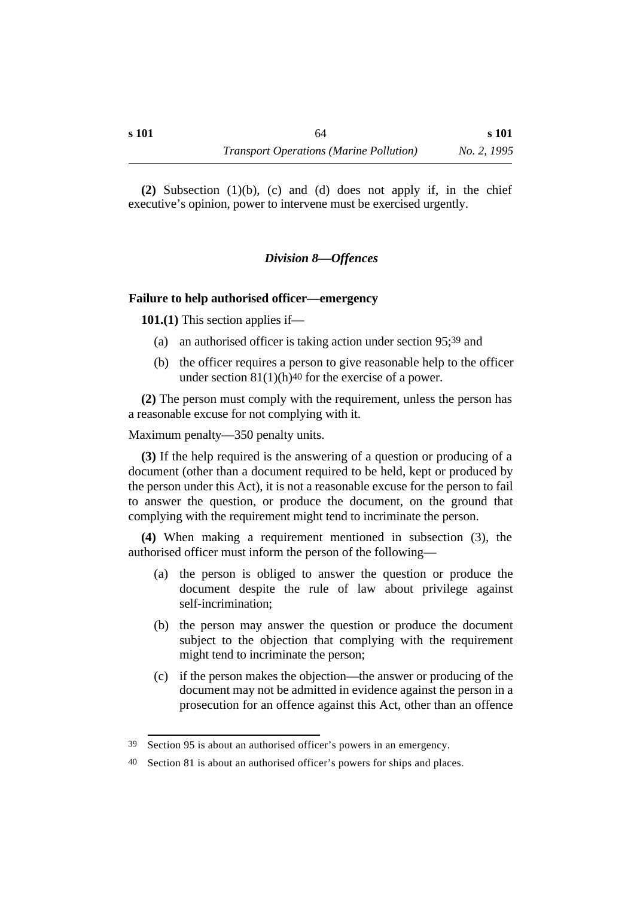**(2)** Subsection (1)(b), (c) and (d) does not apply if, in the chief executive's opinion, power to intervene must be exercised urgently.

### *Division 8—Offences*

**Failure to help authorised officer—emergency**

**101.(1)** This section applies if—

(a) an authorised officer is taking action under section 95;[39] and

(b) the officer requires a person to give reasonable help to the officer under section 81(1)(h)[40] for the exercise of a power.

**(2)** The person must comply with the requirement, unless the person has a reasonable excuse for not complying with it.

Maximum penalty—350 penalty units.

**(3)** If the help required is the answering of a question or producing of a document (other than a document required to be held, kept or produced by the person under this Act), it is not a reasonable excuse for the person to fail to answer the question, or produce the document, on the ground that complying with the requirement might tend to incriminate the person.

**(4)** When making a requirement mentioned in subsection (3), the authorised officer must inform the person of the following—

(a) the person is obliged to answer the question or produce the document despite the rule of law about privilege against self-incrimination;

(b) the person may answer the question or produce the document subject to the objection that complying with the requirement might tend to incriminate the person;

(c) if the person makes the objection—the answer or producing of the document may not be admitted in evidence against the person in a prosecution for an offence against this Act, other than an offence

---

[39] Section 95 is about an authorised officer's powers in an emergency.

[40] Section 81 is about an authorised officer's powers for ships and places.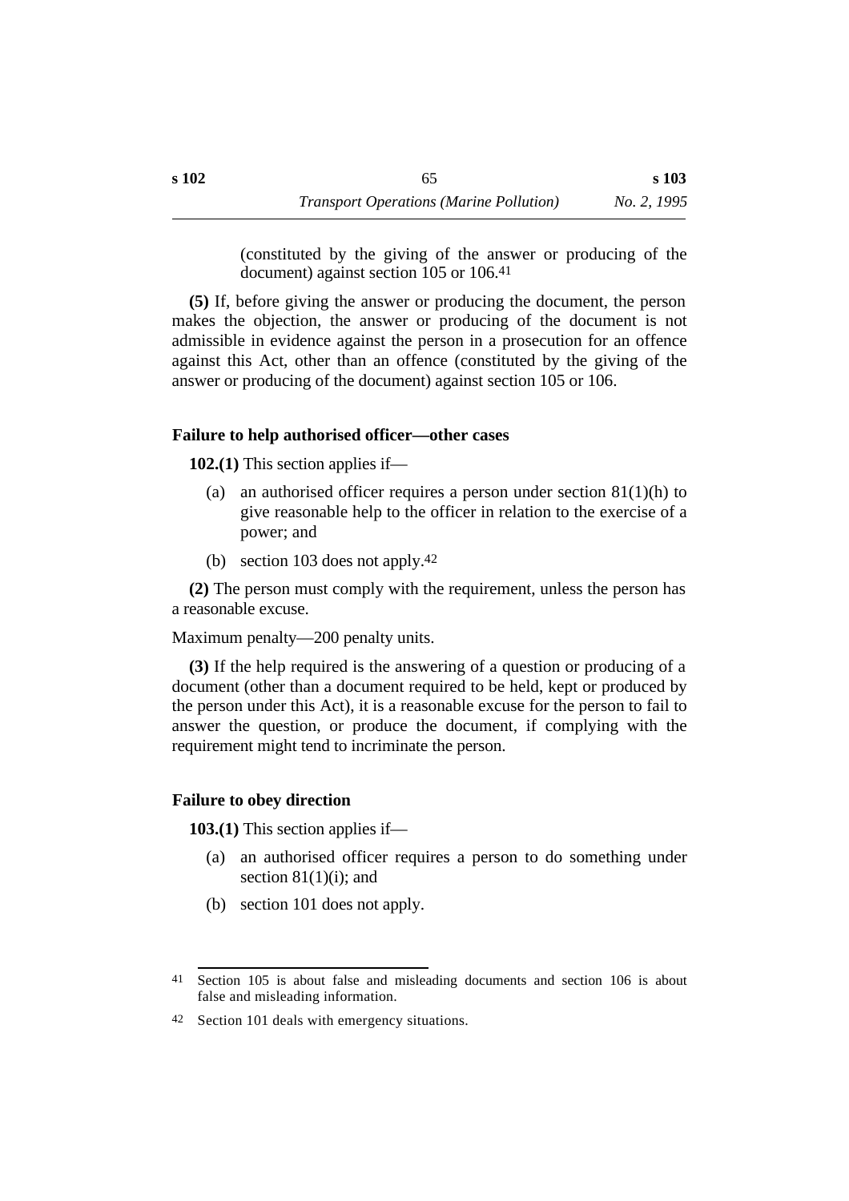(constituted by the giving of the answer or producing of the document) against section 105 or 106.[41]

**(5)** If, before giving the answer or producing the document, the person makes the objection, the answer or producing of the document is not admissible in evidence against the person in a prosecution for an offence against this Act, other than an offence (constituted by the giving of the answer or producing of the document) against section 105 or 106.

### Failure to help authorised officer—other cases

**102.(1)** This section applies if—

(a) an authorised officer requires a person under section 81(1)(h) to give reasonable help to the officer in relation to the exercise of a power; and

(b) section 103 does not apply.[42]

**(2)** The person must comply with the requirement, unless the person has a reasonable excuse.

Maximum penalty—200 penalty units.

**(3)** If the help required is the answering of a question or producing of a document (other than a document required to be held, kept or produced by the person under this Act), it is a reasonable excuse for the person to fail to answer the question, or produce the document, if complying with the requirement might tend to incriminate the person.

### Failure to obey direction

**103.(1)** This section applies if—

(a) an authorised officer requires a person to do something under section 81(1)(i); and

(b) section 101 does not apply.

---

[41] Section 105 is about false and misleading documents and section 106 is about false and misleading information.

[42] Section 101 deals with emergency situations.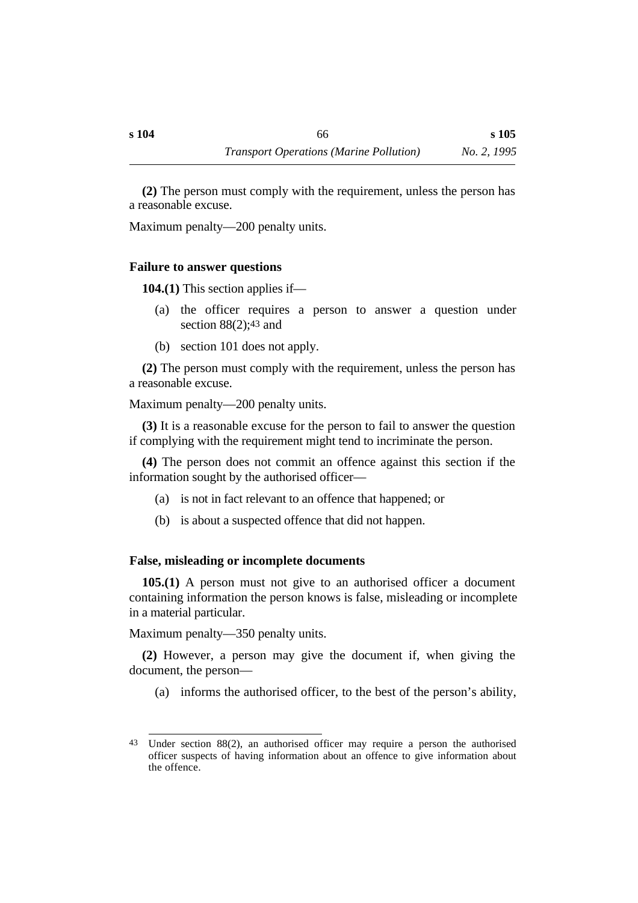**(2)** The person must comply with the requirement, unless the person has a reasonable excuse.

Maximum penalty—200 penalty units.

### Failure to answer questions

**104.(1)** This section applies if—

(a) the officer requires a person to answer a question under section 88(2);[43] and

(b) section 101 does not apply.

**(2)** The person must comply with the requirement, unless the person has a reasonable excuse.

Maximum penalty—200 penalty units.

**(3)** It is a reasonable excuse for the person to fail to answer the question if complying with the requirement might tend to incriminate the person.

**(4)** The person does not commit an offence against this section if the information sought by the authorised officer—

(a) is not in fact relevant to an offence that happened; or

(b) is about a suspected offence that did not happen.

### False, misleading or incomplete documents

**105.(1)** A person must not give to an authorised officer a document containing information the person knows is false, misleading or incomplete in a material particular.

Maximum penalty—350 penalty units.

**(2)** However, a person may give the document if, when giving the document, the person—

(a) informs the authorised officer, to the best of the person's ability,

---

[43] Under section 88(2), an authorised officer may require a person the authorised officer suspects of having information about an offence to give information about the offence.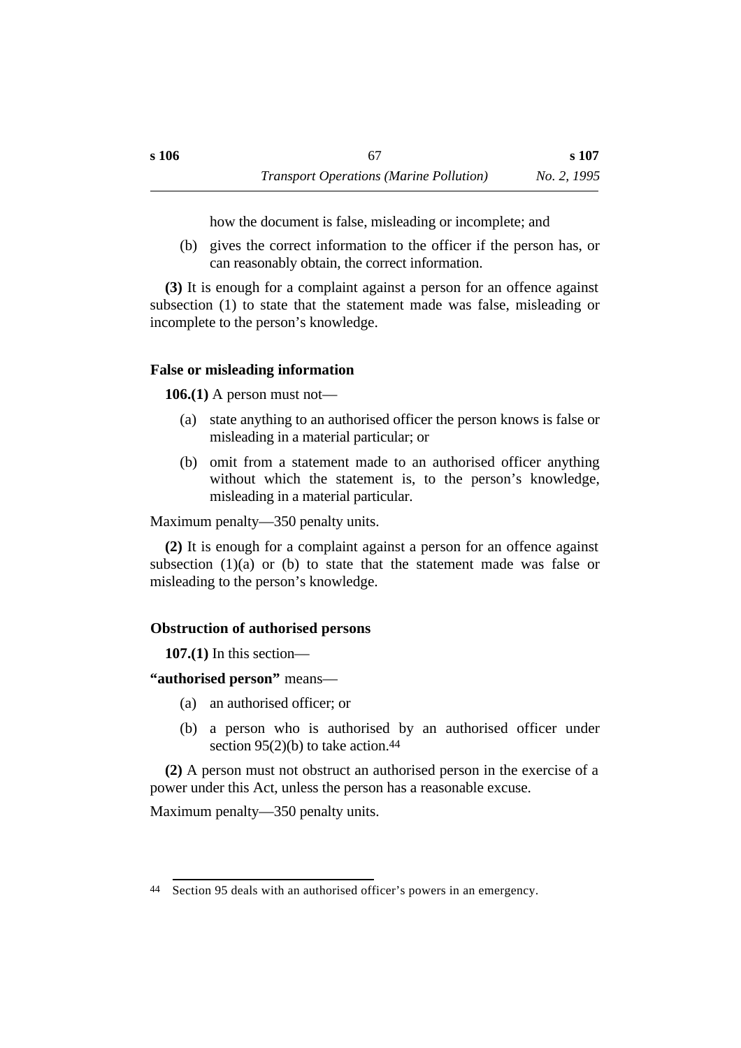how the document is false, misleading or incomplete; and

(b) gives the correct information to the officer if the person has, or can reasonably obtain, the correct information.

**(3)** It is enough for a complaint against a person for an offence against subsection (1) to state that the statement made was false, misleading or incomplete to the person's knowledge.

### False or misleading information

**106.(1)** A person must not—

(a) state anything to an authorised officer the person knows is false or misleading in a material particular; or

(b) omit from a statement made to an authorised officer anything without which the statement is, to the person's knowledge, misleading in a material particular.

Maximum penalty—350 penalty units.

**(2)** It is enough for a complaint against a person for an offence against subsection (1)(a) or (b) to state that the statement made was false or misleading to the person's knowledge.

### Obstruction of authorised persons

**107.(1)** In this section—

**"authorised person"** means—

(a) an authorised officer; or

(b) a person who is authorised by an authorised officer under section 95(2)(b) to take action.[44]

**(2)** A person must not obstruct an authorised person in the exercise of a power under this Act, unless the person has a reasonable excuse.

Maximum penalty—350 penalty units.

---

[44] Section 95 deals with an authorised officer's powers in an emergency.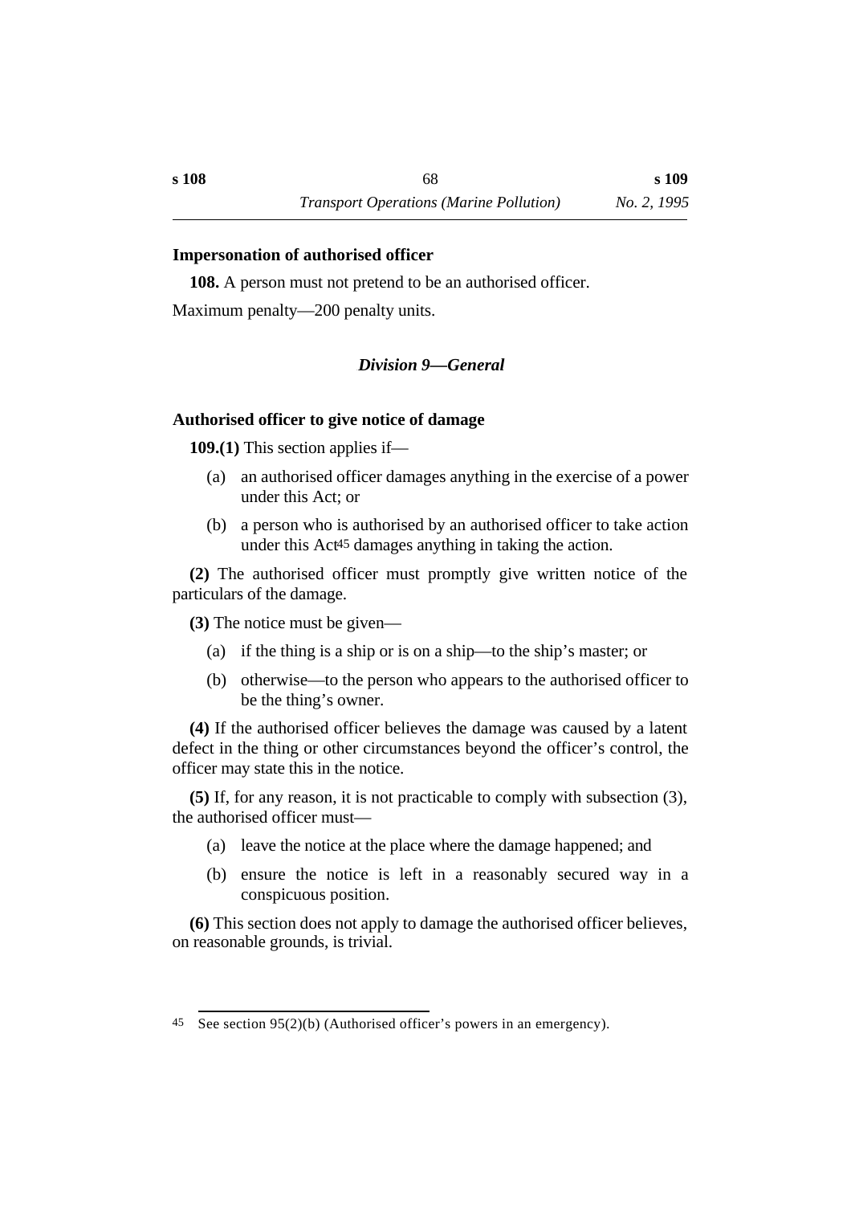### Impersonation of authorised officer

**108.** A person must not pretend to be an authorised officer.

Maximum penalty—200 penalty units.

## *Division 9—General*

### Authorised officer to give notice of damage

**109.(1)** This section applies if—

(a) an authorised officer damages anything in the exercise of a power under this Act; or

(b) a person who is authorised by an authorised officer to take action under this Act[45] damages anything in taking the action.

**(2)** The authorised officer must promptly give written notice of the particulars of the damage.

**(3)** The notice must be given—

(a) if the thing is a ship or is on a ship—to the ship's master; or

(b) otherwise—to the person who appears to the authorised officer to be the thing's owner.

**(4)** If the authorised officer believes the damage was caused by a latent defect in the thing or other circumstances beyond the officer's control, the officer may state this in the notice.

**(5)** If, for any reason, it is not practicable to comply with subsection (3), the authorised officer must—

(a) leave the notice at the place where the damage happened; and

(b) ensure the notice is left in a reasonably secured way in a conspicuous position.

**(6)** This section does not apply to damage the authorised officer believes, on reasonable grounds, is trivial.

---

[45] See section 95(2)(b) (Authorised officer's powers in an emergency).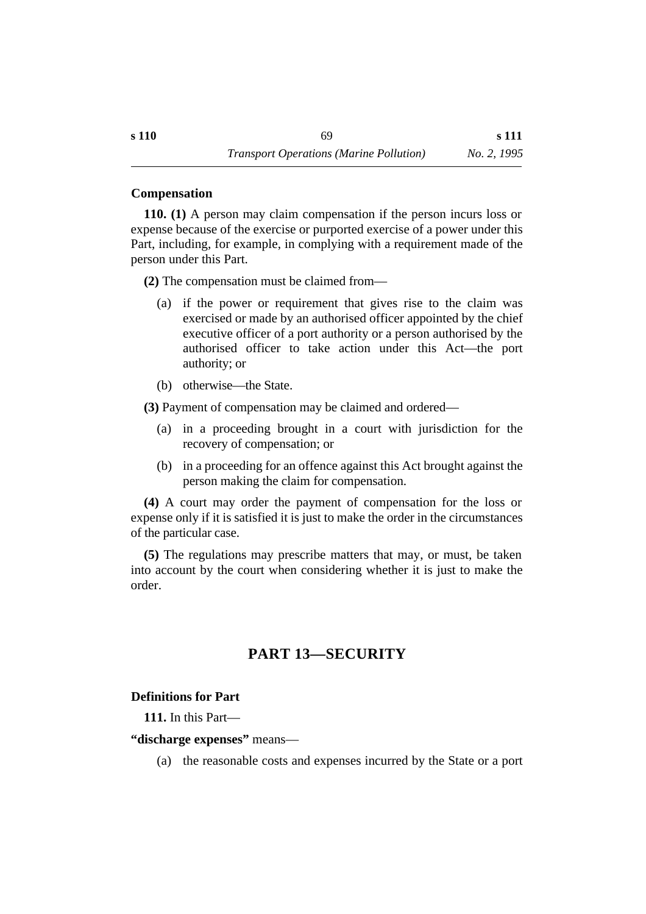### Compensation

**110. (1)** A person may claim compensation if the person incurs loss or expense because of the exercise or purported exercise of a power under this Part, including, for example, in complying with a requirement made of the person under this Part.

**(2)** The compensation must be claimed from—

(a) if the power or requirement that gives rise to the claim was exercised or made by an authorised officer appointed by the chief executive officer of a port authority or a person authorised by the authorised officer to take action under this Act—the port authority; or

(b) otherwise—the State.

**(3)** Payment of compensation may be claimed and ordered—

(a) in a proceeding brought in a court with jurisdiction for the recovery of compensation; or

(b) in a proceeding for an offence against this Act brought against the person making the claim for compensation.

**(4)** A court may order the payment of compensation for the loss or expense only if it is satisfied it is just to make the order in the circumstances of the particular case.

**(5)** The regulations may prescribe matters that may, or must, be taken into account by the court when considering whether it is just to make the order.

## PART 13—SECURITY

### Definitions for Part

**111.** In this Part—

**"discharge expenses"** means—

(a) the reasonable costs and expenses incurred by the State or a port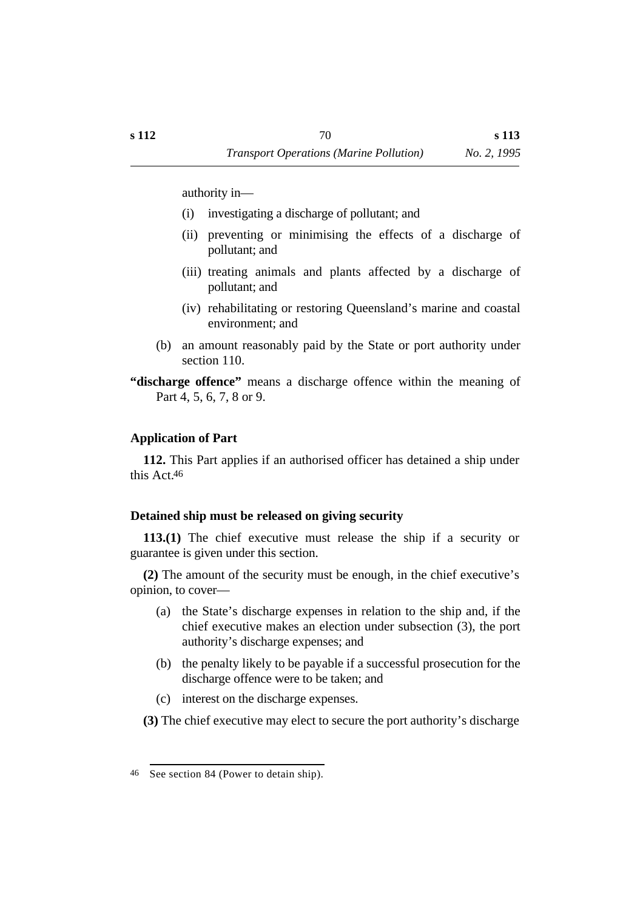authority in—

(i) investigating a discharge of pollutant; and

(ii) preventing or minimising the effects of a discharge of pollutant; and

(iii) treating animals and plants affected by a discharge of pollutant; and

(iv) rehabilitating or restoring Queensland's marine and coastal environment; and

(b) an amount reasonably paid by the State or port authority under section 110.

**"discharge offence"** means a discharge offence within the meaning of Part 4, 5, 6, 7, 8 or 9.

### Application of Part

**112.** This Part applies if an authorised officer has detained a ship under this Act.[46]

### Detained ship must be released on giving security

**113.(1)** The chief executive must release the ship if a security or guarantee is given under this section.

**(2)** The amount of the security must be enough, in the chief executive's opinion, to cover—

(a) the State's discharge expenses in relation to the ship and, if the chief executive makes an election under subsection (3), the port authority's discharge expenses; and

(b) the penalty likely to be payable if a successful prosecution for the discharge offence were to be taken; and

(c) interest on the discharge expenses.

**(3)** The chief executive may elect to secure the port authority's discharge

---

46 See section 84 (Power to detain ship).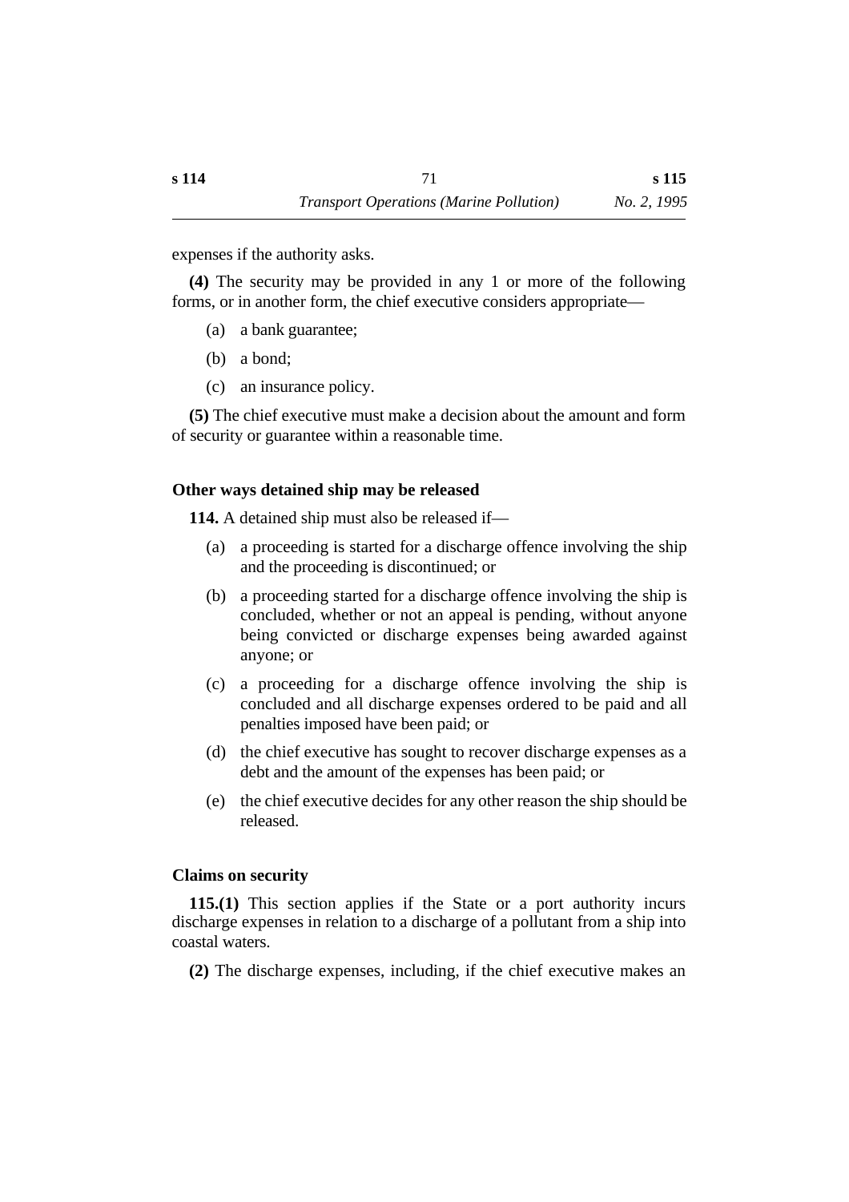expenses if the authority asks.

**(4)** The security may be provided in any 1 or more of the following forms, or in another form, the chief executive considers appropriate—

(a) a bank guarantee;

(b) a bond;

(c) an insurance policy.

**(5)** The chief executive must make a decision about the amount and form of security or guarantee within a reasonable time.

### Other ways detained ship may be released

**114.** A detained ship must also be released if—

(a) a proceeding is started for a discharge offence involving the ship and the proceeding is discontinued; or

(b) a proceeding started for a discharge offence involving the ship is concluded, whether or not an appeal is pending, without anyone being convicted or discharge expenses being awarded against anyone; or

(c) a proceeding for a discharge offence involving the ship is concluded and all discharge expenses ordered to be paid and all penalties imposed have been paid; or

(d) the chief executive has sought to recover discharge expenses as a debt and the amount of the expenses has been paid; or

(e) the chief executive decides for any other reason the ship should be released.

### Claims on security

**115.(1)** This section applies if the State or a port authority incurs discharge expenses in relation to a discharge of a pollutant from a ship into coastal waters.

**(2)** The discharge expenses, including, if the chief executive makes an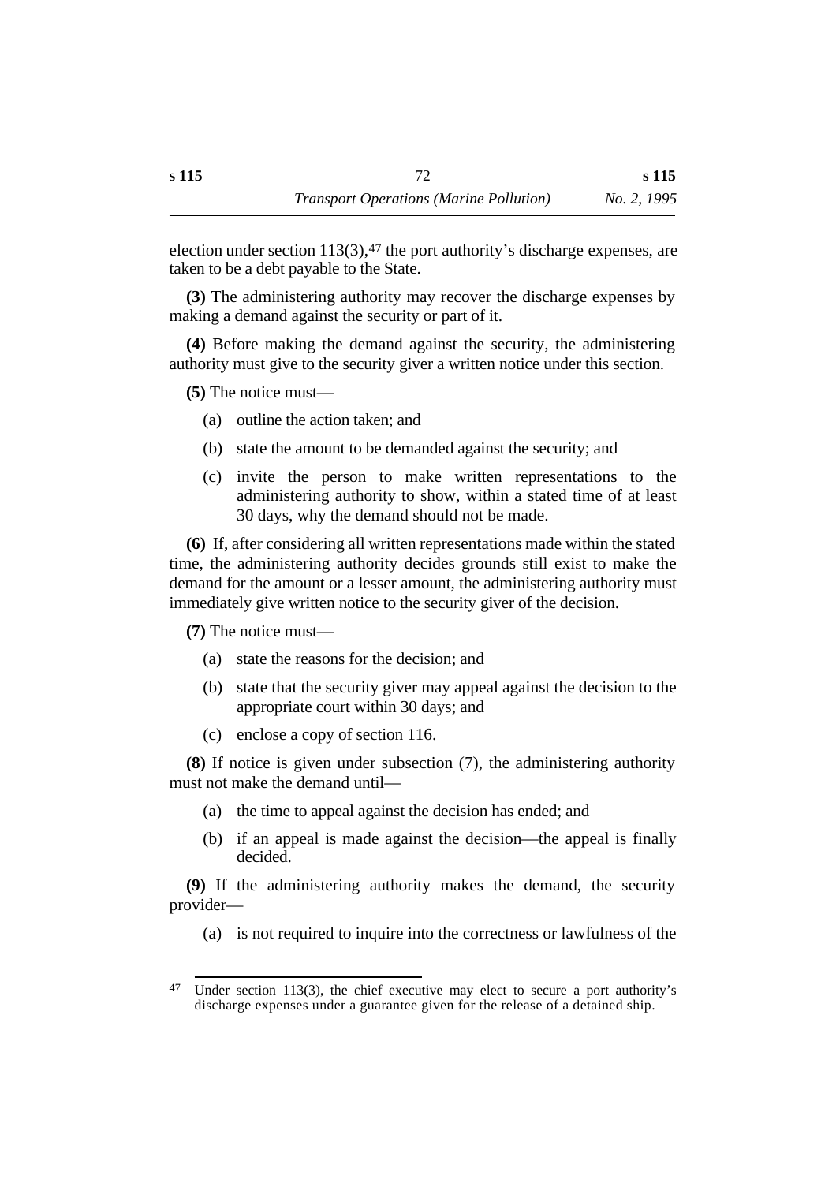election under section 113(3),[47] the port authority's discharge expenses, are taken to be a debt payable to the State.

**(3)** The administering authority may recover the discharge expenses by making a demand against the security or part of it.

**(4)** Before making the demand against the security, the administering authority must give to the security giver a written notice under this section.

**(5)** The notice must—

(a) outline the action taken; and

(b) state the amount to be demanded against the security; and

(c) invite the person to make written representations to the administering authority to show, within a stated time of at least 30 days, why the demand should not be made.

**(6)** If, after considering all written representations made within the stated time, the administering authority decides grounds still exist to make the demand for the amount or a lesser amount, the administering authority must immediately give written notice to the security giver of the decision.

**(7)** The notice must—

(a) state the reasons for the decision; and

(b) state that the security giver may appeal against the decision to the appropriate court within 30 days; and

(c) enclose a copy of section 116.

**(8)** If notice is given under subsection (7), the administering authority must not make the demand until—

(a) the time to appeal against the decision has ended; and

(b) if an appeal is made against the decision—the appeal is finally decided.

**(9)** If the administering authority makes the demand, the security provider—

(a) is not required to inquire into the correctness or lawfulness of the

---

[47] Under section 113(3), the chief executive may elect to secure a port authority's discharge expenses under a guarantee given for the release of a detained ship.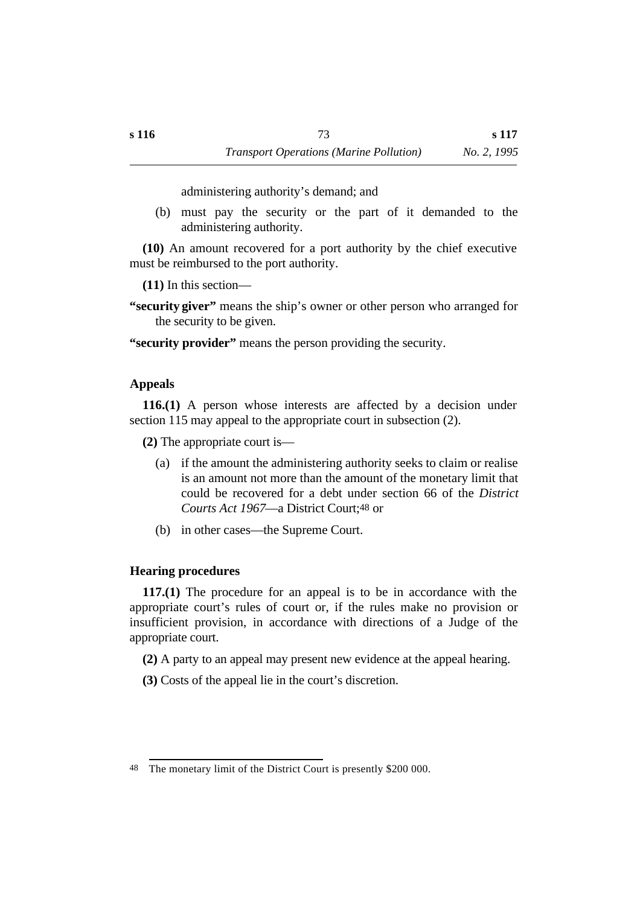administering authority's demand; and

(b) must pay the security or the part of it demanded to the administering authority.

**(10)** An amount recovered for a port authority by the chief executive must be reimbursed to the port authority.

**(11)** In this section—

**"security giver"** means the ship's owner or other person who arranged for the security to be given.

**"security provider"** means the person providing the security.

### Appeals

**116.(1)** A person whose interests are affected by a decision under section 115 may appeal to the appropriate court in subsection (2).

**(2)** The appropriate court is—

(a) if the amount the administering authority seeks to claim or realise is an amount not more than the amount of the monetary limit that could be recovered for a debt under section 66 of the *District Courts Act 1967*—a District Court;[48] or

(b) in other cases—the Supreme Court.

### Hearing procedures

**117.(1)** The procedure for an appeal is to be in accordance with the appropriate court's rules of court or, if the rules make no provision or insufficient provision, in accordance with directions of a Judge of the appropriate court.

**(2)** A party to an appeal may present new evidence at the appeal hearing.

**(3)** Costs of the appeal lie in the court's discretion.

---

[48] The monetary limit of the District Court is presently $200 000.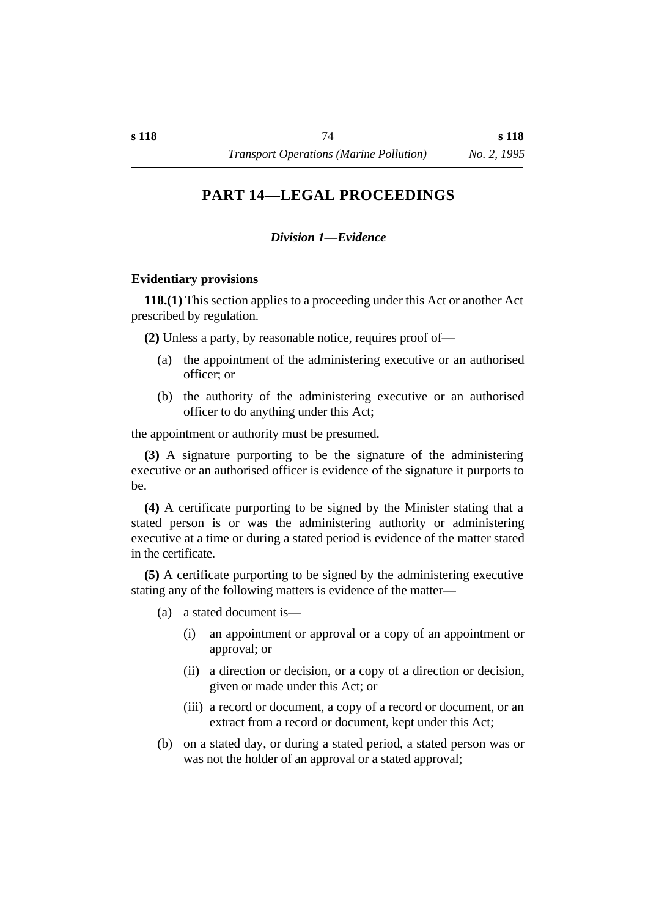## PART 14—LEGAL PROCEEDINGS

### *Division 1—Evidence*

**Evidentiary provisions**

**118.(1)** This section applies to a proceeding under this Act or another Act prescribed by regulation.

**(2)** Unless a party, by reasonable notice, requires proof of—

- (a) the appointment of the administering executive or an authorised officer; or
- (b) the authority of the administering executive or an authorised officer to do anything under this Act;

the appointment or authority must be presumed.

**(3)** A signature purporting to be the signature of the administering executive or an authorised officer is evidence of the signature it purports to be.

**(4)** A certificate purporting to be signed by the Minister stating that a stated person is or was the administering authority or administering executive at a time or during a stated period is evidence of the matter stated in the certificate.

**(5)** A certificate purporting to be signed by the administering executive stating any of the following matters is evidence of the matter—

- (a) a stated document is—
  - (i) an appointment or approval or a copy of an appointment or approval; or
  - (ii) a direction or decision, or a copy of a direction or decision, given or made under this Act; or
  - (iii) a record or document, a copy of a record or document, or an extract from a record or document, kept under this Act;
- (b) on a stated day, or during a stated period, a stated person was or was not the holder of an approval or a stated approval;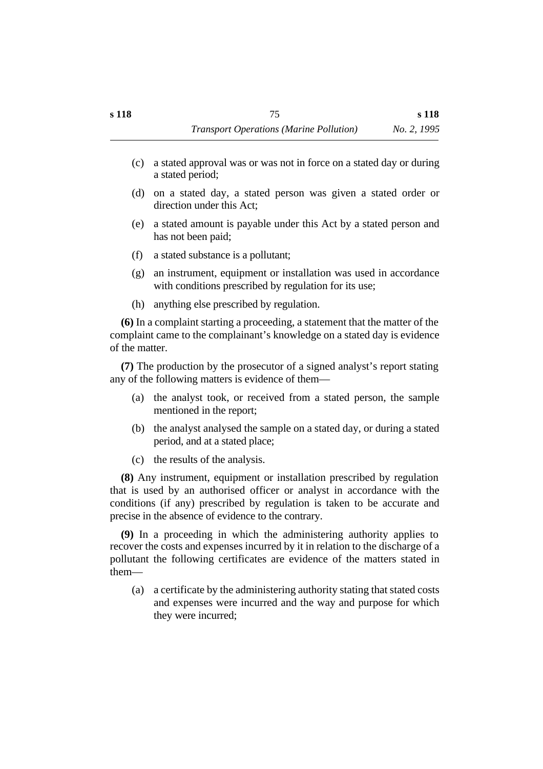(c) a stated approval was or was not in force on a stated day or during a stated period;

(d) on a stated day, a stated person was given a stated order or direction under this Act;

(e) a stated amount is payable under this Act by a stated person and has not been paid;

(f) a stated substance is a pollutant;

(g) an instrument, equipment or installation was used in accordance with conditions prescribed by regulation for its use;

(h) anything else prescribed by regulation.

**(6)** In a complaint starting a proceeding, a statement that the matter of the complaint came to the complainant's knowledge on a stated day is evidence of the matter.

**(7)** The production by the prosecutor of a signed analyst's report stating any of the following matters is evidence of them—

(a) the analyst took, or received from a stated person, the sample mentioned in the report;

(b) the analyst analysed the sample on a stated day, or during a stated period, and at a stated place;

(c) the results of the analysis.

**(8)** Any instrument, equipment or installation prescribed by regulation that is used by an authorised officer or analyst in accordance with the conditions (if any) prescribed by regulation is taken to be accurate and precise in the absence of evidence to the contrary.

**(9)** In a proceeding in which the administering authority applies to recover the costs and expenses incurred by it in relation to the discharge of a pollutant the following certificates are evidence of the matters stated in them—

(a) a certificate by the administering authority stating that stated costs and expenses were incurred and the way and purpose for which they were incurred;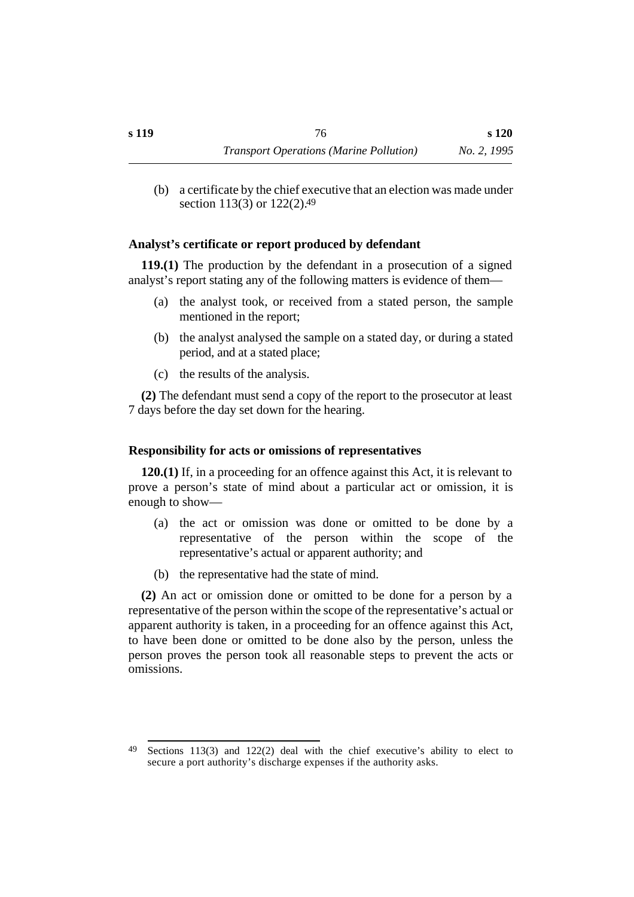(b) a certificate by the chief executive that an election was made under section 113(3) or 122(2).[49]

### Analyst's certificate or report produced by defendant

**119.(1)** The production by the defendant in a prosecution of a signed analyst's report stating any of the following matters is evidence of them—

(a) the analyst took, or received from a stated person, the sample mentioned in the report;

(b) the analyst analysed the sample on a stated day, or during a stated period, and at a stated place;

(c) the results of the analysis.

**(2)** The defendant must send a copy of the report to the prosecutor at least 7 days before the day set down for the hearing.

### Responsibility for acts or omissions of representatives

**120.(1)** If, in a proceeding for an offence against this Act, it is relevant to prove a person's state of mind about a particular act or omission, it is enough to show—

(a) the act or omission was done or omitted to be done by a representative of the person within the scope of the representative's actual or apparent authority; and

(b) the representative had the state of mind.

**(2)** An act or omission done or omitted to be done for a person by a representative of the person within the scope of the representative's actual or apparent authority is taken, in a proceeding for an offence against this Act, to have been done or omitted to be done also by the person, unless the person proves the person took all reasonable steps to prevent the acts or omissions.

---

[49] Sections 113(3) and 122(2) deal with the chief executive's ability to elect to secure a port authority's discharge expenses if the authority asks.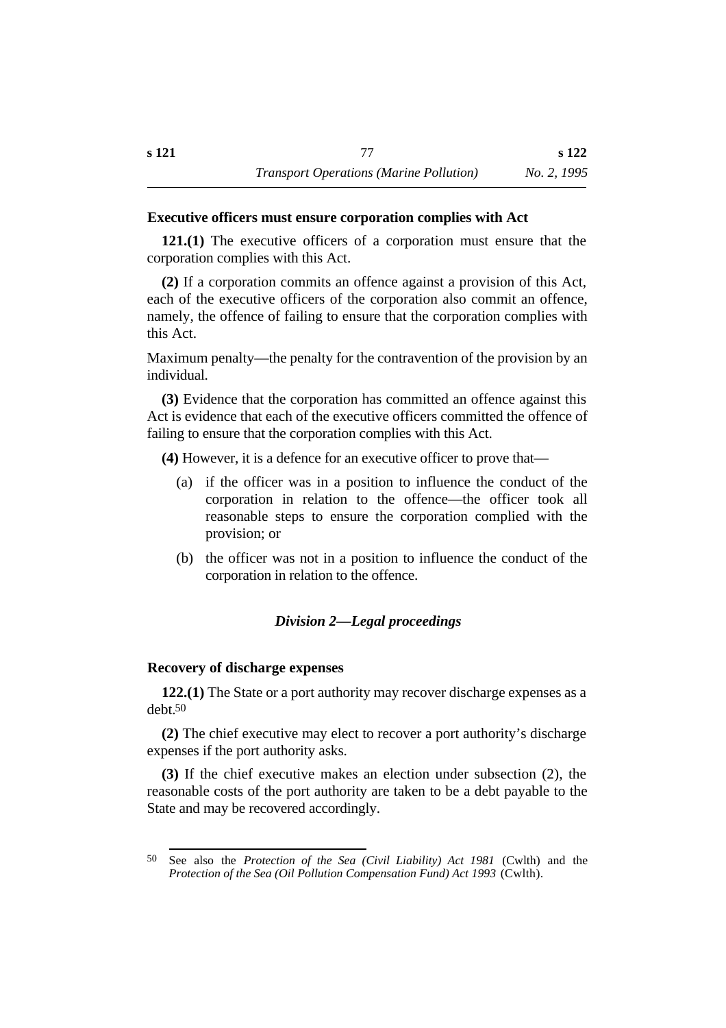### Executive officers must ensure corporation complies with Act

**121.(1)** The executive officers of a corporation must ensure that the corporation complies with this Act.

**(2)** If a corporation commits an offence against a provision of this Act, each of the executive officers of the corporation also commit an offence, namely, the offence of failing to ensure that the corporation complies with this Act.

Maximum penalty—the penalty for the contravention of the provision by an individual.

**(3)** Evidence that the corporation has committed an offence against this Act is evidence that each of the executive officers committed the offence of failing to ensure that the corporation complies with this Act.

**(4)** However, it is a defence for an executive officer to prove that—

(a) if the officer was in a position to influence the conduct of the corporation in relation to the offence—the officer took all reasonable steps to ensure the corporation complied with the provision; or

(b) the officer was not in a position to influence the conduct of the corporation in relation to the offence.

## *Division 2—Legal proceedings*

### Recovery of discharge expenses

**122.(1)** The State or a port authority may recover discharge expenses as a debt.[50]

**(2)** The chief executive may elect to recover a port authority's discharge expenses if the port authority asks.

**(3)** If the chief executive makes an election under subsection (2), the reasonable costs of the port authority are taken to be a debt payable to the State and may be recovered accordingly.

---

[50] See also the *Protection of the Sea (Civil Liability) Act 1981* (Cwlth) and the *Protection of the Sea (Oil Pollution Compensation Fund) Act 1993* (Cwlth).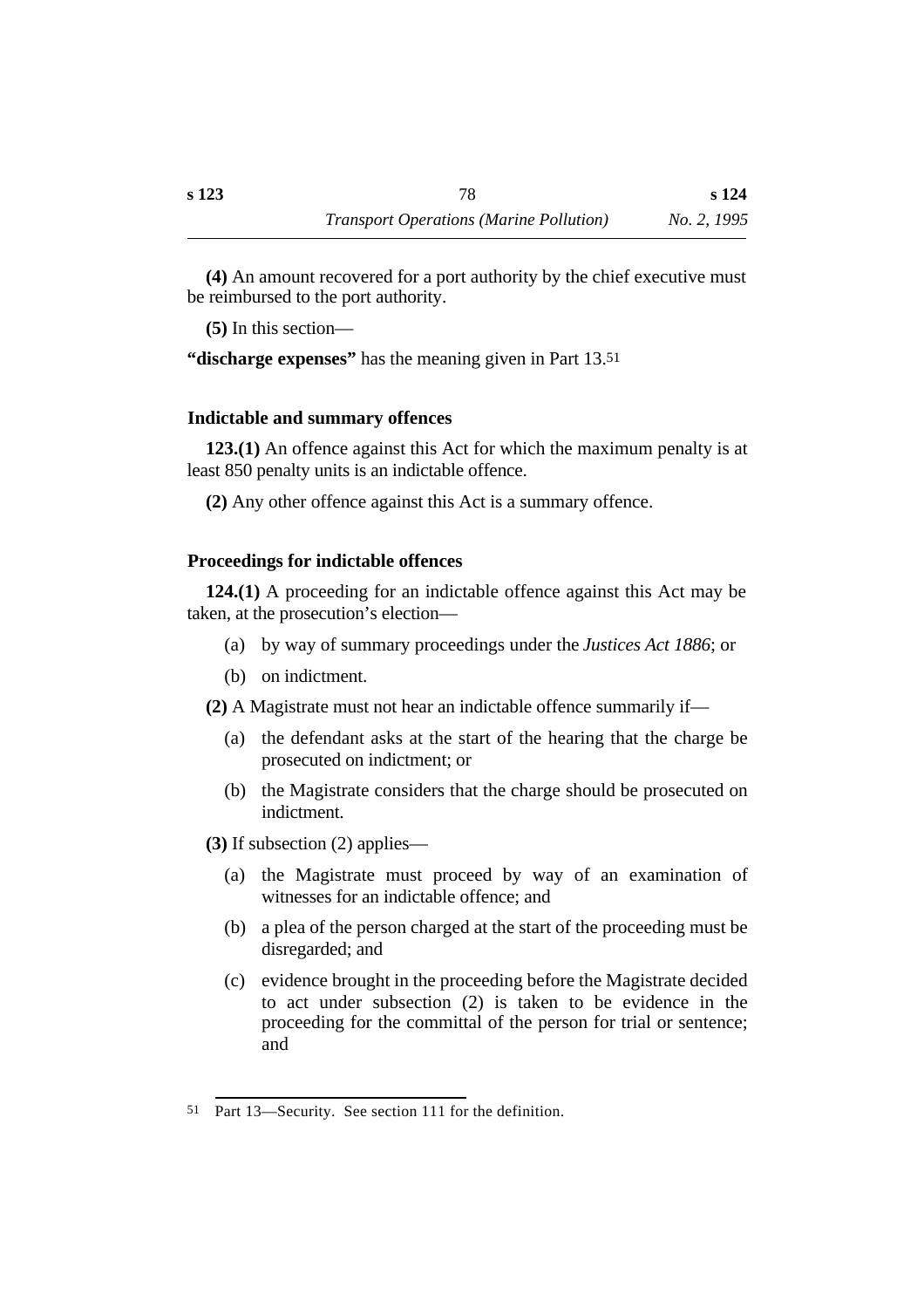**(4)** An amount recovered for a port authority by the chief executive must be reimbursed to the port authority.

**(5)** In this section—

**"discharge expenses"** has the meaning given in Part 13.[51]

#### Indictable and summary offences

**123.(1)** An offence against this Act for which the maximum penalty is at least 850 penalty units is an indictable offence.

**(2)** Any other offence against this Act is a summary offence.

#### Proceedings for indictable offences

**124.(1)** A proceeding for an indictable offence against this Act may be taken, at the prosecution's election—

(a) by way of summary proceedings under the *Justices Act 1886*; or

(b) on indictment.

**(2)** A Magistrate must not hear an indictable offence summarily if—

(a) the defendant asks at the start of the hearing that the charge be prosecuted on indictment; or

(b) the Magistrate considers that the charge should be prosecuted on indictment.

**(3)** If subsection (2) applies—

(a) the Magistrate must proceed by way of an examination of witnesses for an indictable offence; and

(b) a plea of the person charged at the start of the proceeding must be disregarded; and

(c) evidence brought in the proceeding before the Magistrate decided to act under subsection (2) is taken to be evidence in the proceeding for the committal of the person for trial or sentence; and

---

[51] Part 13—Security. See section 111 for the definition.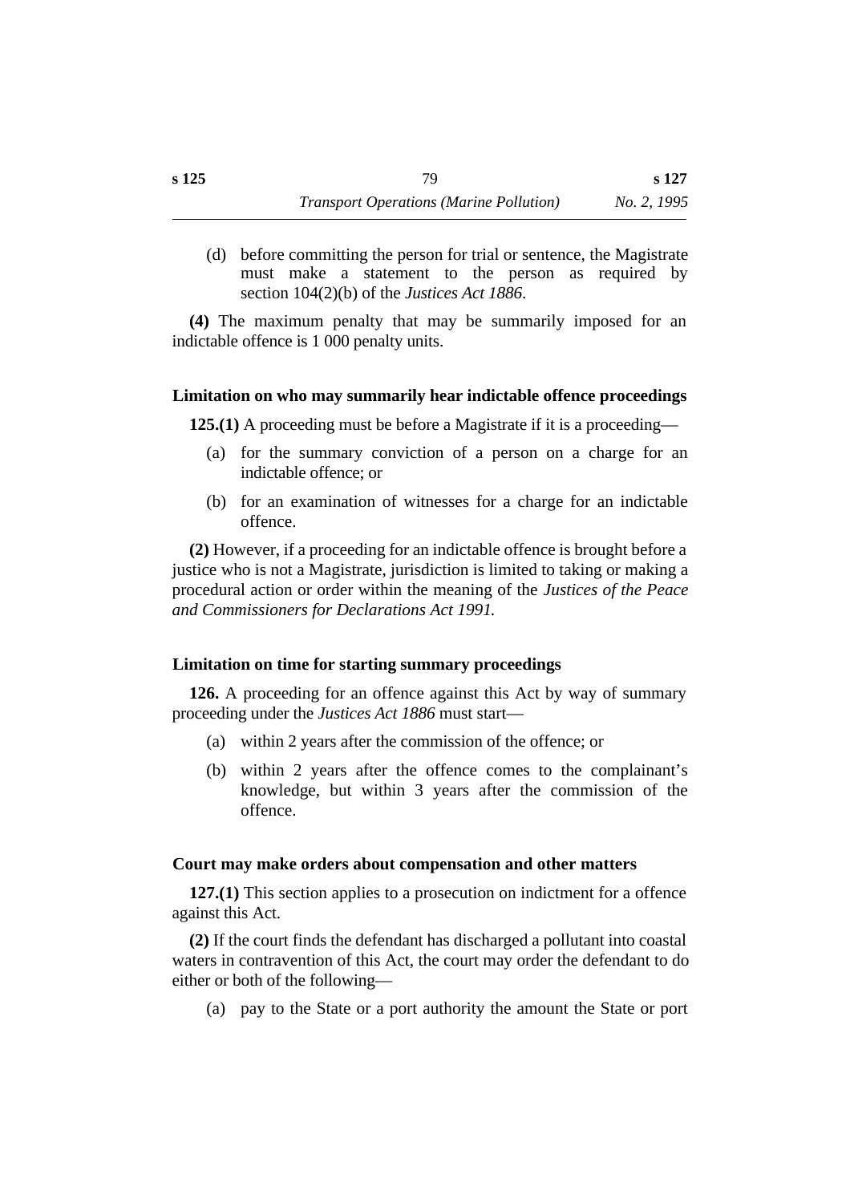(d) before committing the person for trial or sentence, the Magistrate must make a statement to the person as required by section 104(2)(b) of the *Justices Act 1886*.

**(4)** The maximum penalty that may be summarily imposed for an indictable offence is 1 000 penalty units.

### Limitation on who may summarily hear indictable offence proceedings

**125.(1)** A proceeding must be before a Magistrate if it is a proceeding—

(a) for the summary conviction of a person on a charge for an indictable offence; or

(b) for an examination of witnesses for a charge for an indictable offence.

**(2)** However, if a proceeding for an indictable offence is brought before a justice who is not a Magistrate, jurisdiction is limited to taking or making a procedural action or order within the meaning of the *Justices of the Peace and Commissioners for Declarations Act 1991.*

### Limitation on time for starting summary proceedings

**126.** A proceeding for an offence against this Act by way of summary proceeding under the *Justices Act 1886* must start—

(a) within 2 years after the commission of the offence; or

(b) within 2 years after the offence comes to the complainant's knowledge, but within 3 years after the commission of the offence.

### Court may make orders about compensation and other matters

**127.(1)** This section applies to a prosecution on indictment for a offence against this Act.

**(2)** If the court finds the defendant has discharged a pollutant into coastal waters in contravention of this Act, the court may order the defendant to do either or both of the following—

(a) pay to the State or a port authority the amount the State or port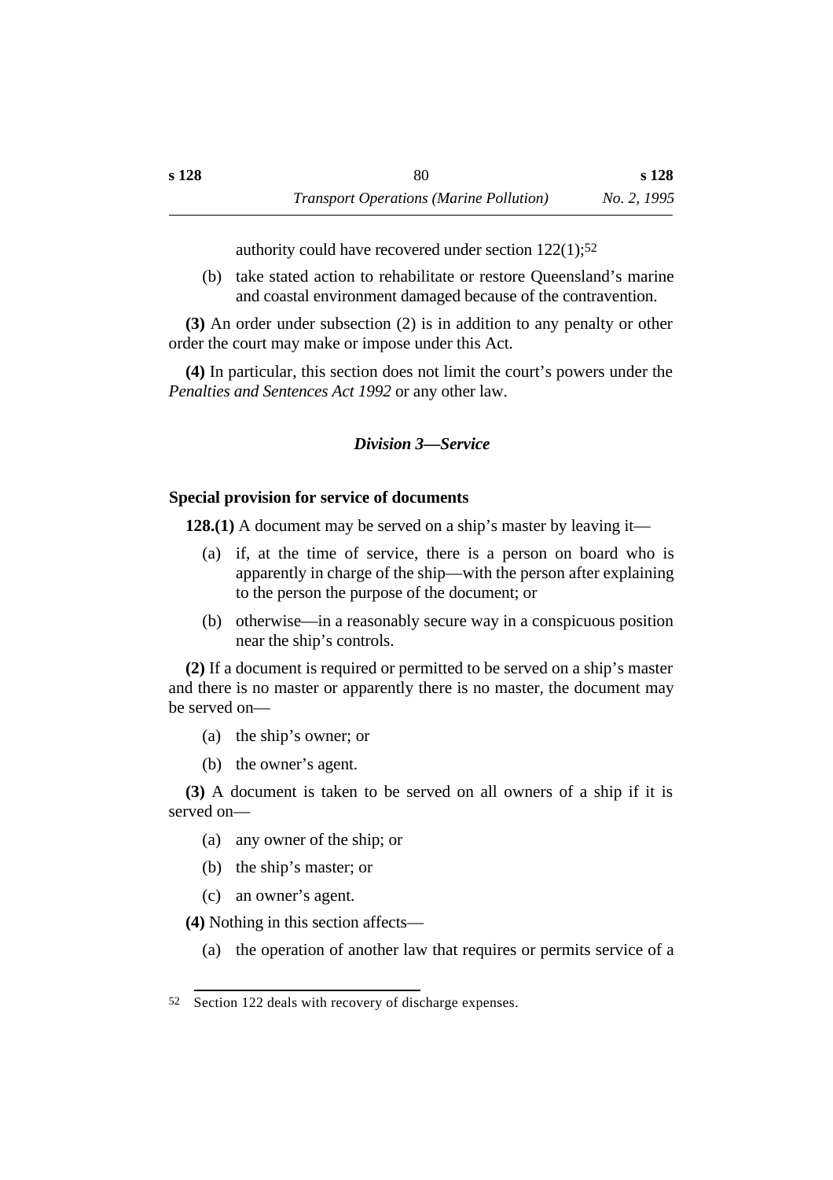authority could have recovered under section 122(1);[52]

(b) take stated action to rehabilitate or restore Queensland's marine and coastal environment damaged because of the contravention.

**(3)** An order under subsection (2) is in addition to any penalty or other order the court may make or impose under this Act.

**(4)** In particular, this section does not limit the court's powers under the *Penalties and Sentences Act 1992* or any other law.

### *Division 3—Service*

#### Special provision for service of documents

**128.(1)** A document may be served on a ship's master by leaving it—

(a) if, at the time of service, there is a person on board who is apparently in charge of the ship—with the person after explaining to the person the purpose of the document; or

(b) otherwise—in a reasonably secure way in a conspicuous position near the ship's controls.

**(2)** If a document is required or permitted to be served on a ship's master and there is no master or apparently there is no master, the document may be served on—

(a) the ship's owner; or

(b) the owner's agent.

**(3)** A document is taken to be served on all owners of a ship if it is served on—

(a) any owner of the ship; or

(b) the ship's master; or

(c) an owner's agent.

**(4)** Nothing in this section affects—

(a) the operation of another law that requires or permits service of a

---

[52] Section 122 deals with recovery of discharge expenses.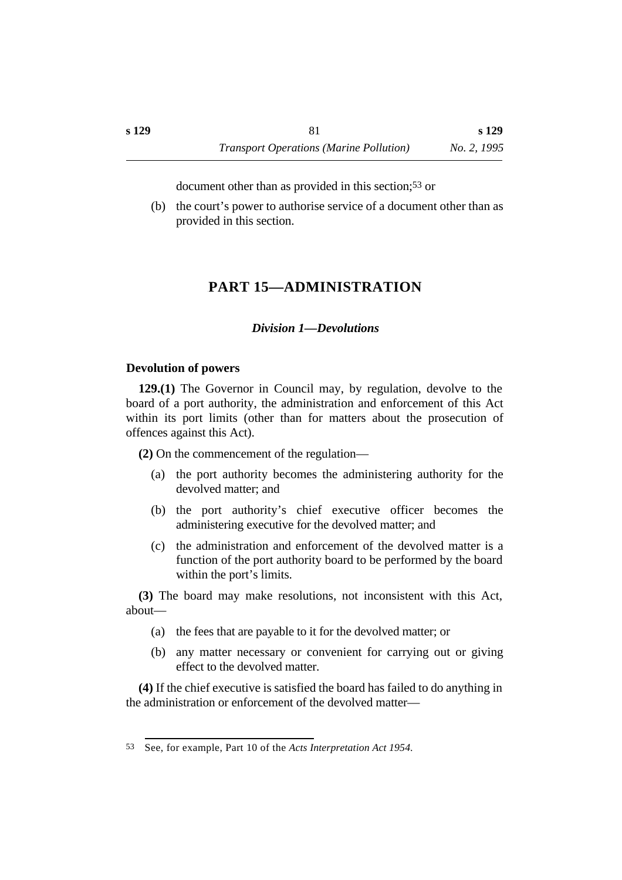document other than as provided in this section;[53] or

(b) the court's power to authorise service of a document other than as provided in this section.

# PART 15—ADMINISTRATION

## *Division 1—Devolutions*

### Devolution of powers

**129.(1)** The Governor in Council may, by regulation, devolve to the board of a port authority, the administration and enforcement of this Act within its port limits (other than for matters about the prosecution of offences against this Act).

**(2)** On the commencement of the regulation—

(a) the port authority becomes the administering authority for the devolved matter; and

(b) the port authority's chief executive officer becomes the administering executive for the devolved matter; and

(c) the administration and enforcement of the devolved matter is a function of the port authority board to be performed by the board within the port's limits.

**(3)** The board may make resolutions, not inconsistent with this Act, about—

(a) the fees that are payable to it for the devolved matter; or

(b) any matter necessary or convenient for carrying out or giving effect to the devolved matter.

**(4)** If the chief executive is satisfied the board has failed to do anything in the administration or enforcement of the devolved matter—

---

53 See, for example, Part 10 of the *Acts Interpretation Act 1954*.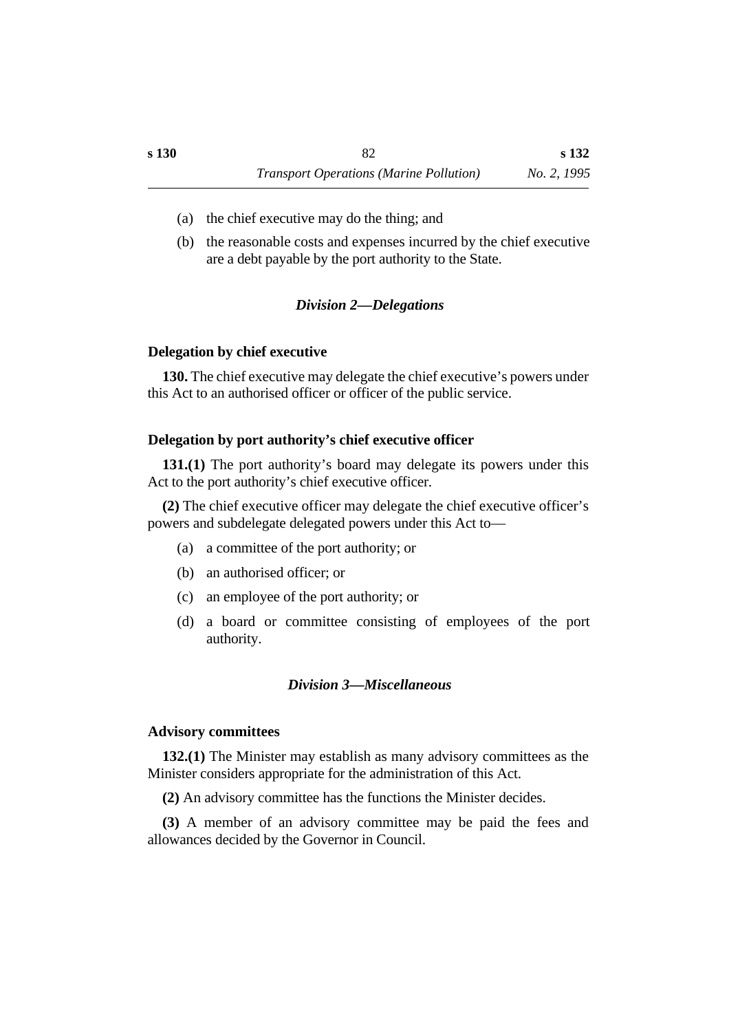(a) the chief executive may do the thing; and

(b) the reasonable costs and expenses incurred by the chief executive are a debt payable by the port authority to the State.

### *Division 2—Delegations*

#### Delegation by chief executive

**130.** The chief executive may delegate the chief executive's powers under this Act to an authorised officer or officer of the public service.

#### Delegation by port authority's chief executive officer

**131.(1)** The port authority's board may delegate its powers under this Act to the port authority's chief executive officer.

**(2)** The chief executive officer may delegate the chief executive officer's powers and subdelegate delegated powers under this Act to—

(a) a committee of the port authority; or

(b) an authorised officer; or

(c) an employee of the port authority; or

(d) a board or committee consisting of employees of the port authority.

### *Division 3—Miscellaneous*

#### Advisory committees

**132.(1)** The Minister may establish as many advisory committees as the Minister considers appropriate for the administration of this Act.

**(2)** An advisory committee has the functions the Minister decides.

**(3)** A member of an advisory committee may be paid the fees and allowances decided by the Governor in Council.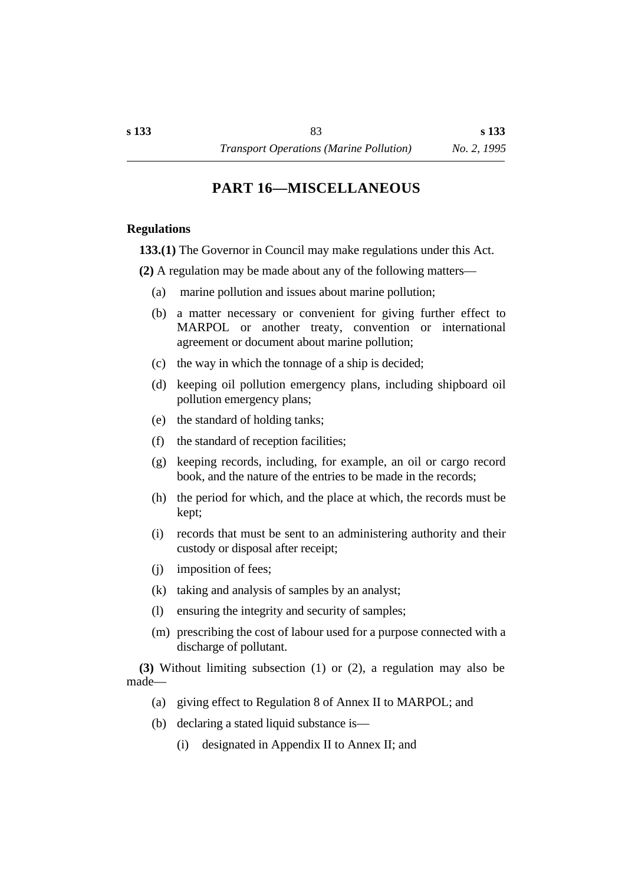# PART 16—MISCELLANEOUS

## Regulations

**133.(1)** The Governor in Council may make regulations under this Act.

**(2)** A regulation may be made about any of the following matters—

(a) marine pollution and issues about marine pollution;

(b) a matter necessary or convenient for giving further effect to MARPOL or another treaty, convention or international agreement or document about marine pollution;

(c) the way in which the tonnage of a ship is decided;

(d) keeping oil pollution emergency plans, including shipboard oil pollution emergency plans;

(e) the standard of holding tanks;

(f) the standard of reception facilities;

(g) keeping records, including, for example, an oil or cargo record book, and the nature of the entries to be made in the records;

(h) the period for which, and the place at which, the records must be kept;

(i) records that must be sent to an administering authority and their custody or disposal after receipt;

(j) imposition of fees;

(k) taking and analysis of samples by an analyst;

(l) ensuring the integrity and security of samples;

(m) prescribing the cost of labour used for a purpose connected with a discharge of pollutant.

**(3)** Without limiting subsection (1) or (2), a regulation may also be made—

(a) giving effect to Regulation 8 of Annex II to MARPOL; and

(b) declaring a stated liquid substance is—

(i) designated in Appendix II to Annex II; and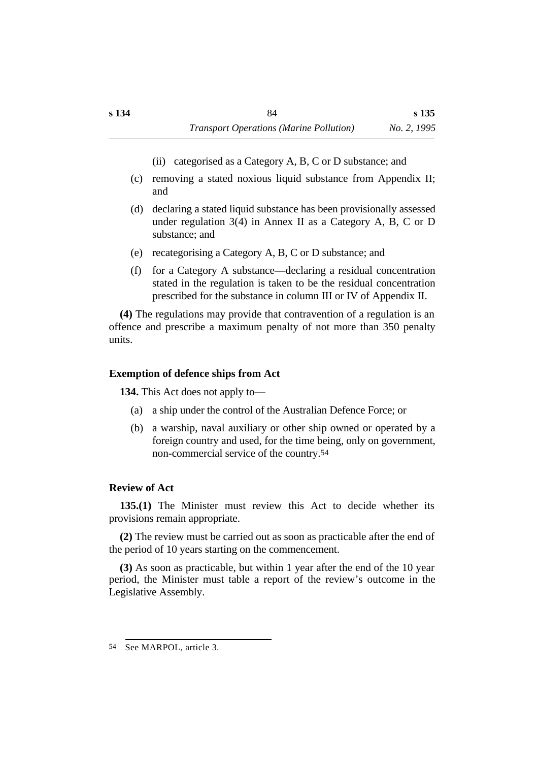(ii) categorised as a Category A, B, C or D substance; and

(c) removing a stated noxious liquid substance from Appendix II; and

(d) declaring a stated liquid substance has been provisionally assessed under regulation 3(4) in Annex II as a Category A, B, C or D substance; and

(e) recategorising a Category A, B, C or D substance; and

(f) for a Category A substance—declaring a residual concentration stated in the regulation is taken to be the residual concentration prescribed for the substance in column III or IV of Appendix II.

**(4)** The regulations may provide that contravention of a regulation is an offence and prescribe a maximum penalty of not more than 350 penalty units.

### Exemption of defence ships from Act

**134.** This Act does not apply to—

(a) a ship under the control of the Australian Defence Force; or

(b) a warship, naval auxiliary or other ship owned or operated by a foreign country and used, for the time being, only on government, non-commercial service of the country.[54]

### Review of Act

**135.(1)** The Minister must review this Act to decide whether its provisions remain appropriate.

**(2)** The review must be carried out as soon as practicable after the end of the period of 10 years starting on the commencement.

**(3)** As soon as practicable, but within 1 year after the end of the 10 year period, the Minister must table a report of the review's outcome in the Legislative Assembly.

---

[54] See MARPOL, article 3.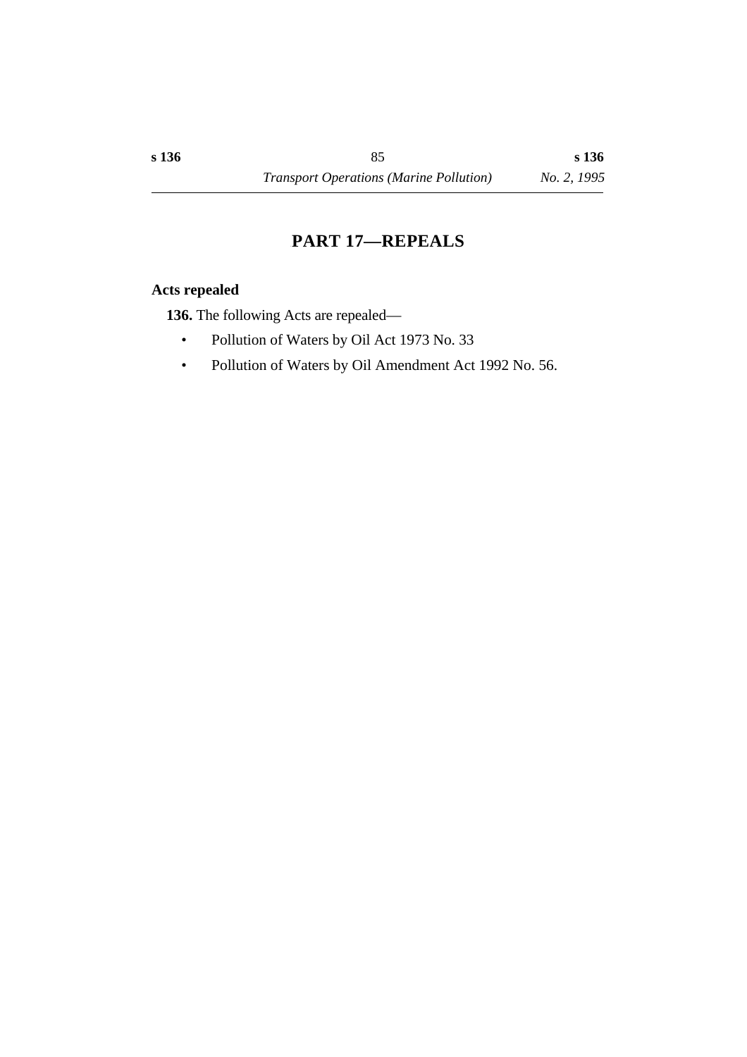## PART 17—REPEALS

**Acts repealed**

**136.** The following Acts are repealed—

- Pollution of Waters by Oil Act 1973 No. 33
- Pollution of Waters by Oil Amendment Act 1992 No. 56.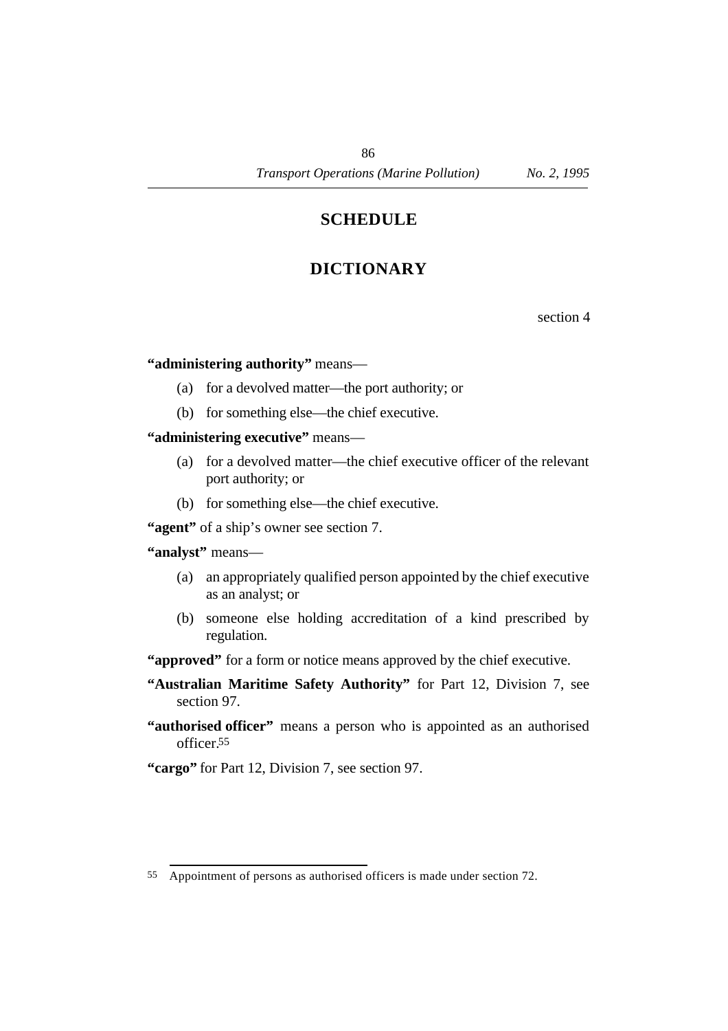# SCHEDULE

# DICTIONARY

section 4

**"administering authority"** means—

(a) for a devolved matter—the port authority; or

(b) for something else—the chief executive.

**"administering executive"** means—

(a) for a devolved matter—the chief executive officer of the relevant port authority; or

(b) for something else—the chief executive.

**"agent"** of a ship's owner see section 7.

**"analyst"** means—

(a) an appropriately qualified person appointed by the chief executive as an analyst; or

(b) someone else holding accreditation of a kind prescribed by regulation.

**"approved"** for a form or notice means approved by the chief executive.

**"Australian Maritime Safety Authority"** for Part 12, Division 7, see section 97.

**"authorised officer"** means a person who is appointed as an authorised officer.[55]

**"cargo"** for Part 12, Division 7, see section 97.

---

55 Appointment of persons as authorised officers is made under section 72.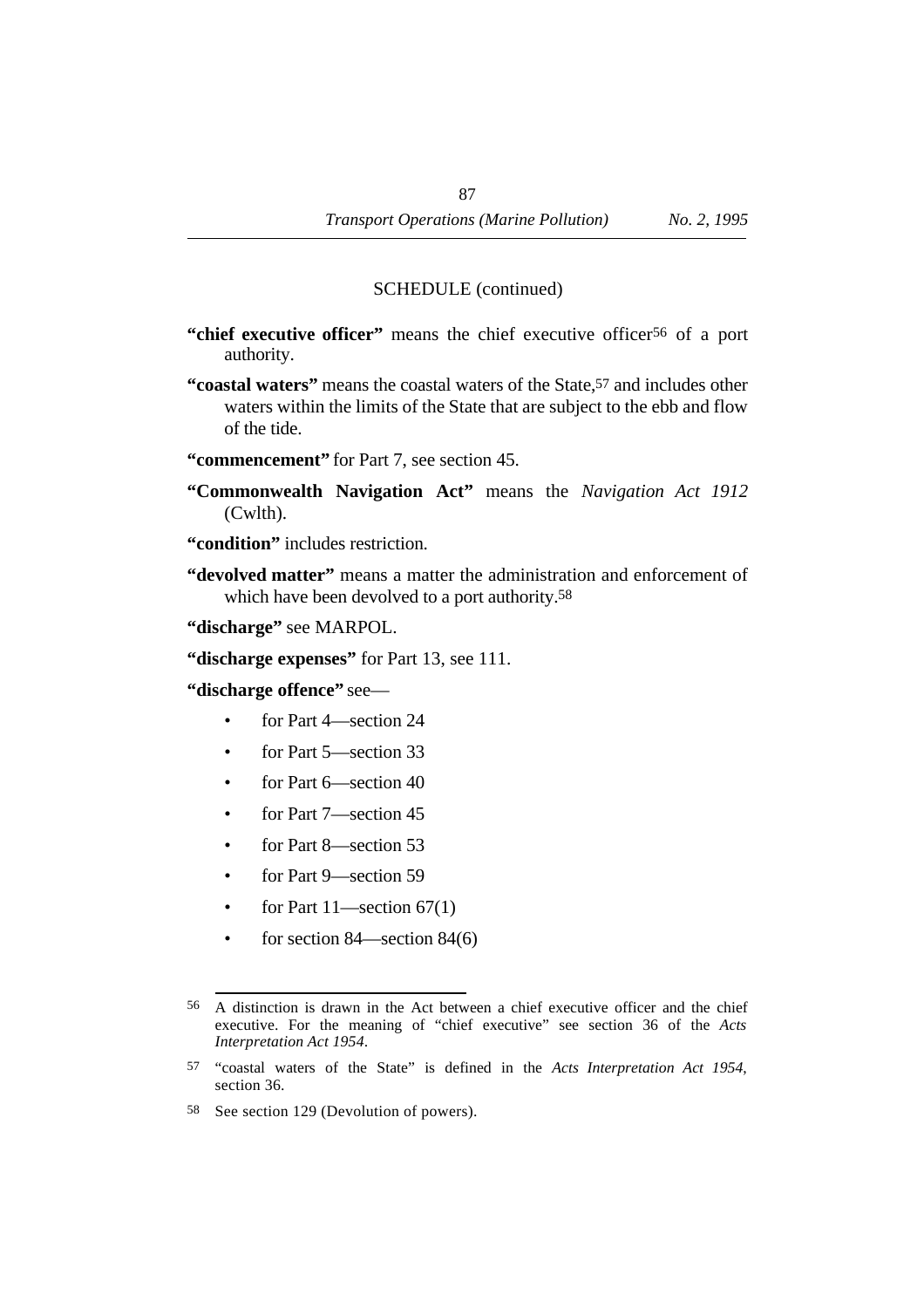SCHEDULE (continued)

**"chief executive officer"** means the chief executive officer[56] of a port authority.

**"coastal waters"** means the coastal waters of the State,[57] and includes other waters within the limits of the State that are subject to the ebb and flow of the tide.

**"commencement"** for Part 7, see section 45.

**"Commonwealth Navigation Act"** means the *Navigation Act 1912* (Cwlth).

**"condition"** includes restriction.

**"devolved matter"** means a matter the administration and enforcement of which have been devolved to a port authority.[58]

**"discharge"** see MARPOL.

**"discharge expenses"** for Part 13, see 111.

**"discharge offence"** see—

- for Part 4—section 24
- for Part 5—section 33
- for Part 6—section 40
- for Part 7—section 45
- for Part 8—section 53
- for Part 9—section 59
- for Part 11—section 67(1)
- for section 84—section 84(6)

---

56 A distinction is drawn in the Act between a chief executive officer and the chief executive. For the meaning of "chief executive" see section 36 of the *Acts Interpretation Act 1954*.

57 "coastal waters of the State" is defined in the *Acts Interpretation Act 1954*, section 36.

58 See section 129 (Devolution of powers).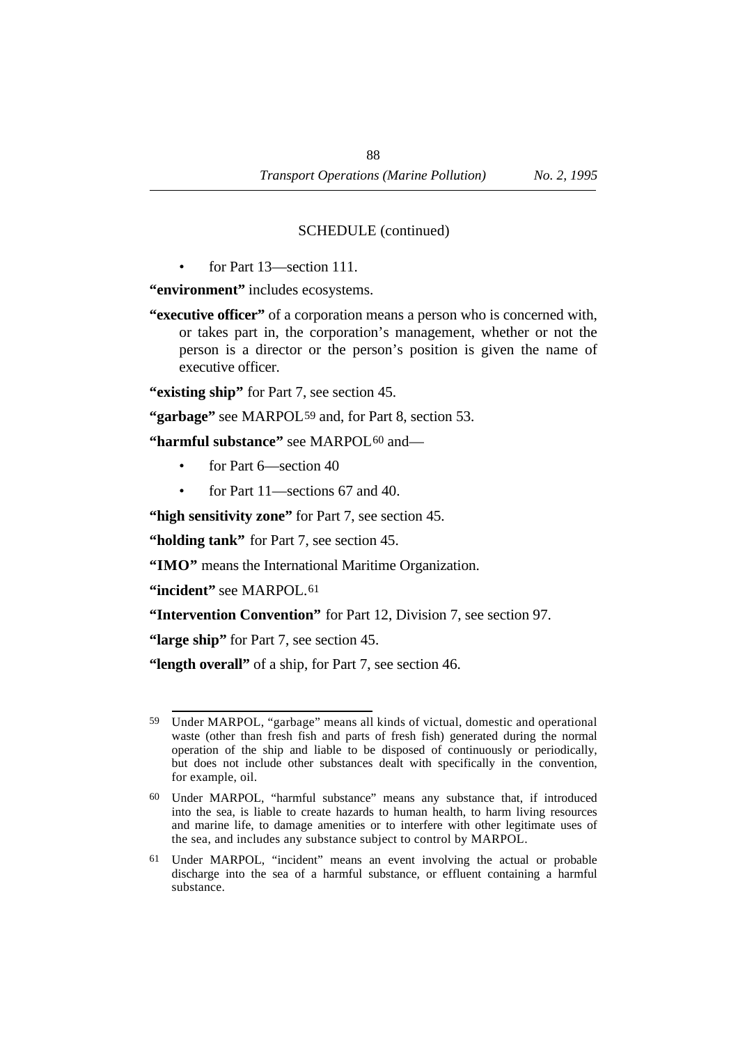SCHEDULE (continued)

- for Part 13—section 111.

**"environment"** includes ecosystems.

**"executive officer"** of a corporation means a person who is concerned with, or takes part in, the corporation's management, whether or not the person is a director or the person's position is given the name of executive officer.

**"existing ship"** for Part 7, see section 45.

**"garbage"** see MARPOL[59] and, for Part 8, section 53.

**"harmful substance"** see MARPOL[60] and—

- for Part 6—section 40
- for Part 11—sections 67 and 40.

**"high sensitivity zone"** for Part 7, see section 45.

**"holding tank"** for Part 7, see section 45.

**"IMO"** means the International Maritime Organization.

**"incident"** see MARPOL.[61]

**"Intervention Convention"** for Part 12, Division 7, see section 97.

**"large ship"** for Part 7, see section 45.

**"length overall"** of a ship, for Part 7, see section 46.

---

[59] Under MARPOL, "garbage" means all kinds of victual, domestic and operational waste (other than fresh fish and parts of fresh fish) generated during the normal operation of the ship and liable to be disposed of continuously or periodically, but does not include other substances dealt with specifically in the convention, for example, oil.

[60] Under MARPOL, "harmful substance" means any substance that, if introduced into the sea, is liable to create hazards to human health, to harm living resources and marine life, to damage amenities or to interfere with other legitimate uses of the sea, and includes any substance subject to control by MARPOL.

[61] Under MARPOL, "incident" means an event involving the actual or probable discharge into the sea of a harmful substance, or effluent containing a harmful substance.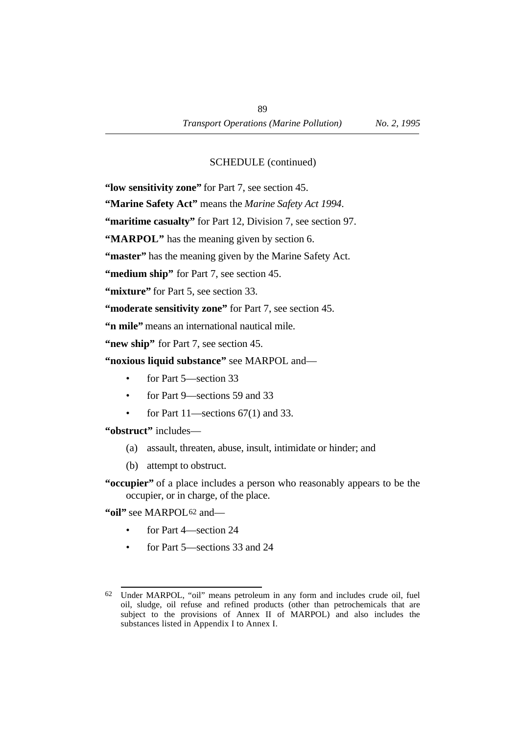SCHEDULE (continued)

**"low sensitivity zone"** for Part 7, see section 45.

**"Marine Safety Act"** means the *Marine Safety Act 1994*.

**"maritime casualty"** for Part 12, Division 7, see section 97.

**"MARPOL"** has the meaning given by section 6.

**"master"** has the meaning given by the Marine Safety Act.

**"medium ship"** for Part 7, see section 45.

**"mixture"** for Part 5, see section 33.

**"moderate sensitivity zone"** for Part 7, see section 45.

**"n mile"** means an international nautical mile.

**"new ship"** for Part 7, see section 45.

**"noxious liquid substance"** see MARPOL and—

- for Part 5—section 33
- for Part 9—sections 59 and 33
- for Part 11—sections 67(1) and 33.

**"obstruct"** includes—

(a) assault, threaten, abuse, insult, intimidate or hinder; and

(b) attempt to obstruct.

**"occupier"** of a place includes a person who reasonably appears to be the occupier, or in charge, of the place.

**"oil"** see MARPOL[62] and—

- for Part 4—section 24
- for Part 5—sections 33 and 24

---

[62] Under MARPOL, "oil" means petroleum in any form and includes crude oil, fuel oil, sludge, oil refuse and refined products (other than petrochemicals that are subject to the provisions of Annex II of MARPOL) and also includes the substances listed in Appendix I to Annex I.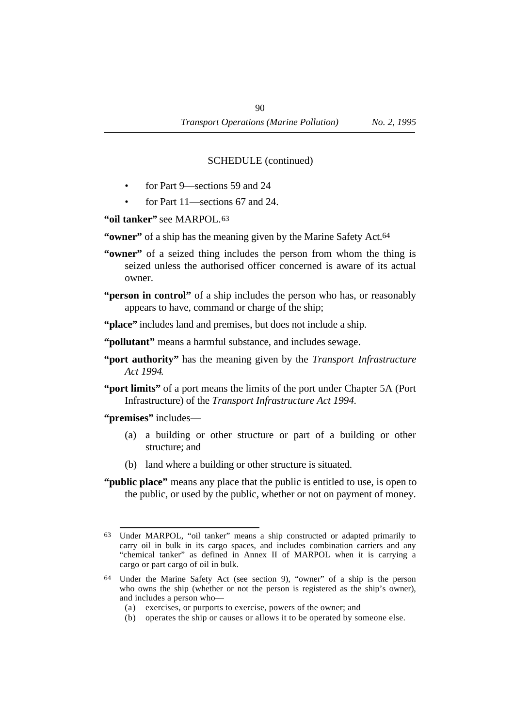SCHEDULE (continued)

- for Part 9—sections 59 and 24
- for Part 11—sections 67 and 24.

**"oil tanker"** see MARPOL.[63]

**"owner"** of a ship has the meaning given by the Marine Safety Act.[64]

**"owner"** of a seized thing includes the person from whom the thing is seized unless the authorised officer concerned is aware of its actual owner.

**"person in control"** of a ship includes the person who has, or reasonably appears to have, command or charge of the ship;

**"place"** includes land and premises, but does not include a ship.

**"pollutant"** means a harmful substance, and includes sewage.

**"port authority"** has the meaning given by the *Transport Infrastructure Act 1994*.

**"port limits"** of a port means the limits of the port under Chapter 5A (Port Infrastructure) of the *Transport Infrastructure Act 1994*.

**"premises"** includes—

(a) a building or other structure or part of a building or other structure; and

(b) land where a building or other structure is situated.

**"public place"** means any place that the public is entitled to use, is open to the public, or used by the public, whether or not on payment of money.

---

[63] Under MARPOL, "oil tanker" means a ship constructed or adapted primarily to carry oil in bulk in its cargo spaces, and includes combination carriers and any "chemical tanker" as defined in Annex II of MARPOL when it is carrying a cargo or part cargo of oil in bulk.

[64] Under the Marine Safety Act (see section 9), "owner" of a ship is the person who owns the ship (whether or not the person is registered as the ship's owner), and includes a person who—

(a) exercises, or purports to exercise, powers of the owner; and

(b) operates the ship or causes or allows it to be operated by someone else.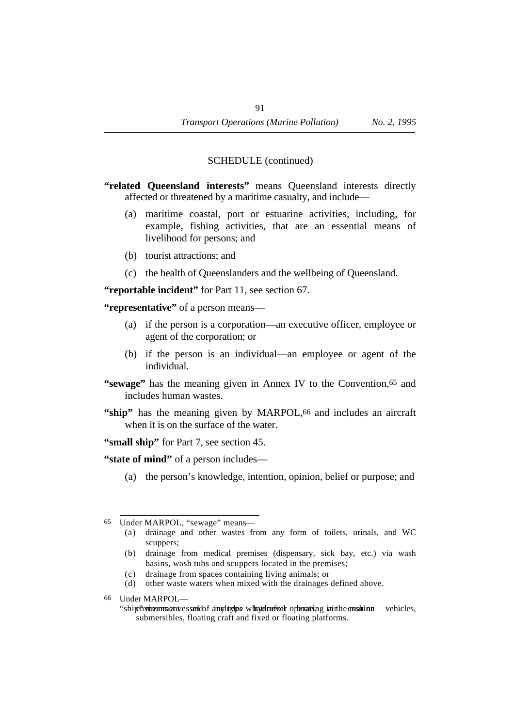SCHEDULE (continued)

**"related Queensland interests"** means Queensland interests directly affected or threatened by a maritime casualty, and include—

(a) maritime coastal, port or estuarine activities, including, for example, fishing activities, that are an essential means of livelihood for persons; and

(b) tourist attractions; and

(c) the health of Queenslanders and the wellbeing of Queensland.

**"reportable incident"** for Part 11, see section 67.

**"representative"** of a person means—

(a) if the person is a corporation—an executive officer, employee or agent of the corporation; or

(b) if the person is an individual—an employee or agent of the individual.

**"sewage"** has the meaning given in Annex IV to the Convention,[65] and includes human wastes.

**"ship"** has the meaning given by MARPOL,[66] and includes an aircraft when it is on the surface of the water.

**"small ship"** for Part 7, see section 45.

**"state of mind"** of a person includes—

(a) the person's knowledge, intention, opinion, belief or purpose; and

---

[65] Under MARPOL, "sewage" means—

(a) drainage and other wastes from any form of toilets, urinals, and WC scuppers;

(b) drainage from medical premises (dispensary, sick bay, etc.) via wash basins, wash tubs and scuppers located in the premises;

(c) drainage from spaces containing living animals; or

(d) other waste waters when mixed with the drainages defined above.

[66] Under MARPOL—

"ship" means a vessel of any type whatsoever operating in the marine environment and includes hydrofoil boats, air cushion vehicles, submersibles, floating craft and fixed or floating platforms.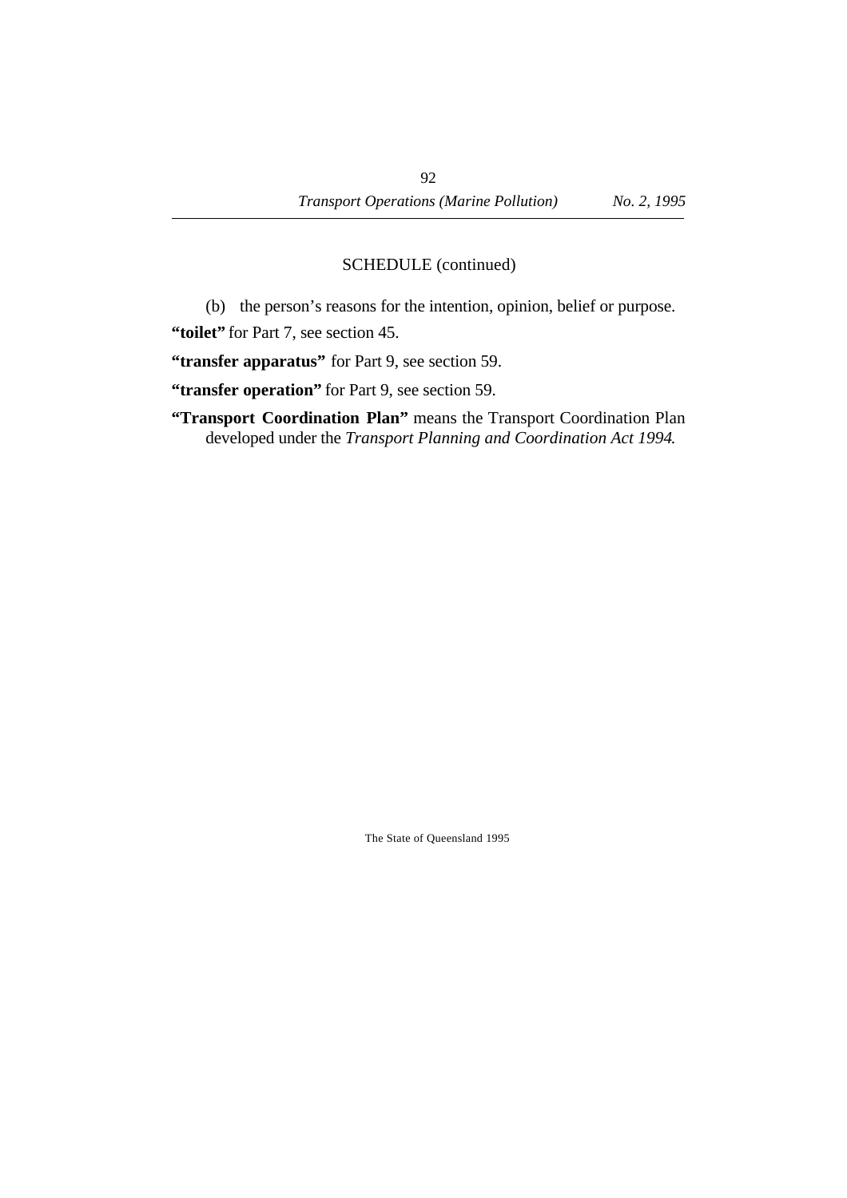SCHEDULE (continued)

(b) the person's reasons for the intention, opinion, belief or purpose.

**"toilet"** for Part 7, see section 45.

**"transfer apparatus"** for Part 9, see section 59.

**"transfer operation"** for Part 9, see section 59.

**"Transport Coordination Plan"** means the Transport Coordination Plan developed under the *Transport Planning and Coordination Act 1994.*

The State of Queensland 1995